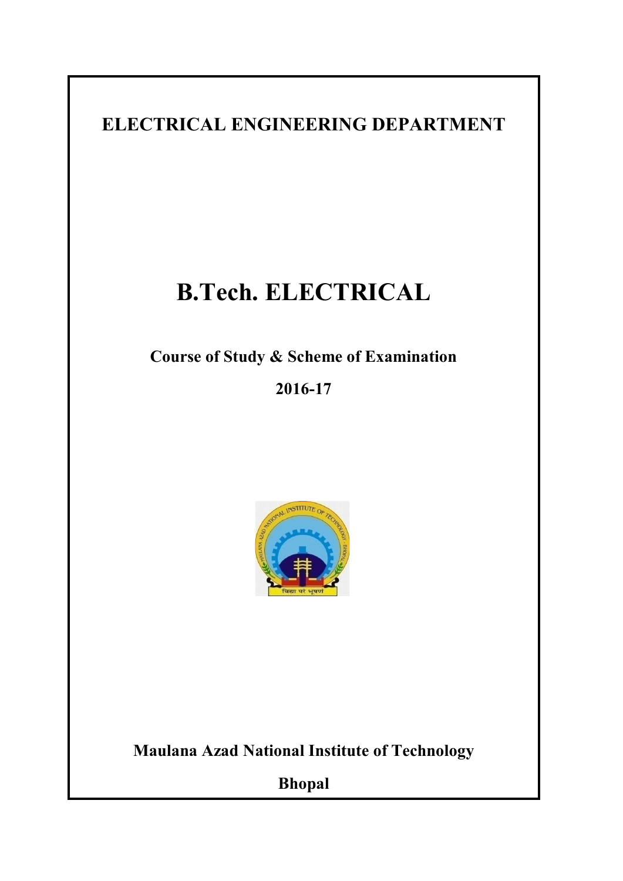# ELECTRICAL ENGINEERING DEPARTMENT

# B.Tech. ELECTRICAL

## Course of Study & Scheme of Examination

## 2016-17

**Maulana Azad National Institute of Technology**

**Bhopal**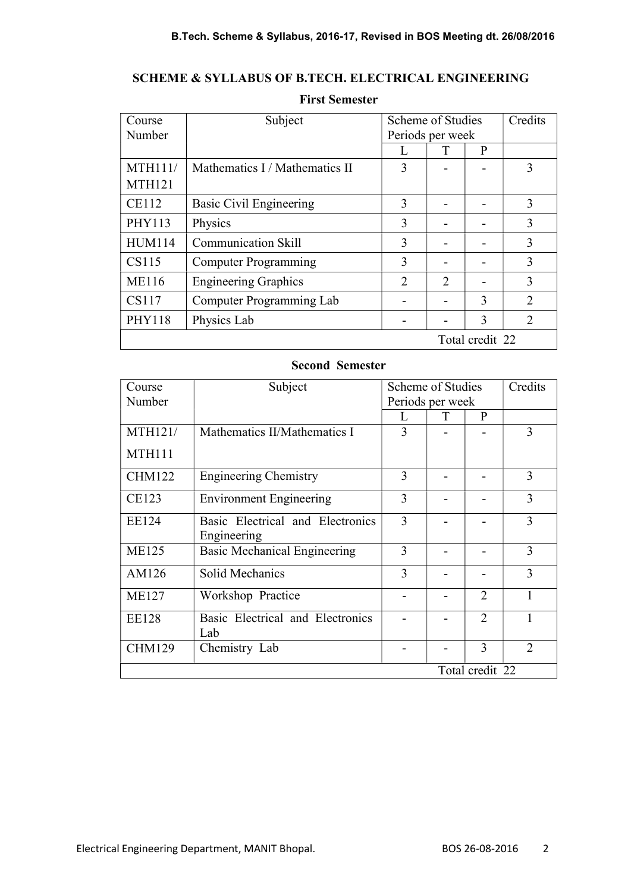## SCHEME & SYLLABUS OF B.TECH. ELECTRICAL ENGINEERING

### First Semester

| Course Number | Subject | Scheme of Studies Periods per week | | | Credits |
|---|---|---|---|---|---|
| | | L | T | P | |
| MTH111/ MTH121 | Mathematics I / Mathematics II | 3 | - | - | 3 |
| CE112 | Basic Civil Engineering | 3 | - | - | 3 |
| PHY113 | Physics | 3 | - | - | 3 |
| HUM114 | Communication Skill | 3 | - | - | 3 |
| CS115 | Computer Programming | 3 | - | - | 3 |
| ME116 | Engineering Graphics | 2 | 2 | - | 3 |
| CS117 | Computer Programming Lab | - | - | 3 | 2 |
| PHY118 | Physics Lab | - | - | 3 | 2 |
| | | | | | Total credit 22 |

### Second Semester

| Course Number | Subject | Scheme of Studies Periods per week | | | Credits |
|---|---|---|---|---|---|
| | | L | T | P | |
| MTH121/ MTH111 | Mathematics II/Mathematics I | 3 | - | - | 3 |
| CHM122 | Engineering Chemistry | 3 | - | - | 3 |
| CE123 | Environment Engineering | 3 | - | - | 3 |
| EE124 | Basic Electrical and Electronics Engineering | 3 | - | - | 3 |
| ME125 | Basic Mechanical Engineering | 3 | - | - | 3 |
| AM126 | Solid Mechanics | 3 | - | - | 3 |
| ME127 | Workshop Practice | - | - | 2 | 1 |
| EE128 | Basic Electrical and Electronics Lab | - | - | 2 | 1 |
| CHM129 | Chemistry Lab | - | - | 3 | 2 |
| | | | | | Total credit 22 |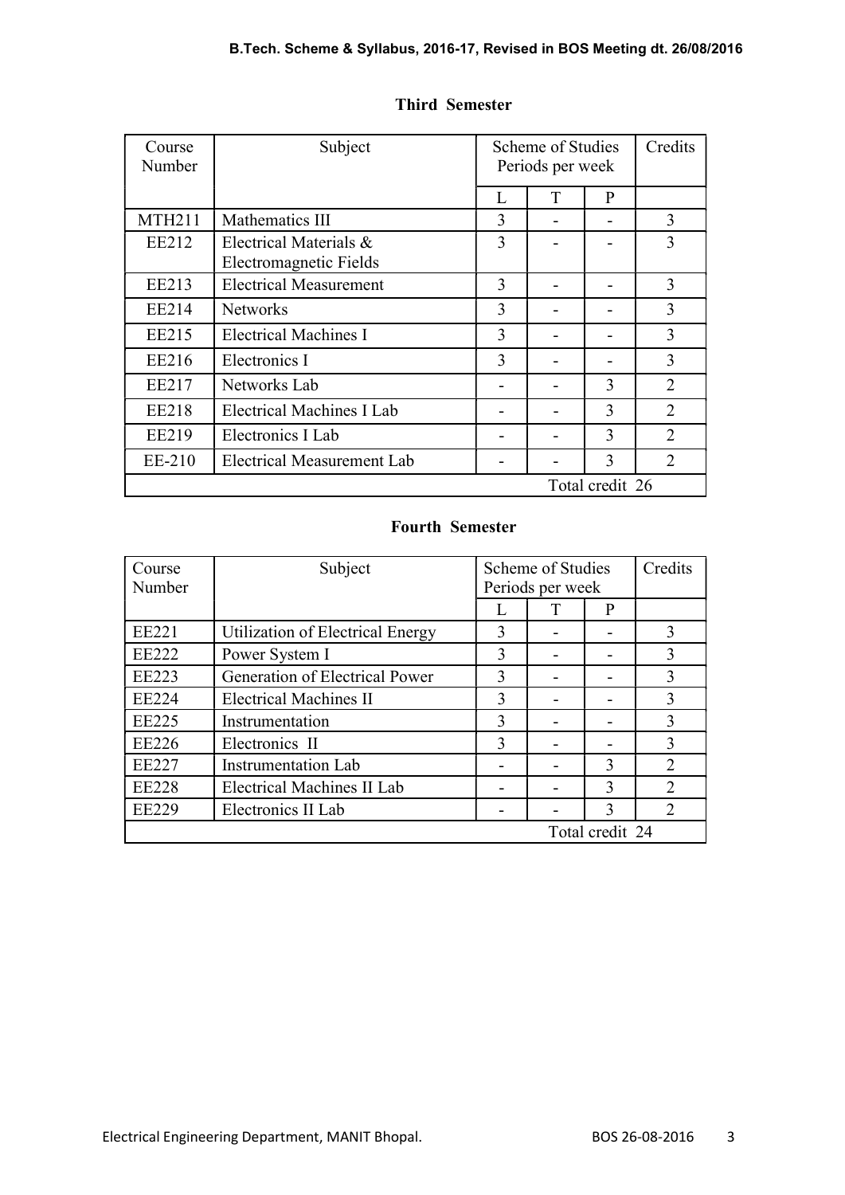## Third Semester

| Course Number | Subject | Scheme of Studies Periods per week | | | Credits |
|---|---|---|---|---|---|
| | | L | T | P | |
| MTH211 | Mathematics III | 3 | - | - | 3 |
| EE212 | Electrical Materials & Electromagnetic Fields | 3 | - | - | 3 |
| EE213 | Electrical Measurement | 3 | - | - | 3 |
| EE214 | Networks | 3 | - | - | 3 |
| EE215 | Electrical Machines I | 3 | - | - | 3 |
| EE216 | Electronics I | 3 | - | - | 3 |
| EE217 | Networks Lab | - | - | 3 | 2 |
| EE218 | Electrical Machines I Lab | - | - | 3 | 2 |
| EE219 | Electronics I Lab | - | - | 3 | 2 |
| EE-210 | Electrical Measurement Lab | - | - | 3 | 2 |
| | | | | | Total credit 26 |

## Fourth Semester

| Course Number | Subject | Scheme of Studies Periods per week | | | Credits |
|---|---|---|---|---|---|
| | | L | T | P | |
| EE221 | Utilization of Electrical Energy | 3 | - | - | 3 |
| EE222 | Power System I | 3 | - | - | 3 |
| EE223 | Generation of Electrical Power | 3 | - | - | 3 |
| EE224 | Electrical Machines II | 3 | - | - | 3 |
| EE225 | Instrumentation | 3 | - | - | 3 |
| EE226 | Electronics II | 3 | - | - | 3 |
| EE227 | Instrumentation Lab | - | - | 3 | 2 |
| EE228 | Electrical Machines II Lab | - | - | 3 | 2 |
| EE229 | Electronics II Lab | - | - | 3 | 2 |
| | | | | | Total credit 24 |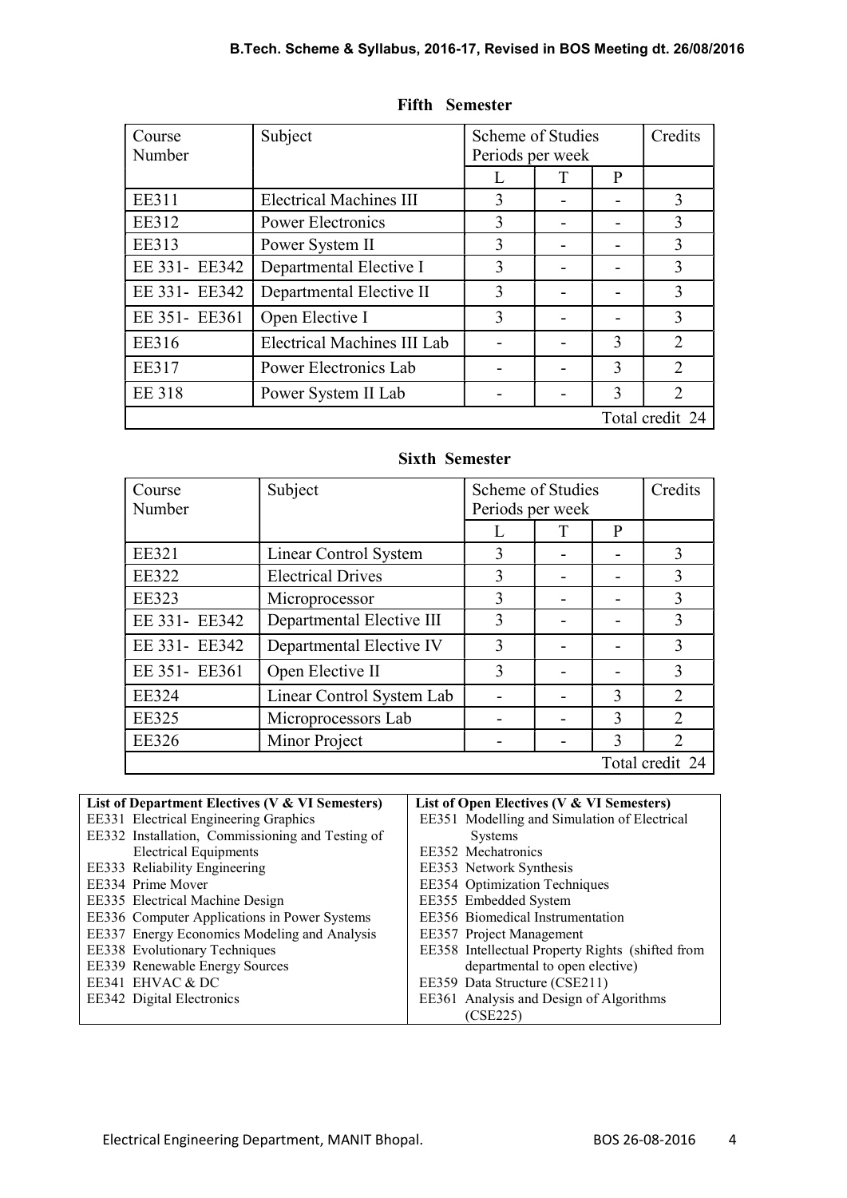## Fifth Semester

| Course Number | Subject | Scheme of Studies Periods per week | | | Credits |
|---|---|---|---|---|---|
| | | L | T | P | |
| EE311 | Electrical Machines III | 3 | - | - | 3 |
| EE312 | Power Electronics | 3 | - | - | 3 |
| EE313 | Power System II | 3 | - | - | 3 |
| EE 331- EE342 | Departmental Elective I | 3 | - | - | 3 |
| EE 331- EE342 | Departmental Elective II | 3 | - | - | 3 |
| EE 351- EE361 | Open Elective I | 3 | - | - | 3 |
| EE316 | Electrical Machines III Lab | - | - | 3 | 2 |
| EE317 | Power Electronics Lab | - | - | 3 | 2 |
| EE 318 | Power System II Lab | - | - | 3 | 2 |
| | | | | | Total credit 24 |

## Sixth Semester

| Course Number | Subject | Scheme of Studies Periods per week | | | Credits |
|---|---|---|---|---|---|
| | | L | T | P | |
| EE321 | Linear Control System | 3 | - | - | 3 |
| EE322 | Electrical Drives | 3 | - | - | 3 |
| EE323 | Microprocessor | 3 | - | - | 3 |
| EE 331- EE342 | Departmental Elective III | 3 | - | - | 3 |
| EE 331- EE342 | Departmental Elective IV | 3 | - | - | 3 |
| EE 351- EE361 | Open Elective II | 3 | - | - | 3 |
| EE324 | Linear Control System Lab | - | - | 3 | 2 |
| EE325 | Microprocessors Lab | - | - | 3 | 2 |
| EE326 | Minor Project | - | - | 3 | 2 |
| | | | | | Total credit 24 |

| List of Department Electives (V & VI Semesters) | List of Open Electives (V & VI Semesters) |
|---|---|
| EE331 Electrical Engineering Graphics | EE351 Modelling and Simulation of Electrical Systems |
| EE332 Installation, Commissioning and Testing of Electrical Equipments | EE352 Mechatronics |
| EE333 Reliability Engineering | EE353 Network Synthesis |
| EE334 Prime Mover | EE354 Optimization Techniques |
| EE335 Electrical Machine Design | EE355 Embedded System |
| EE336 Computer Applications in Power Systems | EE356 Biomedical Instrumentation |
| EE337 Energy Economics Modeling and Analysis | EE357 Project Management |
| EE338 Evolutionary Techniques | EE358 Intellectual Property Rights (shifted from departmental to open elective) |
| EE339 Renewable Energy Sources | EE359 Data Structure (CSE211) |
| EE341 EHVAC & DC | EE361 Analysis and Design of Algorithms (CSE225) |
| EE342 Digital Electronics | |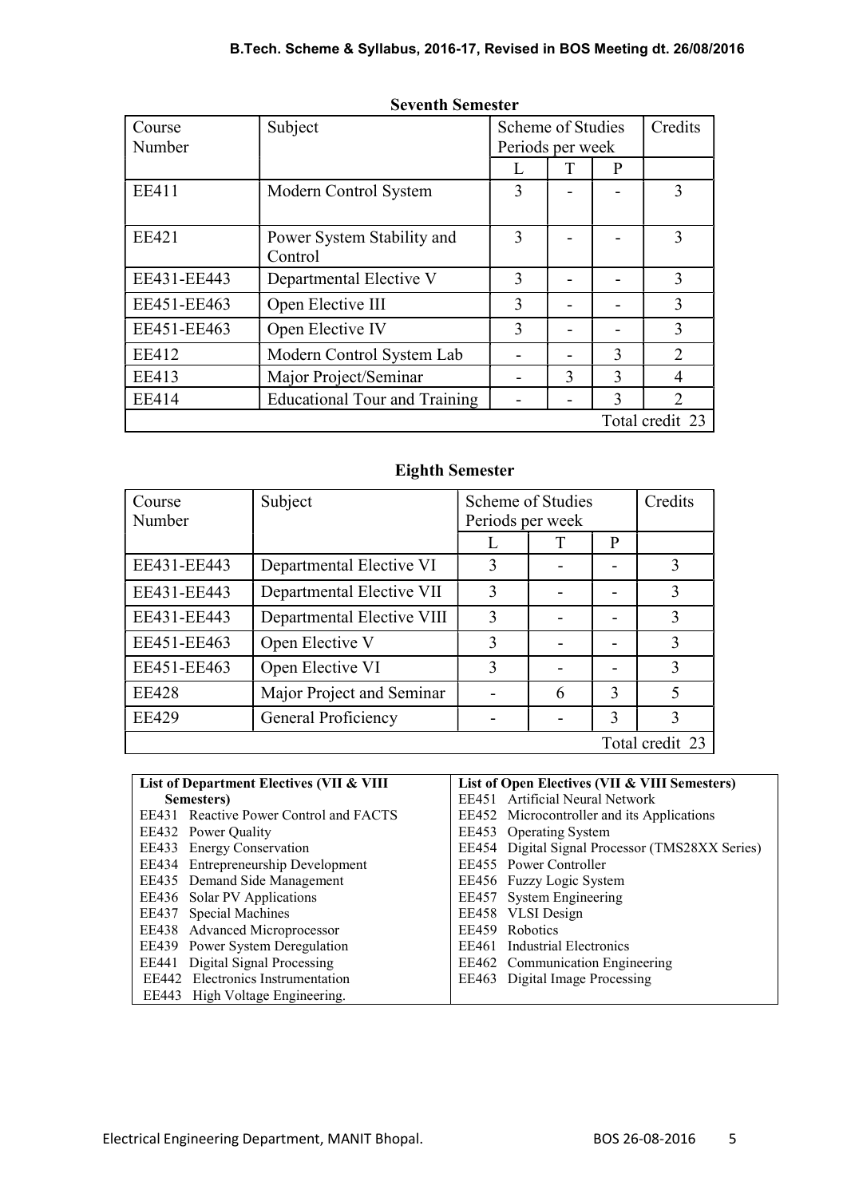## Seventh Semester

| Course Number | Subject | Scheme of Studies Periods per week | | | Credits |
|---|---|---|---|---|---|
| | | L | T | P | |
| EE411 | Modern Control System | 3 | - | - | 3 |
| EE421 | Power System Stability and Control | 3 | - | - | 3 |
| EE431-EE443 | Departmental Elective V | 3 | - | - | 3 |
| EE451-EE463 | Open Elective III | 3 | - | - | 3 |
| EE451-EE463 | Open Elective IV | 3 | - | - | 3 |
| EE412 | Modern Control System Lab | - | - | 3 | 2 |
| EE413 | Major Project/Seminar | - | 3 | 3 | 4 |
| EE414 | Educational Tour and Training | - | - | 3 | 2 |
| | | | | | Total credit 23 |

## Eighth Semester

| Course Number | Subject | Scheme of Studies Periods per week | | | Credits |
|---|---|---|---|---|---|
| | | L | T | P | |
| EE431-EE443 | Departmental Elective VI | 3 | - | - | 3 |
| EE431-EE443 | Departmental Elective VII | 3 | - | - | 3 |
| EE431-EE443 | Departmental Elective VIII | 3 | - | - | 3 |
| EE451-EE463 | Open Elective V | 3 | - | - | 3 |
| EE451-EE463 | Open Elective VI | 3 | - | - | 3 |
| EE428 | Major Project and Seminar | - | 6 | 3 | 5 |
| EE429 | General Proficiency | - | - | 3 | 3 |
| | | | | | Total credit 23 |

| List of Department Electives (VII & VIII Semesters) | List of Open Electives (VII & VIII Semesters) |
|---|---|
| EE431 Reactive Power Control and FACTS | EE451 Artificial Neural Network |
| EE432 Power Quality | EE452 Microcontroller and its Applications |
| EE433 Energy Conservation | EE453 Operating System |
| EE434 Entrepreneurship Development | EE454 Digital Signal Processor (TMS28XX Series) |
| EE435 Demand Side Management | EE455 Power Controller |
| EE436 Solar PV Applications | EE456 Fuzzy Logic System |
| EE437 Special Machines | EE457 System Engineering |
| EE438 Advanced Microprocessor | EE458 VLSI Design |
| EE439 Power System Deregulation | EE459 Robotics |
| EE441 Digital Signal Processing | EE461 Industrial Electronics |
| EE442 Electronics Instrumentation | EE462 Communication Engineering |
| EE443 High Voltage Engineering. | EE463 Digital Image Processing |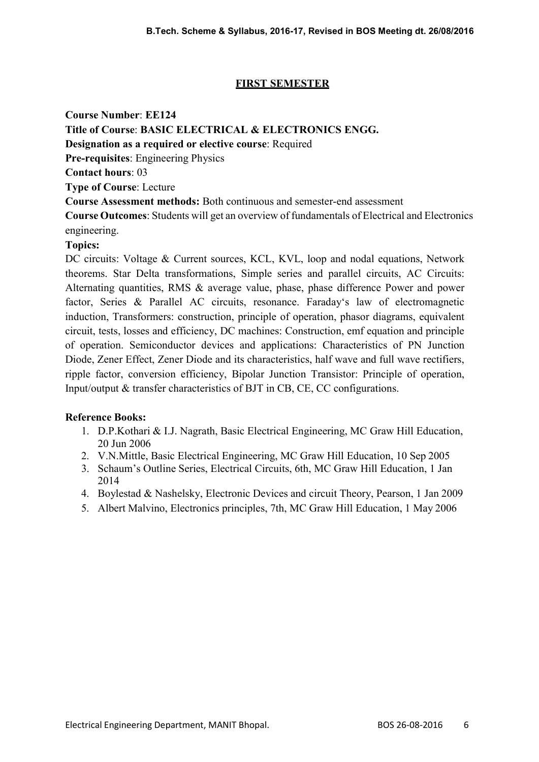## FIRST SEMESTER

**Course Number**: **EE124**

**Title of Course**: **BASIC ELECTRICAL & ELECTRONICS ENGG.**

**Designation as a required or elective course**: Required

**Pre-requisites**: Engineering Physics

**Contact hours**: 03

**Type of Course**: Lecture

**Course Assessment methods:** Both continuous and semester-end assessment

**Course Outcomes**: Students will get an overview of fundamentals of Electrical and Electronics engineering.

**Topics:**

DC circuits: Voltage & Current sources, KCL, KVL, loop and nodal equations, Network theorems. Star Delta transformations, Simple series and parallel circuits, AC Circuits: Alternating quantities, RMS & average value, phase, phase difference Power and power factor, Series & Parallel AC circuits, resonance. Faraday's law of electromagnetic induction, Transformers: construction, principle of operation, phasor diagrams, equivalent circuit, tests, losses and efficiency, DC machines: Construction, emf equation and principle of operation. Semiconductor devices and applications: Characteristics of PN Junction Diode, Zener Effect, Zener Diode and its characteristics, half wave and full wave rectifiers, ripple factor, conversion efficiency, Bipolar Junction Transistor: Principle of operation, Input/output & transfer characteristics of BJT in CB, CE, CC configurations.

**Reference Books:**

1. D.P.Kothari & I.J. Nagrath, Basic Electrical Engineering, MC Graw Hill Education, 20 Jun 2006
2. V.N.Mittle, Basic Electrical Engineering, MC Graw Hill Education, 10 Sep 2005
3. Schaum's Outline Series, Electrical Circuits, 6th, MC Graw Hill Education, 1 Jan 2014
4. Boylestad & Nashelsky, Electronic Devices and circuit Theory, Pearson, 1 Jan 2009
5. Albert Malvino, Electronics principles, 7th, MC Graw Hill Education, 1 May 2006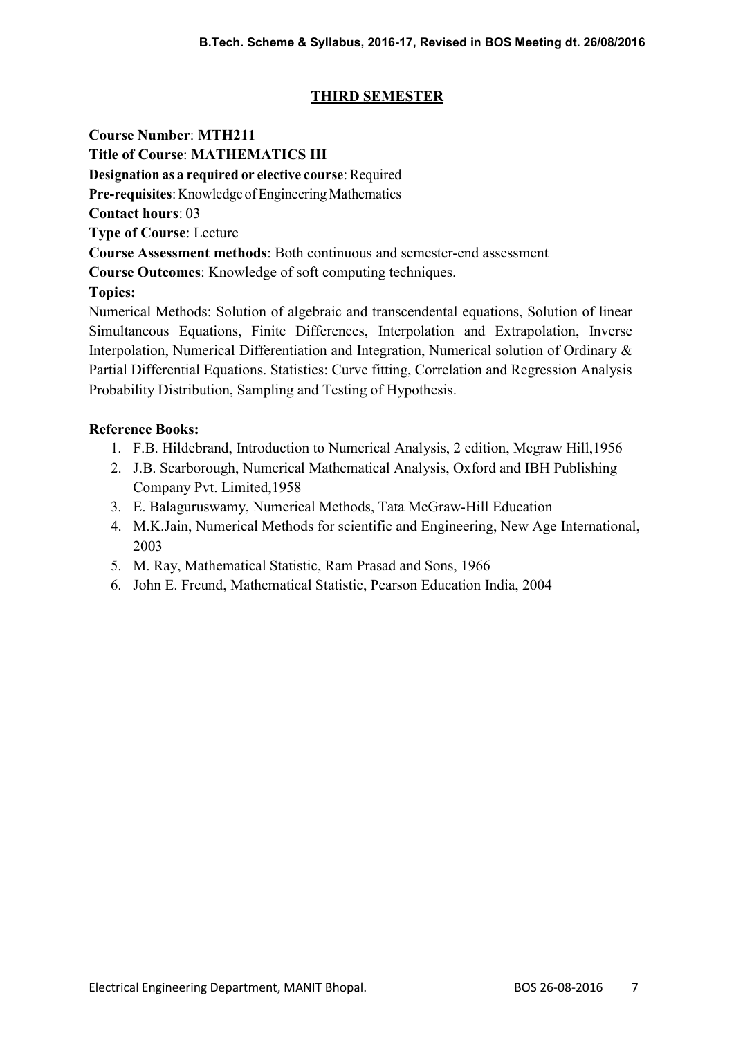## THIRD SEMESTER

**Course Number**: **MTH211**

**Title of Course**: **MATHEMATICS III**

**Designation as a required or elective course**: Required

**Pre-requisites**: Knowledge of Engineering Mathematics

**Contact hours**: 03

**Type of Course**: Lecture

**Course Assessment methods**: Both continuous and semester-end assessment

**Course Outcomes**: Knowledge of soft computing techniques.

**Topics:**

Numerical Methods: Solution of algebraic and transcendental equations, Solution of linear Simultaneous Equations, Finite Differences, Interpolation and Extrapolation, Inverse Interpolation, Numerical Differentiation and Integration, Numerical solution of Ordinary & Partial Differential Equations. Statistics: Curve fitting, Correlation and Regression Analysis Probability Distribution, Sampling and Testing of Hypothesis.

**Reference Books:**

1. F.B. Hildebrand, Introduction to Numerical Analysis, 2 edition, Mcgraw Hill,1956
2. J.B. Scarborough, Numerical Mathematical Analysis, Oxford and IBH Publishing Company Pvt. Limited,1958
3. E. Balaguruswamy, Numerical Methods, Tata McGraw-Hill Education
4. M.K.Jain, Numerical Methods for scientific and Engineering, New Age International, 2003
5. M. Ray, Mathematical Statistic, Ram Prasad and Sons, 1966
6. John E. Freund, Mathematical Statistic, Pearson Education India, 2004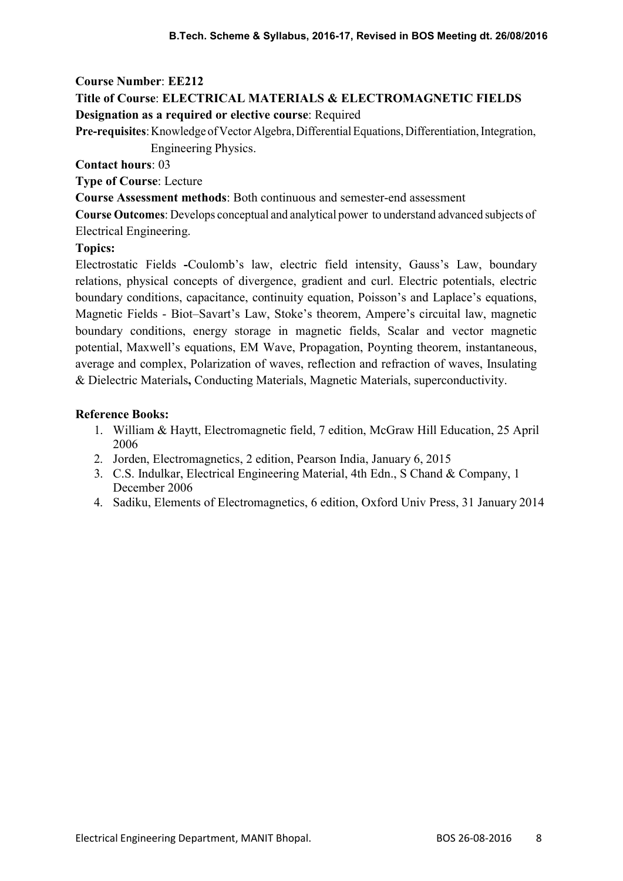**Course Number**: **EE212**

**Title of Course**: **ELECTRICAL MATERIALS & ELECTROMAGNETIC FIELDS**

**Designation as a required or elective course**: Required

**Pre-requisites**: Knowledge of Vector Algebra, Differential Equations, Differentiation, Integration, Engineering Physics.

**Contact hours**: 03

**Type of Course**: Lecture

**Course Assessment methods**: Both continuous and semester-end assessment

**Course Outcomes**: Develops conceptual and analytical power to understand advanced subjects of Electrical Engineering.

**Topics:**

Electrostatic Fields **-**Coulomb's law, electric field intensity, Gauss's Law, boundary relations, physical concepts of divergence, gradient and curl. Electric potentials, electric boundary conditions, capacitance, continuity equation, Poisson's and Laplace's equations, Magnetic Fields - Biot–Savart's Law, Stoke's theorem, Ampere's circuital law, magnetic boundary conditions, energy storage in magnetic fields, Scalar and vector magnetic potential, Maxwell's equations, EM Wave, Propagation, Poynting theorem, instantaneous, average and complex, Polarization of waves, reflection and refraction of waves, Insulating & Dielectric Materials**,** Conducting Materials, Magnetic Materials, superconductivity.

**Reference Books:**

1. William & Haytt, Electromagnetic field, 7 edition, McGraw Hill Education, 25 April 2006
2. Jorden, Electromagnetics, 2 edition, Pearson India, January 6, 2015
3. C.S. Indulkar, Electrical Engineering Material, 4th Edn., S Chand & Company, 1 December 2006
4. Sadiku, Elements of Electromagnetics, 6 edition, Oxford Univ Press, 31 January 2014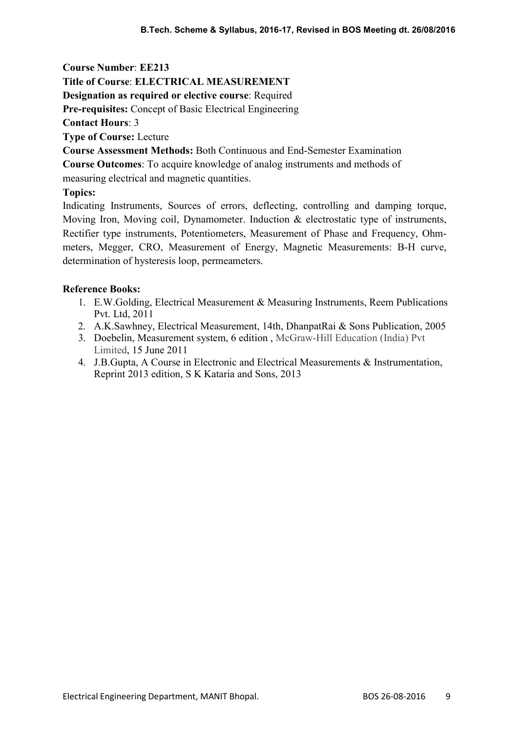**Course Number**: **EE213**

**Title of Course**: **ELECTRICAL MEASUREMENT**

**Designation as required or elective course**: Required

**Pre-requisites:** Concept of Basic Electrical Engineering

**Contact Hours**: 3

**Type of Course:** Lecture

**Course Assessment Methods:** Both Continuous and End-Semester Examination

**Course Outcomes**: To acquire knowledge of analog instruments and methods of measuring electrical and magnetic quantities.

**Topics:**

Indicating Instruments, Sources of errors, deflecting, controlling and damping torque, Moving Iron, Moving coil, Dynamometer. Induction & electrostatic type of instruments, Rectifier type instruments, Potentiometers, Measurement of Phase and Frequency, Ohm-meters, Megger, CRO, Measurement of Energy, Magnetic Measurements: B-H curve, determination of hysteresis loop, permeameters.

**Reference Books:**

1. E.W.Golding, Electrical Measurement & Measuring Instruments, Reem Publications Pvt. Ltd, 2011
2. A.K.Sawhney, Electrical Measurement, 14th, DhanpatRai & Sons Publication, 2005
3. Doebelin, Measurement system, 6 edition , McGraw-Hill Education (India) Pvt Limited, 15 June 2011
4. J.B.Gupta, A Course in Electronic and Electrical Measurements & Instrumentation, Reprint 2013 edition, S K Kataria and Sons, 2013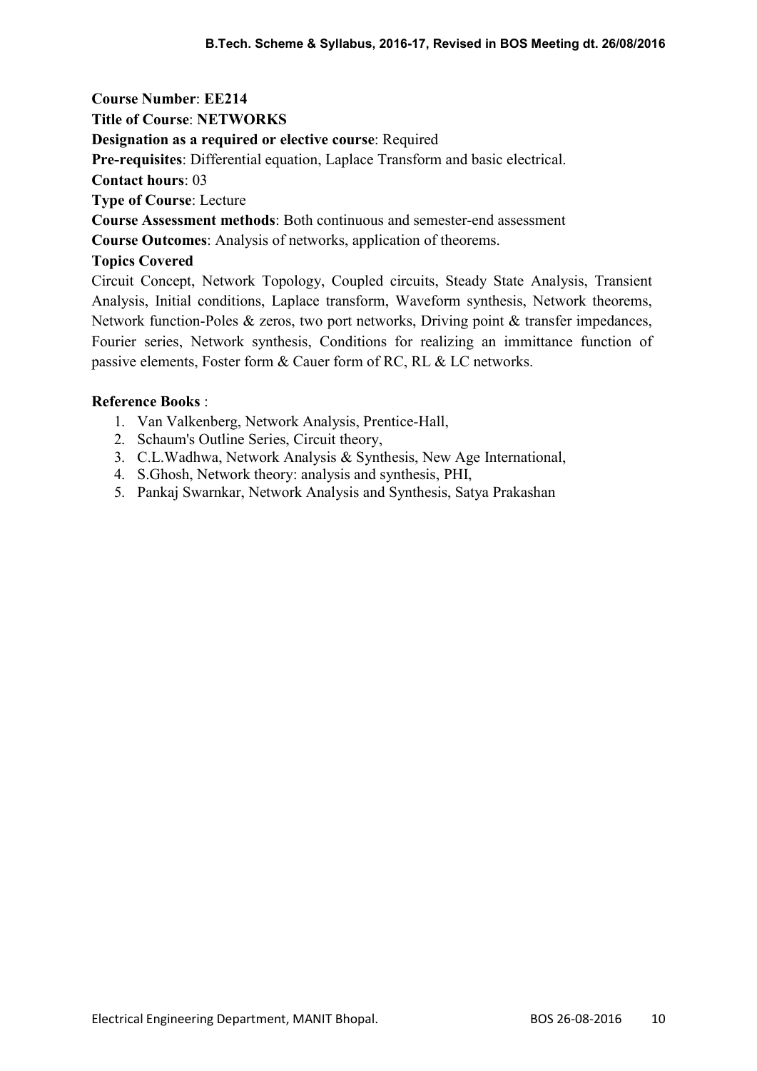**Course Number**: **EE214**

**Title of Course**: **NETWORKS**

**Designation as a required or elective course**: Required

**Pre-requisites**: Differential equation, Laplace Transform and basic electrical.

**Contact hours**: 03

**Type of Course**: Lecture

**Course Assessment methods**: Both continuous and semester-end assessment

**Course Outcomes**: Analysis of networks, application of theorems.

**Topics Covered**

Circuit Concept, Network Topology, Coupled circuits, Steady State Analysis, Transient Analysis, Initial conditions, Laplace transform, Waveform synthesis, Network theorems, Network function-Poles & zeros, two port networks, Driving point & transfer impedances, Fourier series, Network synthesis, Conditions for realizing an immittance function of passive elements, Foster form & Cauer form of RC, RL & LC networks.

**Reference Books** :

1. Van Valkenberg, Network Analysis, Prentice-Hall,
2. Schaum's Outline Series, Circuit theory,
3. C.L.Wadhwa, Network Analysis & Synthesis, New Age International,
4. S.Ghosh, Network theory: analysis and synthesis, PHI,
5. Pankaj Swarnkar, Network Analysis and Synthesis, Satya Prakashan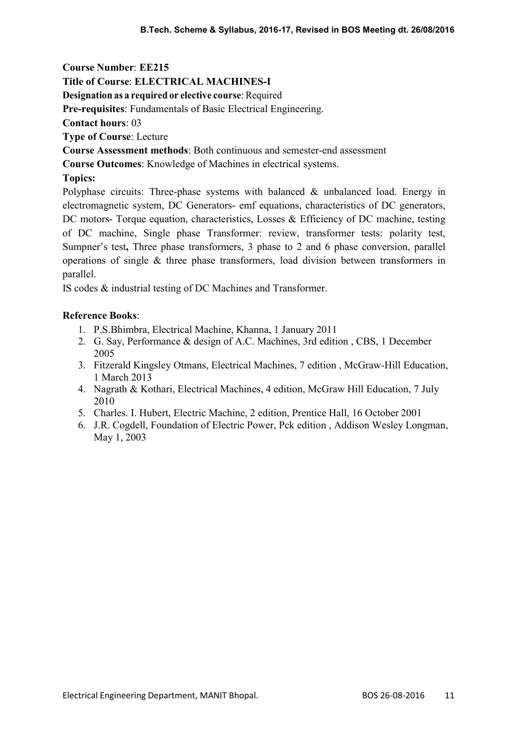**Course Number**: **EE215**

**Title of Course**: **ELECTRICAL MACHINES-I**

**Designation as a required or elective course**: Required

**Pre-requisites**: Fundamentals of Basic Electrical Engineering.

**Contact hours**: 03

**Type of Course**: Lecture

**Course Assessment methods**: Both continuous and semester-end assessment

**Course Outcomes**: Knowledge of Machines in electrical systems.

**Topics:**

Polyphase circuits: Three-phase systems with balanced & unbalanced load. Energy in electromagnetic system, DC Generators- emf equations, characteristics of DC generators, DC motors- Torque equation, characteristics, Losses & Efficiency of DC machine, testing of DC machine, Single phase Transformer: review, transformer tests: polarity test, Sumpner's test**,** Three phase transformers, 3 phase to 2 and 6 phase conversion, parallel operations of single & three phase transformers, load division between transformers in parallel.

IS codes & industrial testing of DC Machines and Transformer.

**Reference Books**:

1. P.S.Bhimbra, Electrical Machine, Khanna, 1 January 2011
2. G. Say, Performance & design of A.C. Machines, 3rd edition , CBS, 1 December 2005
3. Fitzerald Kingsley Otmans, Electrical Machines, 7 edition , McGraw-Hill Education, 1 March 2013
4. Nagrath & Kothari, Electrical Machines, 4 edition, McGraw Hill Education, 7 July 2010
5. Charles. I. Hubert, Electric Machine, 2 edition, Prentice Hall, 16 October 2001
6. J.R. Cogdell, Foundation of Electric Power, Pck edition , Addison Wesley Longman, May 1, 2003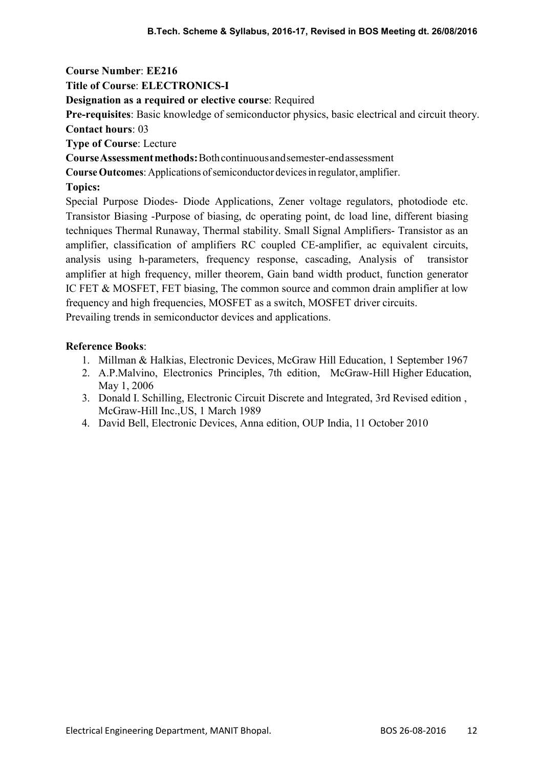**Course Number**: **EE216**

**Title of Course**: **ELECTRONICS-I**

**Designation as a required or elective course**: Required

**Pre-requisites**: Basic knowledge of semiconductor physics, basic electrical and circuit theory.

**Contact hours**: 03

**Type of Course**: Lecture

**Course Assessment methods:** Both continuous and semester-end assessment

**Course Outcomes**: Applications of semiconductor devices in regulator, amplifier.

**Topics:**

Special Purpose Diodes- Diode Applications, Zener voltage regulators, photodiode etc. Transistor Biasing -Purpose of biasing, dc operating point, dc load line, different biasing techniques Thermal Runaway, Thermal stability. Small Signal Amplifiers- Transistor as an amplifier, classification of amplifiers RC coupled CE-amplifier, ac equivalent circuits, analysis using h-parameters, frequency response, cascading, Analysis of transistor amplifier at high frequency, miller theorem, Gain band width product, function generator IC FET & MOSFET, FET biasing, The common source and common drain amplifier at low frequency and high frequencies, MOSFET as a switch, MOSFET driver circuits.
Prevailing trends in semiconductor devices and applications.

**Reference Books**:

1. Millman & Halkias, Electronic Devices, McGraw Hill Education, 1 September 1967
2. A.P.Malvino, Electronics Principles, 7th edition, McGraw-Hill Higher Education, May 1, 2006
3. Donald I. Schilling, Electronic Circuit Discrete and Integrated, 3rd Revised edition , McGraw-Hill Inc.,US, 1 March 1989
4. David Bell, Electronic Devices, Anna edition, OUP India, 11 October 2010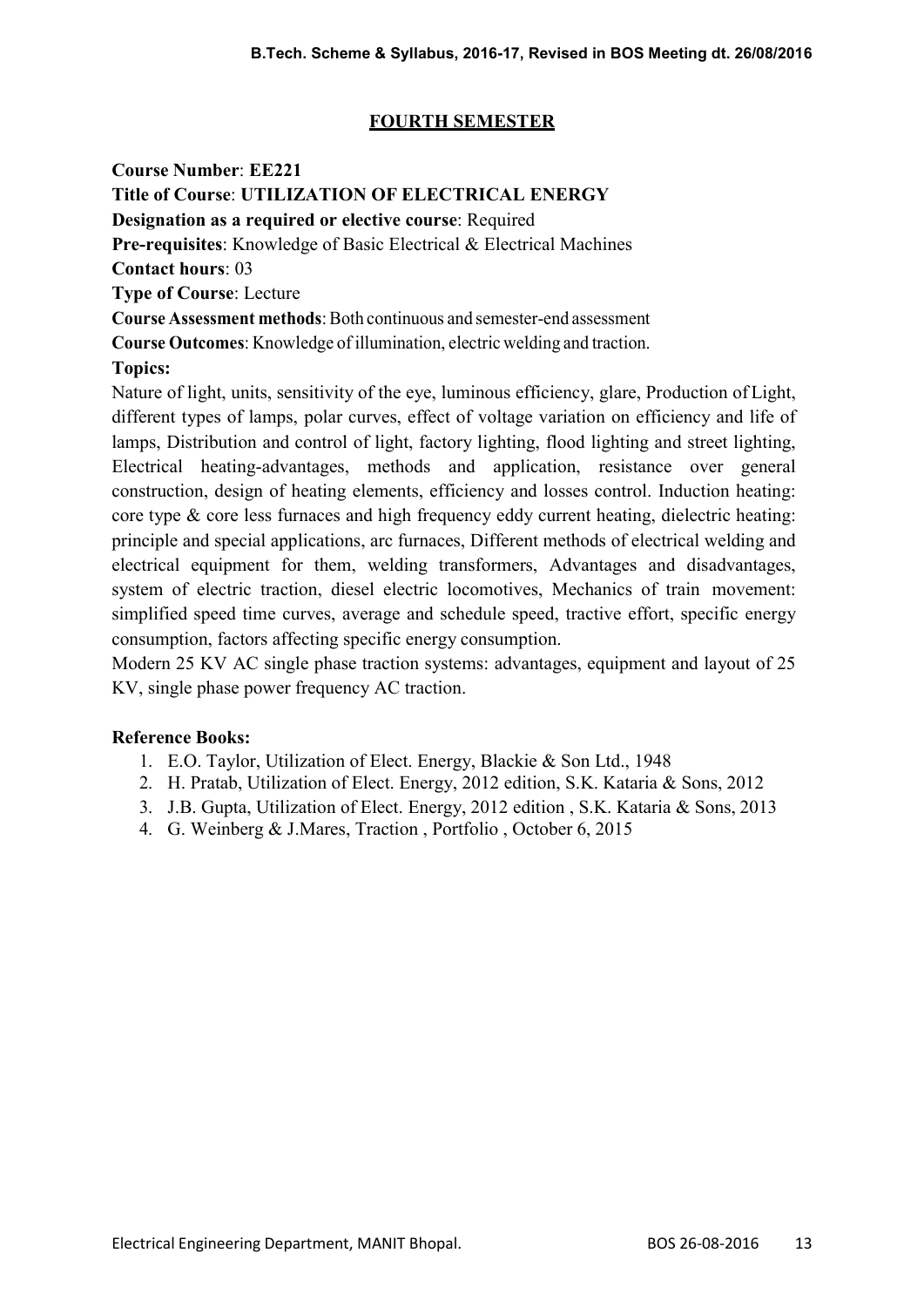## FOURTH SEMESTER

**Course Number**: **EE221**

**Title of Course**: **UTILIZATION OF ELECTRICAL ENERGY**

**Designation as a required or elective course**: Required

**Pre-requisites**: Knowledge of Basic Electrical & Electrical Machines

**Contact hours**: 03

**Type of Course**: Lecture

**Course Assessment methods**: Both continuous and semester-end assessment

**Course Outcomes**: Knowledge of illumination, electric welding and traction.

**Topics:**

Nature of light, units, sensitivity of the eye, luminous efficiency, glare, Production of Light, different types of lamps, polar curves, effect of voltage variation on efficiency and life of lamps, Distribution and control of light, factory lighting, flood lighting and street lighting, Electrical heating-advantages, methods and application, resistance over general construction, design of heating elements, efficiency and losses control. Induction heating: core type & core less furnaces and high frequency eddy current heating, dielectric heating: principle and special applications, arc furnaces, Different methods of electrical welding and electrical equipment for them, welding transformers, Advantages and disadvantages, system of electric traction, diesel electric locomotives, Mechanics of train movement: simplified speed time curves, average and schedule speed, tractive effort, specific energy consumption, factors affecting specific energy consumption.

Modern 25 KV AC single phase traction systems: advantages, equipment and layout of 25 KV, single phase power frequency AC traction.

**Reference Books:**

1. E.O. Taylor, Utilization of Elect. Energy, Blackie & Son Ltd., 1948
2. H. Pratab, Utilization of Elect. Energy, 2012 edition, S.K. Kataria & Sons, 2012
3. J.B. Gupta, Utilization of Elect. Energy, 2012 edition , S.K. Kataria & Sons, 2013
4. G. Weinberg & J.Mares, Traction , Portfolio , October 6, 2015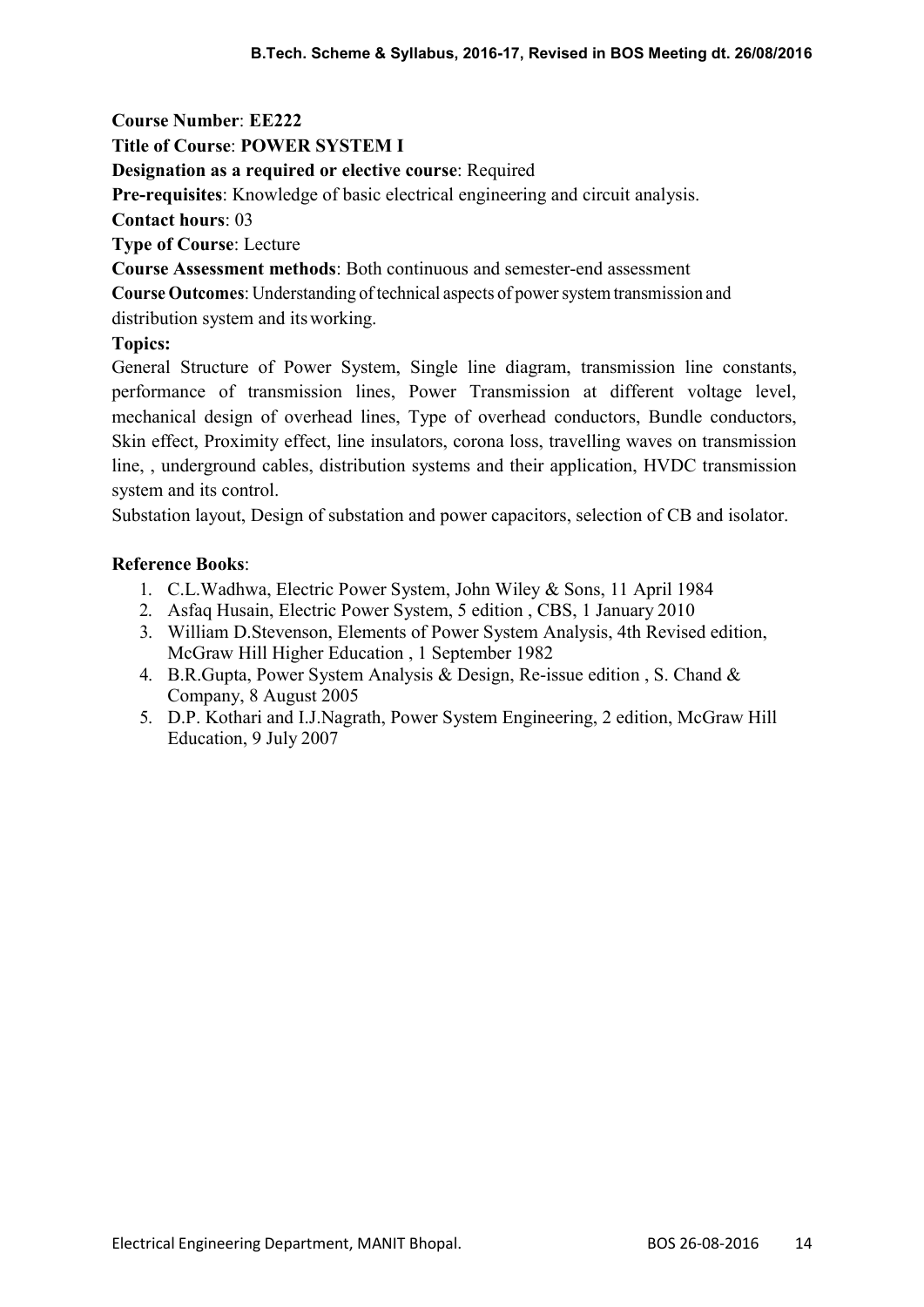**Course Number**: **EE222**

**Title of Course**: **POWER SYSTEM I**

**Designation as a required or elective course**: Required

**Pre-requisites**: Knowledge of basic electrical engineering and circuit analysis.

**Contact hours**: 03

**Type of Course**: Lecture

**Course Assessment methods**: Both continuous and semester-end assessment

**Course Outcomes**: Understanding of technical aspects of power system transmission and distribution system and its working.

**Topics:**

General Structure of Power System, Single line diagram, transmission line constants, performance of transmission lines, Power Transmission at different voltage level, mechanical design of overhead lines, Type of overhead conductors, Bundle conductors, Skin effect, Proximity effect, line insulators, corona loss, travelling waves on transmission line, , underground cables, distribution systems and their application, HVDC transmission system and its control.

Substation layout, Design of substation and power capacitors, selection of CB and isolator.

**Reference Books**:

1. C.L.Wadhwa, Electric Power System, John Wiley & Sons, 11 April 1984
2. Asfaq Husain, Electric Power System, 5 edition , CBS, 1 January 2010
3. William D.Stevenson, Elements of Power System Analysis, 4th Revised edition, McGraw Hill Higher Education , 1 September 1982
4. B.R.Gupta, Power System Analysis & Design, Re-issue edition , S. Chand & Company, 8 August 2005
5. D.P. Kothari and I.J.Nagrath, Power System Engineering, 2 edition, McGraw Hill Education, 9 July 2007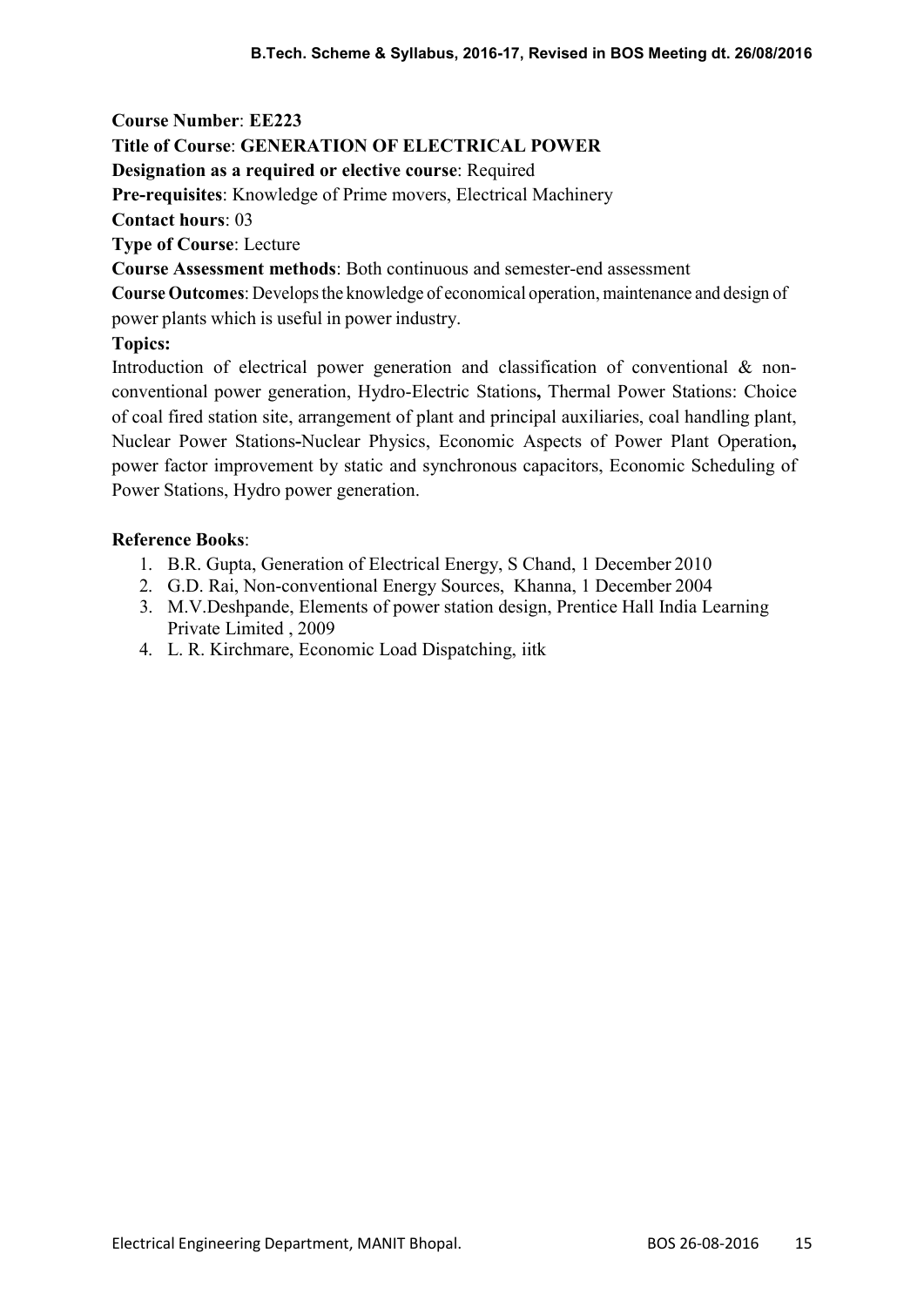**Course Number**: **EE223**

**Title of Course**: **GENERATION OF ELECTRICAL POWER**

**Designation as a required or elective course**: Required

**Pre-requisites**: Knowledge of Prime movers, Electrical Machinery

**Contact hours**: 03

**Type of Course**: Lecture

**Course Assessment methods**: Both continuous and semester-end assessment

**Course Outcomes**: Develops the knowledge of economical operation, maintenance and design of power plants which is useful in power industry.

**Topics:**

Introduction of electrical power generation and classification of conventional & non-conventional power generation, Hydro-Electric Stations**,** Thermal Power Stations: Choice of coal fired station site, arrangement of plant and principal auxiliaries, coal handling plant, Nuclear Power Stations**-**Nuclear Physics, Economic Aspects of Power Plant Operation**,** power factor improvement by static and synchronous capacitors, Economic Scheduling of Power Stations, Hydro power generation.

**Reference Books**:

1. B.R. Gupta, Generation of Electrical Energy, S Chand, 1 December 2010
2. G.D. Rai, Non-conventional Energy Sources, Khanna, 1 December 2004
3. M.V.Deshpande, Elements of power station design, Prentice Hall India Learning Private Limited , 2009
4. L. R. Kirchmare, Economic Load Dispatching, iitk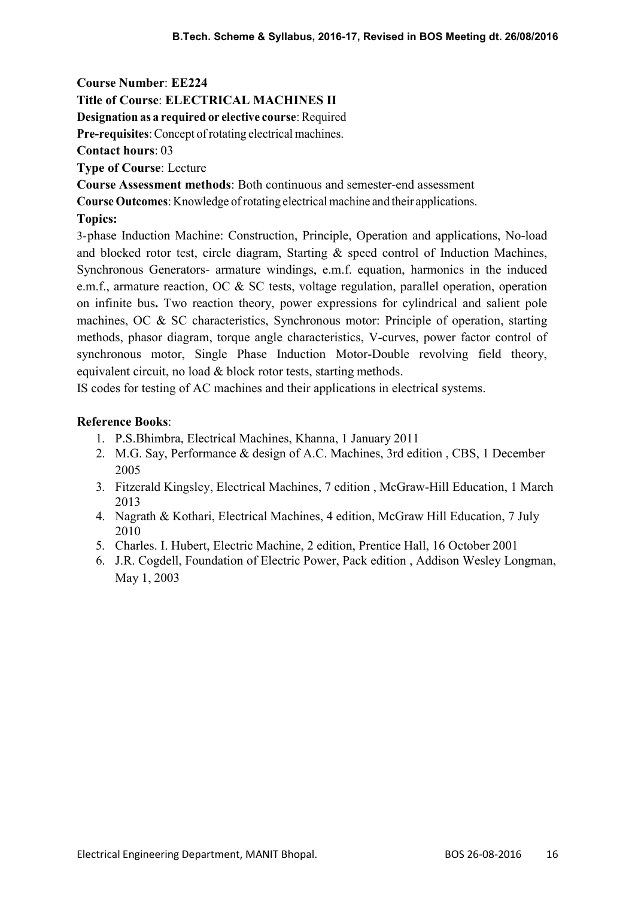**Course Number**: **EE224**

**Title of Course**: **ELECTRICAL MACHINES II**

**Designation as a required or elective course**: Required

**Pre-requisites**: Concept of rotating electrical machines.

**Contact hours**: 03

**Type of Course**: Lecture

**Course Assessment methods**: Both continuous and semester-end assessment

**Course Outcomes**: Knowledge of rotating electrical machine and their applications.

**Topics:**

3-phase Induction Machine: Construction, Principle, Operation and applications, No-load and blocked rotor test, circle diagram, Starting & speed control of Induction Machines, Synchronous Generators- armature windings, e.m.f. equation, harmonics in the induced e.m.f., armature reaction, OC & SC tests, voltage regulation, parallel operation, operation on infinite bus**.** Two reaction theory, power expressions for cylindrical and salient pole machines, OC & SC characteristics, Synchronous motor: Principle of operation, starting methods, phasor diagram, torque angle characteristics, V-curves, power factor control of synchronous motor, Single Phase Induction Motor-Double revolving field theory, equivalent circuit, no load & block rotor tests, starting methods.

IS codes for testing of AC machines and their applications in electrical systems.

**Reference Books**:

1. P.S.Bhimbra, Electrical Machines, Khanna, 1 January 2011
2. M.G. Say, Performance & design of A.C. Machines, 3rd edition , CBS, 1 December 2005
3. Fitzerald Kingsley, Electrical Machines, 7 edition , McGraw-Hill Education, 1 March 2013
4. Nagrath & Kothari, Electrical Machines, 4 edition, McGraw Hill Education, 7 July 2010
5. Charles. I. Hubert, Electric Machine, 2 edition, Prentice Hall, 16 October 2001
6. J.R. Cogdell, Foundation of Electric Power, Pack edition , Addison Wesley Longman, May 1, 2003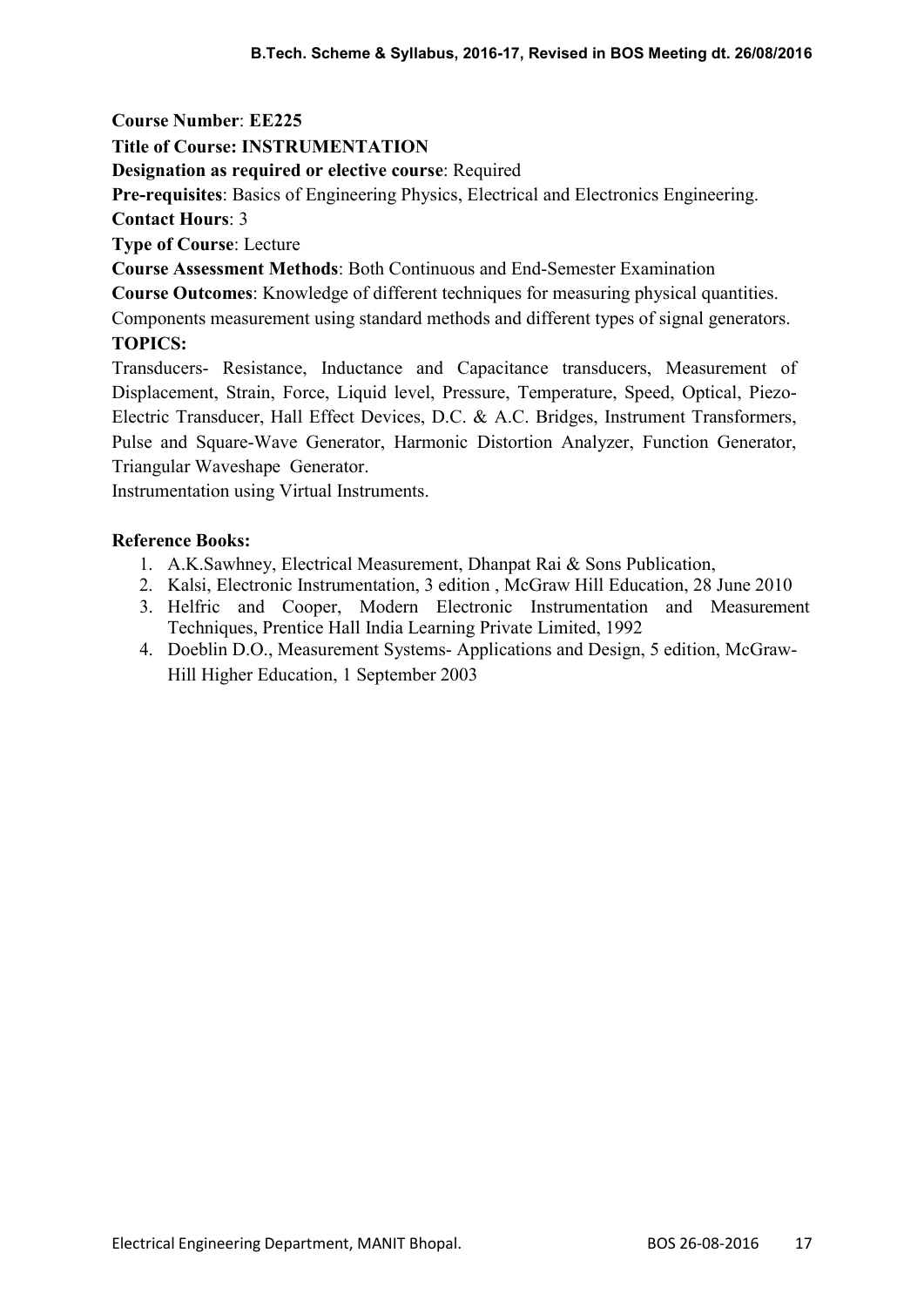**Course Number**: **EE225**

**Title of Course: INSTRUMENTATION**

**Designation as required or elective course**: Required

**Pre-requisites**: Basics of Engineering Physics, Electrical and Electronics Engineering.

**Contact Hours**: 3

**Type of Course**: Lecture

**Course Assessment Methods**: Both Continuous and End-Semester Examination

**Course Outcomes**: Knowledge of different techniques for measuring physical quantities. Components measurement using standard methods and different types of signal generators.

**TOPICS:**

Transducers- Resistance, Inductance and Capacitance transducers, Measurement of Displacement, Strain, Force, Liquid level, Pressure, Temperature, Speed, Optical, Piezo-Electric Transducer, Hall Effect Devices, D.C. & A.C. Bridges, Instrument Transformers, Pulse and Square-Wave Generator, Harmonic Distortion Analyzer, Function Generator, Triangular Waveshape Generator.

Instrumentation using Virtual Instruments.

**Reference Books:**

1. A.K.Sawhney, Electrical Measurement, Dhanpat Rai & Sons Publication,
2. Kalsi, Electronic Instrumentation, 3 edition , McGraw Hill Education, 28 June 2010
3. Helfric and Cooper, Modern Electronic Instrumentation and Measurement Techniques, Prentice Hall India Learning Private Limited, 1992
4. Doeblin D.O., Measurement Systems- Applications and Design, 5 edition, McGraw-Hill Higher Education, 1 September 2003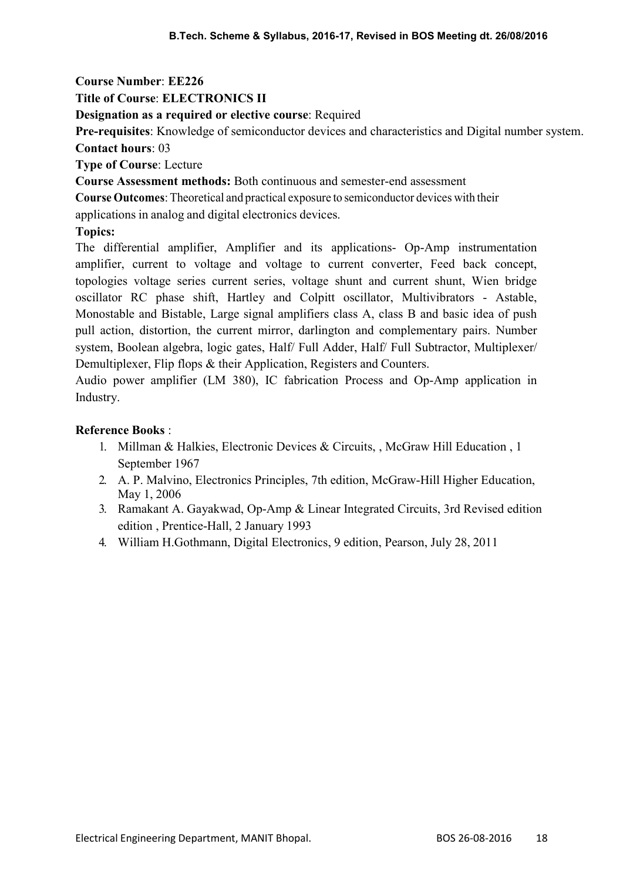**Course Number**: **EE226**

**Title of Course**: **ELECTRONICS II**

**Designation as a required or elective course**: Required

**Pre-requisites**: Knowledge of semiconductor devices and characteristics and Digital number system.

**Contact hours**: 03

**Type of Course**: Lecture

**Course Assessment methods:** Both continuous and semester-end assessment

**Course Outcomes**: Theoretical and practical exposure to semiconductor devices with their applications in analog and digital electronics devices.

**Topics:**

The differential amplifier, Amplifier and its applications- Op-Amp instrumentation amplifier, current to voltage and voltage to current converter, Feed back concept, topologies voltage series current series, voltage shunt and current shunt, Wien bridge oscillator RC phase shift, Hartley and Colpitt oscillator, Multivibrators - Astable, Monostable and Bistable, Large signal amplifiers class A, class B and basic idea of push pull action, distortion, the current mirror, darlington and complementary pairs. Number system, Boolean algebra, logic gates, Half/ Full Adder, Half/ Full Subtractor, Multiplexer/ Demultiplexer, Flip flops & their Application, Registers and Counters.

Audio power amplifier (LM 380), IC fabrication Process and Op-Amp application in Industry.

**Reference Books** :

1. Millman & Halkies, Electronic Devices & Circuits, , McGraw Hill Education , 1 September 1967
2. A. P. Malvino, Electronics Principles, 7th edition, McGraw-Hill Higher Education, May 1, 2006
3. Ramakant A. Gayakwad, Op-Amp & Linear Integrated Circuits, 3rd Revised edition edition , Prentice-Hall, 2 January 1993
4. William H.Gothmann, Digital Electronics, 9 edition, Pearson, July 28, 2011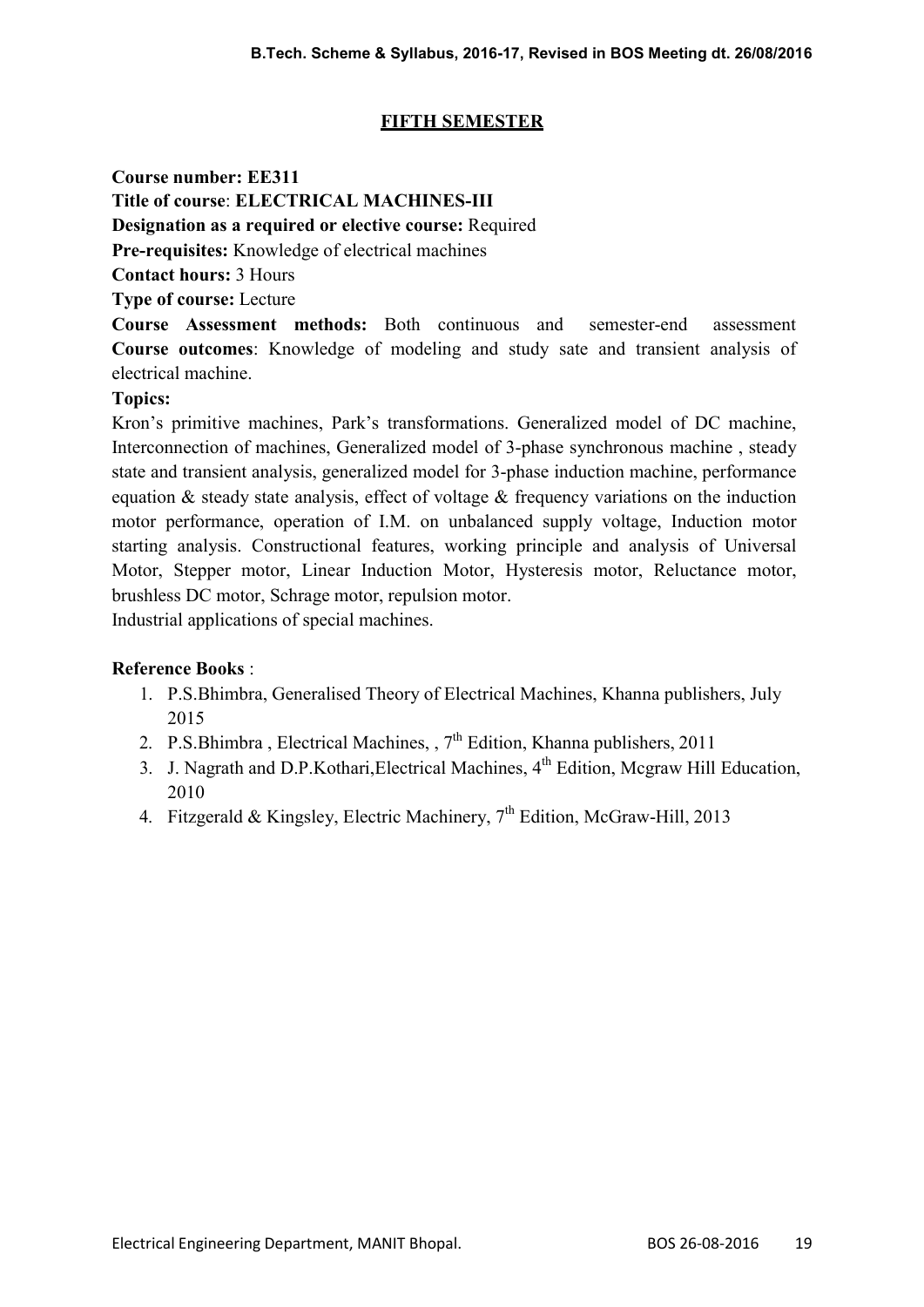## FIFTH SEMESTER

**Course number: EE311**

**Title of course**: **ELECTRICAL MACHINES-III**

**Designation as a required or elective course:** Required

**Pre-requisites:** Knowledge of electrical machines

**Contact hours:** 3 Hours

**Type of course:** Lecture

**Course Assessment methods:** Both continuous and semester-end assessment

**Course outcomes**: Knowledge of modeling and study sate and transient analysis of electrical machine.

**Topics:**

Kron's primitive machines, Park's transformations. Generalized model of DC machine, Interconnection of machines, Generalized model of 3-phase synchronous machine , steady state and transient analysis, generalized model for 3-phase induction machine, performance equation & steady state analysis, effect of voltage & frequency variations on the induction motor performance, operation of I.M. on unbalanced supply voltage, Induction motor starting analysis. Constructional features, working principle and analysis of Universal Motor, Stepper motor, Linear Induction Motor, Hysteresis motor, Reluctance motor, brushless DC motor, Schrage motor, repulsion motor.

Industrial applications of special machines.

**Reference Books** :

1. P.S.Bhimbra, Generalised Theory of Electrical Machines, Khanna publishers, July 2015
2. P.S.Bhimbra , Electrical Machines, , 7th Edition, Khanna publishers, 2011
3. J. Nagrath and D.P.Kothari,Electrical Machines, 4th Edition, Mcgraw Hill Education, 2010
4. Fitzgerald & Kingsley, Electric Machinery, 7th Edition, McGraw-Hill, 2013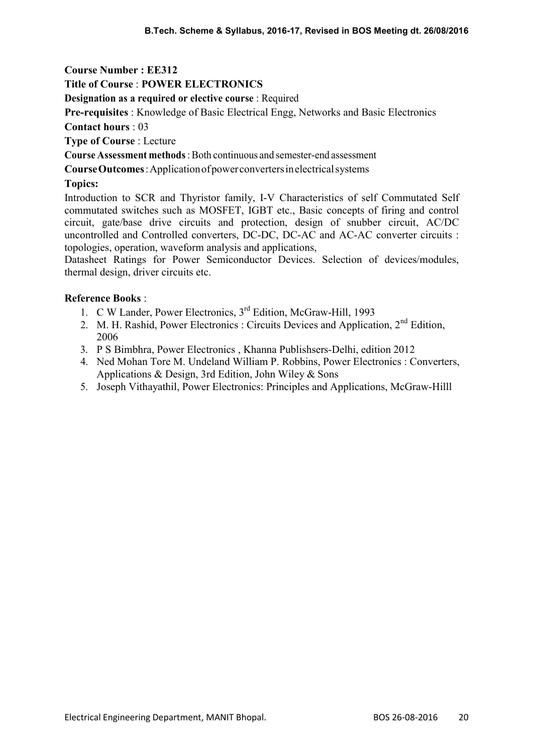**Course Number : EE312**

**Title of Course** : **POWER ELECTRONICS**

**Designation as a required or elective course** : Required

**Pre-requisites** : Knowledge of Basic Electrical Engg, Networks and Basic Electronics

**Contact hours** : 03

**Type of Course** : Lecture

**Course Assessment methods** : Both continuous and semester-end assessment

**Course Outcomes** : Application of power converters in electrical systems

**Topics:**

Introduction to SCR and Thyristor family, I-V Characteristics of self Commutated Self commutated switches such as MOSFET, IGBT etc., Basic concepts of firing and control circuit, gate/base drive circuits and protection, design of snubber circuit, AC/DC uncontrolled and Controlled converters, DC-DC, DC-AC and AC-AC converter circuits : topologies, operation, waveform analysis and applications,

Datasheet Ratings for Power Semiconductor Devices. Selection of devices/modules, thermal design, driver circuits etc.

**Reference Books** :

1. C W Lander, Power Electronics, 3rd Edition, McGraw-Hill, 1993
2. M. H. Rashid, Power Electronics : Circuits Devices and Application, 2nd Edition, 2006
3. P S Bimbhra, Power Electronics , Khanna Publishsers-Delhi, edition 2012
4. Ned Mohan Tore M. Undeland William P. Robbins, Power Electronics : Converters, Applications & Design, 3rd Edition, John Wiley & Sons
5. Joseph Vithayathil, Power Electronics: Principles and Applications, McGraw-Hilll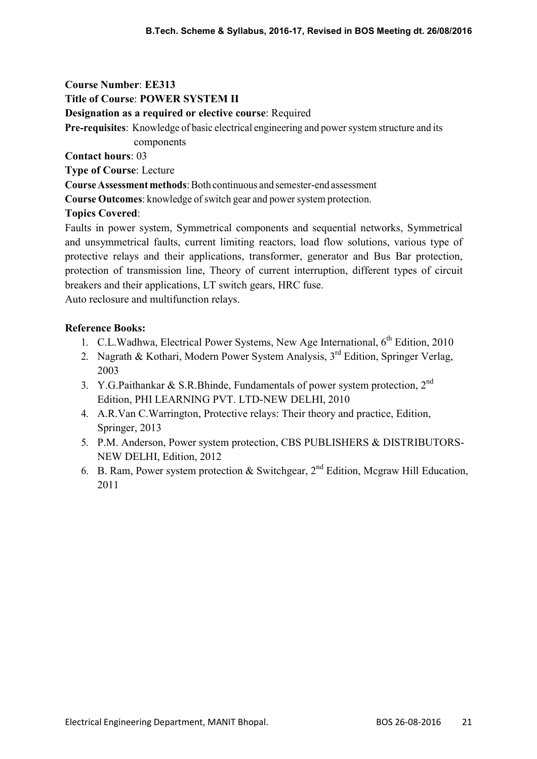**Course Number**: **EE313**

**Title of Course**: **POWER SYSTEM II**

**Designation as a required or elective course**: Required

**Pre-requisites**: Knowledge of basic electrical engineering and power system structure and its components

**Contact hours**: 03

**Type of Course**: Lecture

**Course Assessment methods**: Both continuous and semester-end assessment

**Course Outcomes**: knowledge of switch gear and power system protection.

**Topics Covered**:

Faults in power system, Symmetrical components and sequential networks, Symmetrical and unsymmetrical faults, current limiting reactors, load flow solutions, various type of protective relays and their applications, transformer, generator and Bus Bar protection, protection of transmission line, Theory of current interruption, different types of circuit breakers and their applications, LT switch gears, HRC fuse.

Auto reclosure and multifunction relays.

**Reference Books:**

1. C.L.Wadhwa, Electrical Power Systems, New Age International, 6th Edition, 2010
2. Nagrath & Kothari, Modern Power System Analysis, 3rd Edition, Springer Verlag, 2003
3. Y.G.Paithankar & S.R.Bhinde, Fundamentals of power system protection, 2nd Edition, PHI LEARNING PVT. LTD-NEW DELHI, 2010
4. A.R.Van C.Warrington, Protective relays: Their theory and practice, Edition, Springer, 2013
5. P.M. Anderson, Power system protection, CBS PUBLISHERS & DISTRIBUTORS-NEW DELHI, Edition, 2012
6. B. Ram, Power system protection & Switchgear, 2nd Edition, Mcgraw Hill Education, 2011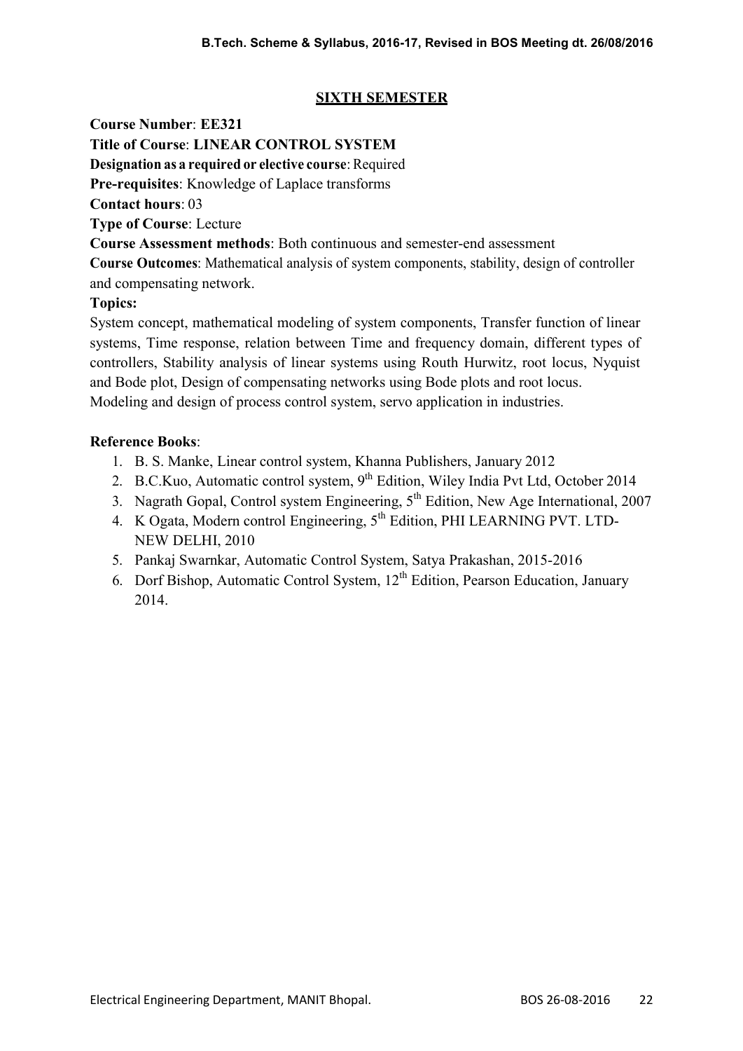## SIXTH SEMESTER

**Course Number**: **EE321**

**Title of Course**: **LINEAR CONTROL SYSTEM**

**Designation as a required or elective course**: Required

**Pre-requisites**: Knowledge of Laplace transforms

**Contact hours**: 03

**Type of Course**: Lecture

**Course Assessment methods**: Both continuous and semester-end assessment

**Course Outcomes**: Mathematical analysis of system components, stability, design of controller and compensating network.

**Topics:**

System concept, mathematical modeling of system components, Transfer function of linear systems, Time response, relation between Time and frequency domain, different types of controllers, Stability analysis of linear systems using Routh Hurwitz, root locus, Nyquist and Bode plot, Design of compensating networks using Bode plots and root locus. Modeling and design of process control system, servo application in industries.

**Reference Books**:

1. B. S. Manke, Linear control system, Khanna Publishers, January 2012
2. B.C.Kuo, Automatic control system, 9th Edition, Wiley India Pvt Ltd, October 2014
3. Nagrath Gopal, Control system Engineering, 5th Edition, New Age International, 2007
4. K Ogata, Modern control Engineering, 5th Edition, PHI LEARNING PVT. LTD-NEW DELHI, 2010
5. Pankaj Swarnkar, Automatic Control System, Satya Prakashan, 2015-2016
6. Dorf Bishop, Automatic Control System, 12th Edition, Pearson Education, January 2014.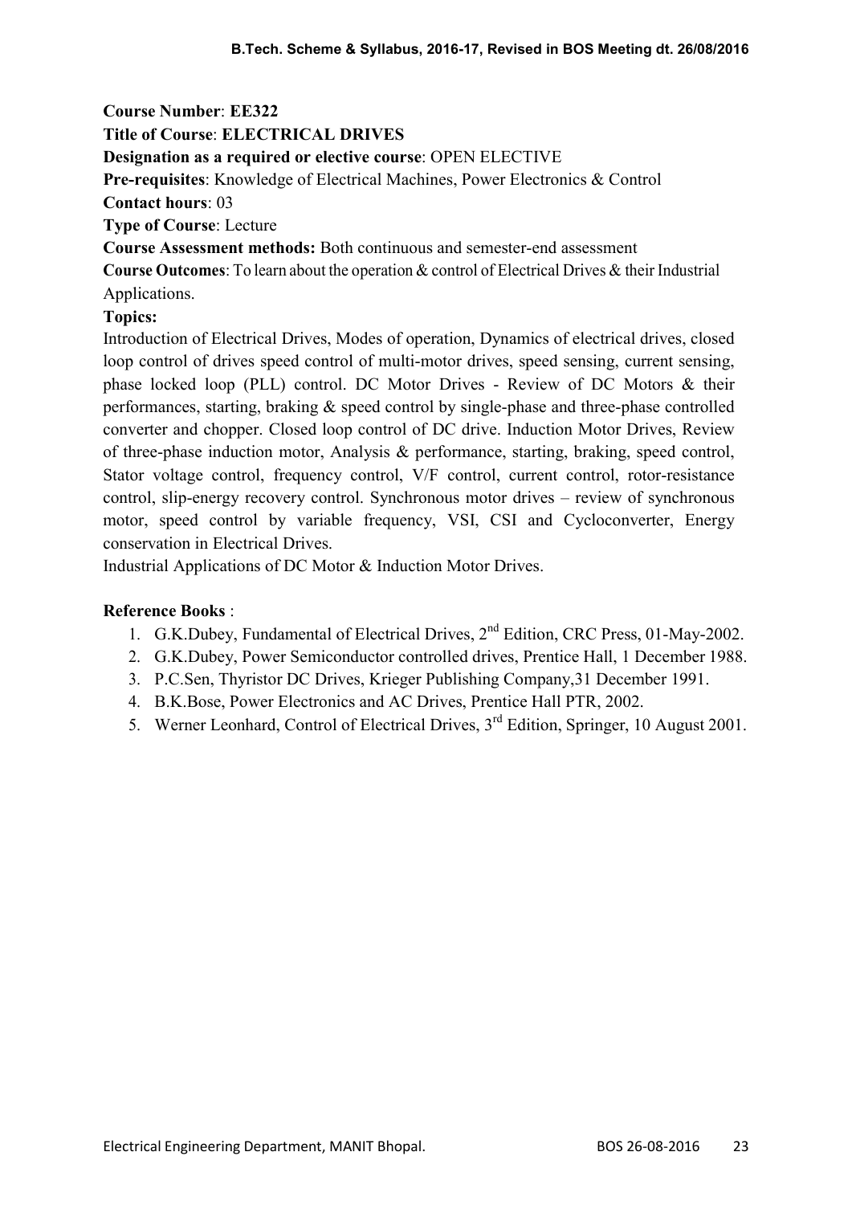**Course Number**: **EE322**

**Title of Course**: **ELECTRICAL DRIVES**

**Designation as a required or elective course**: OPEN ELECTIVE

**Pre-requisites**: Knowledge of Electrical Machines, Power Electronics & Control

**Contact hours**: 03

**Type of Course**: Lecture

**Course Assessment methods:** Both continuous and semester-end assessment

**Course Outcomes**: To learn about the operation & control of Electrical Drives & their Industrial Applications.

**Topics:**

Introduction of Electrical Drives, Modes of operation, Dynamics of electrical drives, closed loop control of drives speed control of multi-motor drives, speed sensing, current sensing, phase locked loop (PLL) control. DC Motor Drives - Review of DC Motors & their performances, starting, braking & speed control by single-phase and three-phase controlled converter and chopper. Closed loop control of DC drive. Induction Motor Drives, Review of three-phase induction motor, Analysis & performance, starting, braking, speed control, Stator voltage control, frequency control, V/F control, current control, rotor-resistance control, slip-energy recovery control. Synchronous motor drives – review of synchronous motor, speed control by variable frequency, VSI, CSI and Cycloconverter, Energy conservation in Electrical Drives.

Industrial Applications of DC Motor & Induction Motor Drives.

**Reference Books** :

1. G.K.Dubey, Fundamental of Electrical Drives, 2nd Edition, CRC Press, 01-May-2002.
2. G.K.Dubey, Power Semiconductor controlled drives, Prentice Hall, 1 December 1988.
3. P.C.Sen, Thyristor DC Drives, Krieger Publishing Company,31 December 1991.
4. B.K.Bose, Power Electronics and AC Drives, Prentice Hall PTR, 2002.
5. Werner Leonhard, Control of Electrical Drives, 3rd Edition, Springer, 10 August 2001.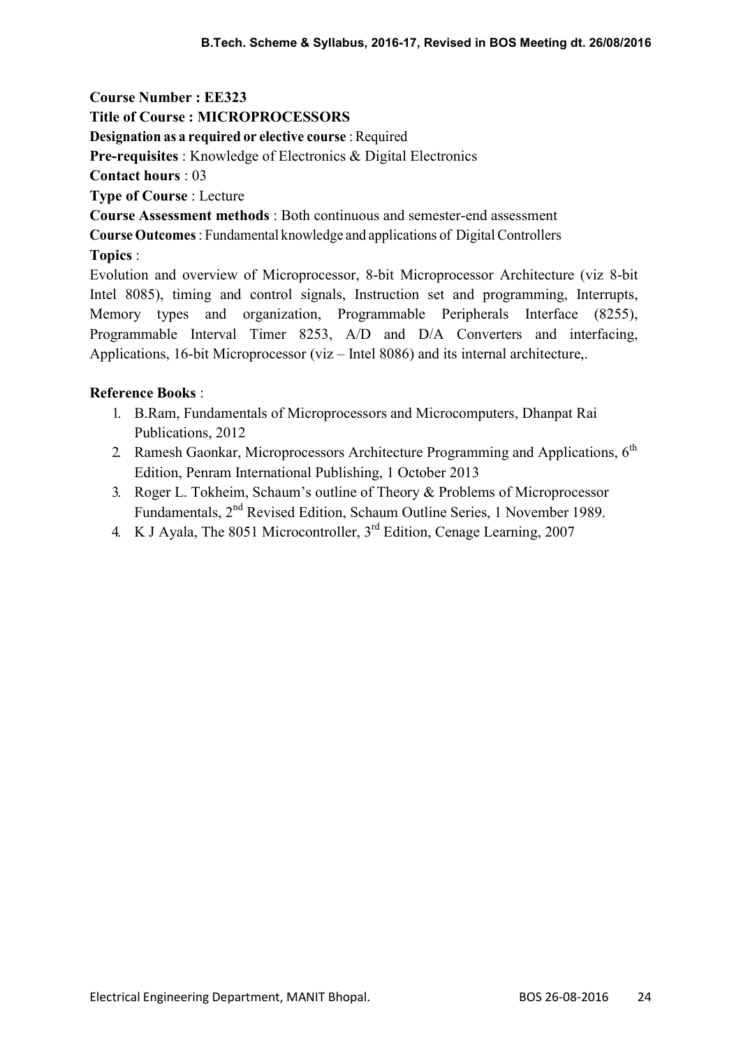**Course Number : EE323**

**Title of Course : MICROPROCESSORS**

**Designation as a required or elective course** : Required

**Pre-requisites** : Knowledge of Electronics & Digital Electronics

**Contact hours** : 03

**Type of Course** : Lecture

**Course Assessment methods** : Both continuous and semester-end assessment

**Course Outcomes** : Fundamental knowledge and applications of Digital Controllers

**Topics** :

Evolution and overview of Microprocessor, 8-bit Microprocessor Architecture (viz 8-bit Intel 8085), timing and control signals, Instruction set and programming, Interrupts, Memory types and organization, Programmable Peripherals Interface (8255), Programmable Interval Timer 8253, A/D and D/A Converters and interfacing, Applications, 16-bit Microprocessor (viz – Intel 8086) and its internal architecture,.

**Reference Books** :

1. B.Ram, Fundamentals of Microprocessors and Microcomputers, Dhanpat Rai Publications, 2012
2. Ramesh Gaonkar, Microprocessors Architecture Programming and Applications, 6th Edition, Penram International Publishing, 1 October 2013
3. Roger L. Tokheim, Schaum's outline of Theory & Problems of Microprocessor Fundamentals, 2nd Revised Edition, Schaum Outline Series, 1 November 1989.
4. K J Ayala, The 8051 Microcontroller, 3rd Edition, Cenage Learning, 2007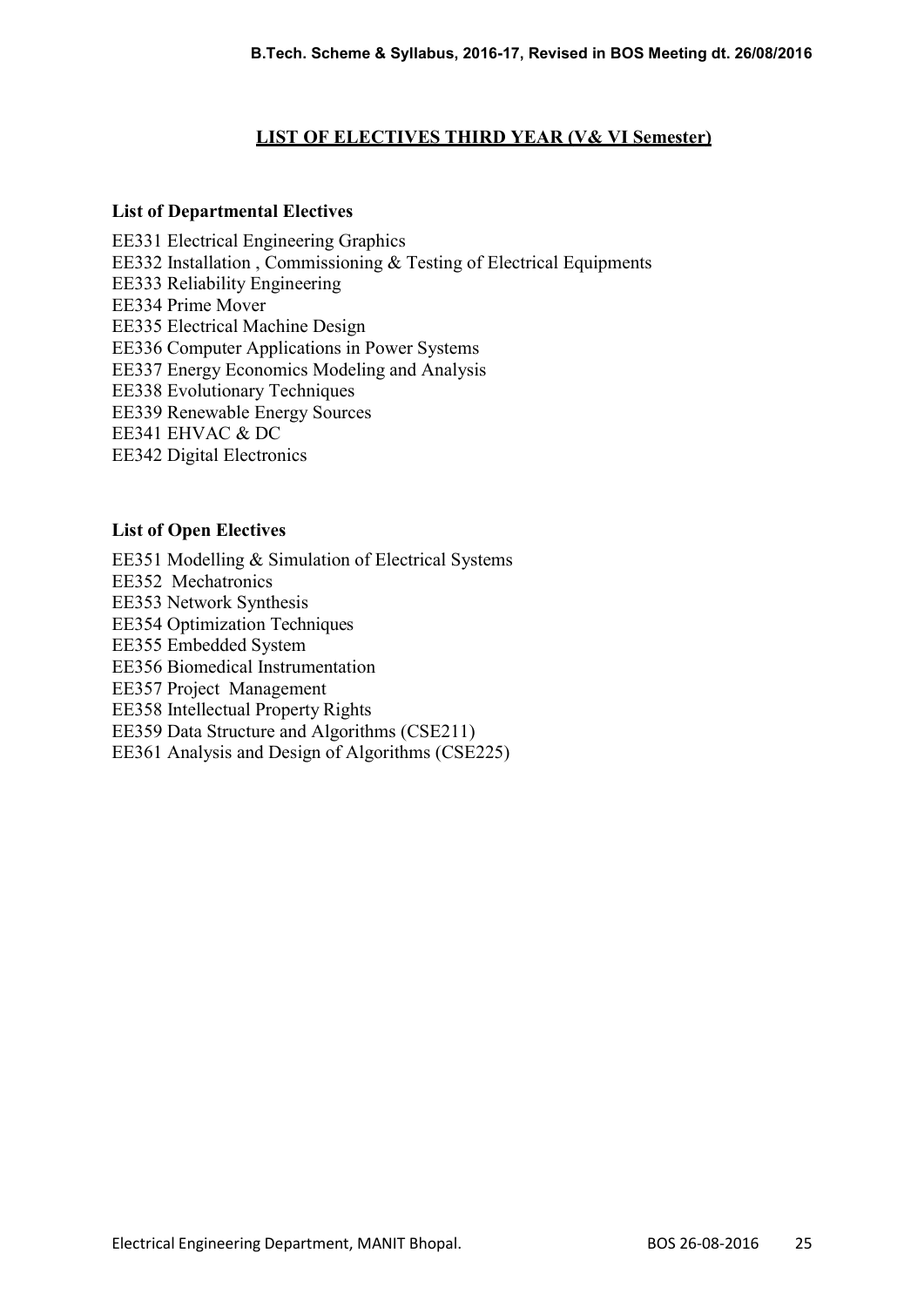## LIST OF ELECTIVES THIRD YEAR (V& VI Semester)

### List of Departmental Electives

EE331 Electrical Engineering Graphics
EE332 Installation , Commissioning & Testing of Electrical Equipments
EE333 Reliability Engineering
EE334 Prime Mover
EE335 Electrical Machine Design
EE336 Computer Applications in Power Systems
EE337 Energy Economics Modeling and Analysis
EE338 Evolutionary Techniques
EE339 Renewable Energy Sources
EE341 EHVAC & DC
EE342 Digital Electronics

### List of Open Electives

EE351 Modelling & Simulation of Electrical Systems
EE352 Mechatronics
EE353 Network Synthesis
EE354 Optimization Techniques
EE355 Embedded System
EE356 Biomedical Instrumentation
EE357 Project Management
EE358 Intellectual Property Rights
EE359 Data Structure and Algorithms (CSE211)
EE361 Analysis and Design of Algorithms (CSE225)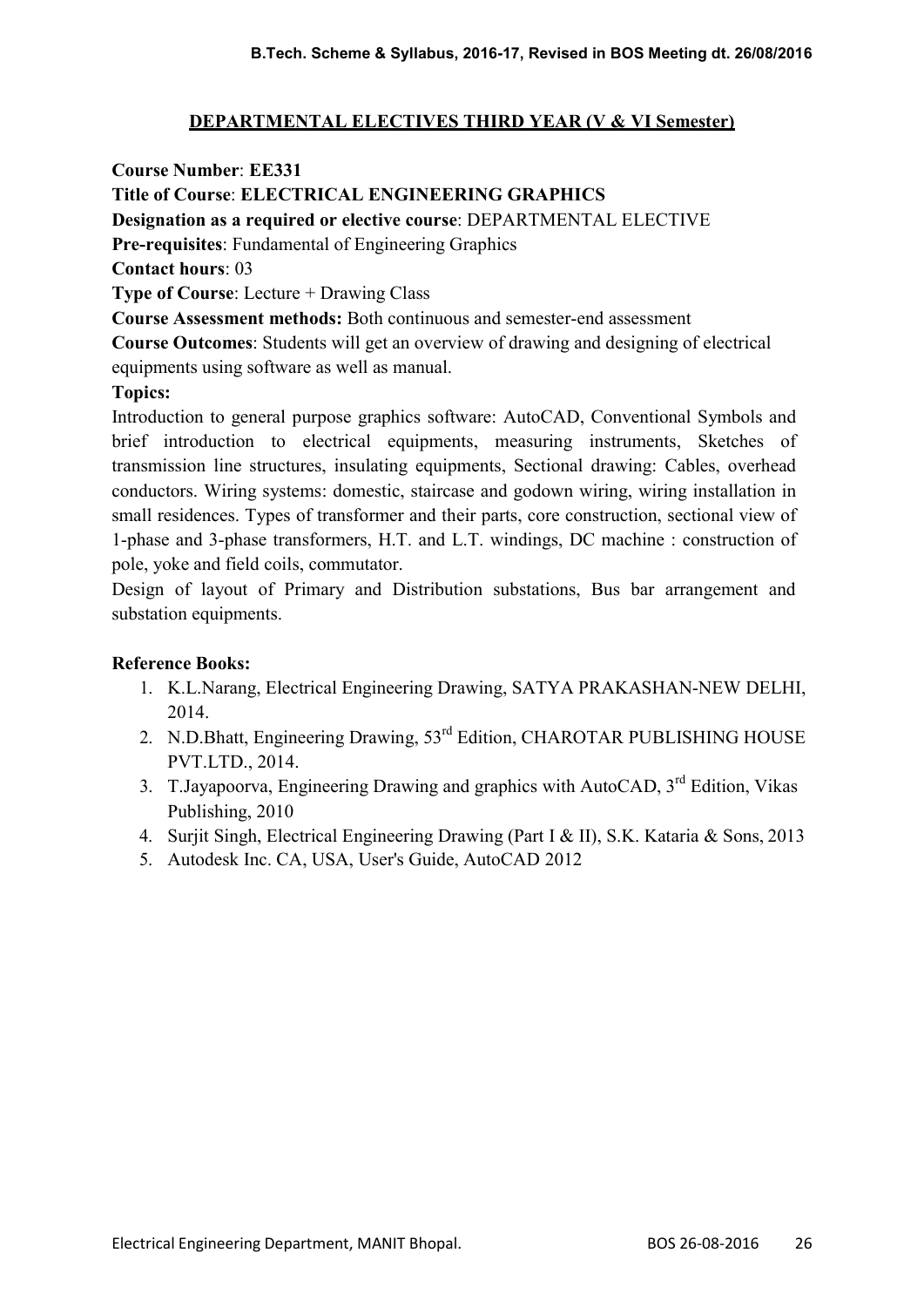## DEPARTMENTAL ELECTIVES THIRD YEAR (V & VI Semester)

**Course Number**: **EE331**

**Title of Course**: **ELECTRICAL ENGINEERING GRAPHICS**

**Designation as a required or elective course**: DEPARTMENTAL ELECTIVE

**Pre-requisites**: Fundamental of Engineering Graphics

**Contact hours**: 03

**Type of Course**: Lecture + Drawing Class

**Course Assessment methods:** Both continuous and semester-end assessment

**Course Outcomes**: Students will get an overview of drawing and designing of electrical equipments using software as well as manual.

**Topics:**

Introduction to general purpose graphics software: AutoCAD, Conventional Symbols and brief introduction to electrical equipments, measuring instruments, Sketches of transmission line structures, insulating equipments, Sectional drawing: Cables, overhead conductors. Wiring systems: domestic, staircase and godown wiring, wiring installation in small residences. Types of transformer and their parts, core construction, sectional view of 1-phase and 3-phase transformers, H.T. and L.T. windings, DC machine : construction of pole, yoke and field coils, commutator.

Design of layout of Primary and Distribution substations, Bus bar arrangement and substation equipments.

**Reference Books:**

1. K.L.Narang, Electrical Engineering Drawing, SATYA PRAKASHAN-NEW DELHI, 2014.
2. N.D.Bhatt, Engineering Drawing, 53rd Edition, CHAROTAR PUBLISHING HOUSE PVT.LTD., 2014.
3. T.Jayapoorva, Engineering Drawing and graphics with AutoCAD, 3rd Edition, Vikas Publishing, 2010
4. Surjit Singh, Electrical Engineering Drawing (Part I & II), S.K. Kataria & Sons, 2013
5. Autodesk Inc. CA, USA, User's Guide, AutoCAD 2012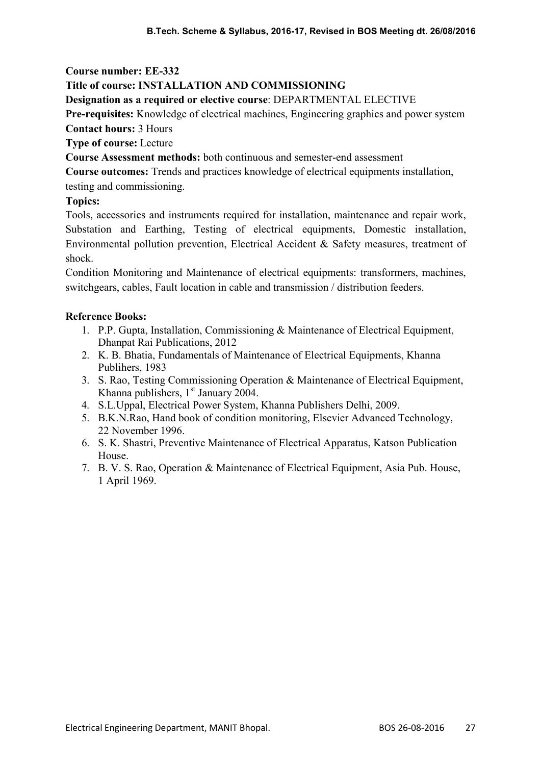**Course number: EE-332**

**Title of course: INSTALLATION AND COMMISSIONING**

**Designation as a required or elective course**: DEPARTMENTAL ELECTIVE

**Pre-requisites:** Knowledge of electrical machines, Engineering graphics and power system

**Contact hours:** 3 Hours

**Type of course:** Lecture

**Course Assessment methods:** both continuous and semester-end assessment

**Course outcomes:** Trends and practices knowledge of electrical equipments installation, testing and commissioning.

**Topics:**

Tools, accessories and instruments required for installation, maintenance and repair work, Substation and Earthing, Testing of electrical equipments, Domestic installation, Environmental pollution prevention, Electrical Accident & Safety measures, treatment of shock.

Condition Monitoring and Maintenance of electrical equipments: transformers, machines, switchgears, cables, Fault location in cable and transmission / distribution feeders.

**Reference Books:**

1. P.P. Gupta, Installation, Commissioning & Maintenance of Electrical Equipment, Dhanpat Rai Publications, 2012
2. K. B. Bhatia, Fundamentals of Maintenance of Electrical Equipments, Khanna Publihers, 1983
3. S. Rao, Testing Commissioning Operation & Maintenance of Electrical Equipment, Khanna publishers, 1st January 2004.
4. S.L.Uppal, Electrical Power System, Khanna Publishers Delhi, 2009.
5. B.K.N.Rao, Hand book of condition monitoring, Elsevier Advanced Technology, 22 November 1996.
6. S. K. Shastri, Preventive Maintenance of Electrical Apparatus, Katson Publication House.
7. B. V. S. Rao, Operation & Maintenance of Electrical Equipment, Asia Pub. House, 1 April 1969.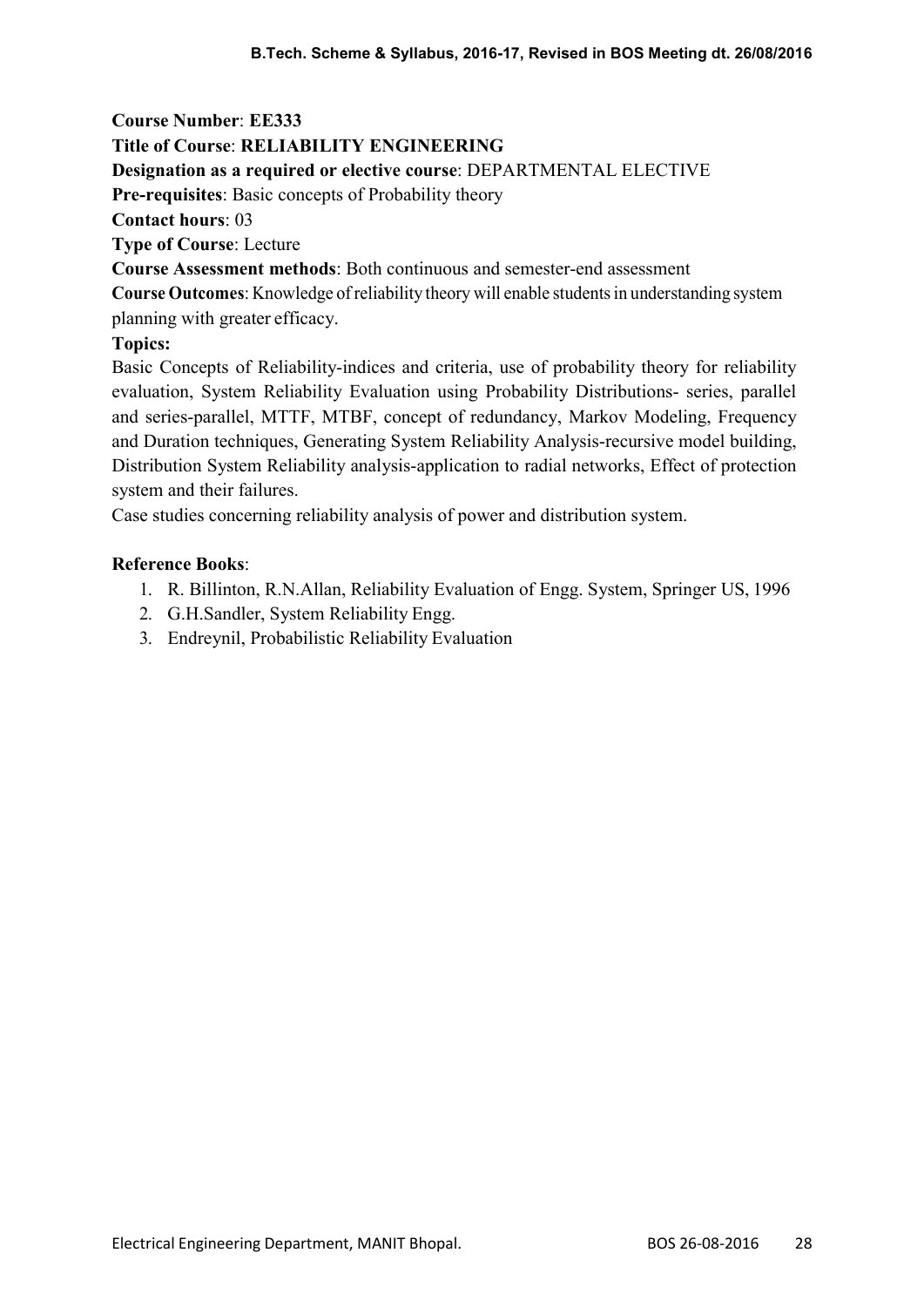**Course Number**: **EE333**

**Title of Course**: **RELIABILITY ENGINEERING**

**Designation as a required or elective course**: DEPARTMENTAL ELECTIVE

**Pre-requisites**: Basic concepts of Probability theory

**Contact hours**: 03

**Type of Course**: Lecture

**Course Assessment methods**: Both continuous and semester-end assessment

**Course Outcomes**: Knowledge of reliability theory will enable students in understanding system planning with greater efficacy.

**Topics:**

Basic Concepts of Reliability-indices and criteria, use of probability theory for reliability evaluation, System Reliability Evaluation using Probability Distributions- series, parallel and series-parallel, MTTF, MTBF, concept of redundancy, Markov Modeling, Frequency and Duration techniques, Generating System Reliability Analysis-recursive model building, Distribution System Reliability analysis-application to radial networks, Effect of protection system and their failures.

Case studies concerning reliability analysis of power and distribution system.

**Reference Books**:

1. R. Billinton, R.N.Allan, Reliability Evaluation of Engg. System, Springer US, 1996
2. G.H.Sandler, System Reliability Engg.
3. Endreynil, Probabilistic Reliability Evaluation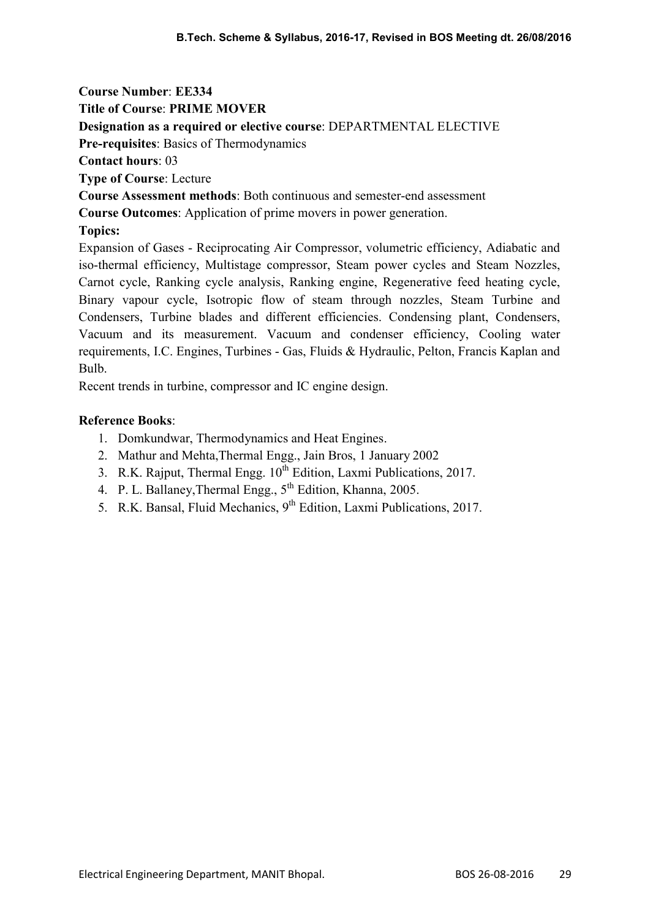**Course Number**: **EE334**

**Title of Course**: **PRIME MOVER**

**Designation as a required or elective course**: DEPARTMENTAL ELECTIVE

**Pre-requisites**: Basics of Thermodynamics

**Contact hours**: 03

**Type of Course**: Lecture

**Course Assessment methods**: Both continuous and semester-end assessment

**Course Outcomes**: Application of prime movers in power generation.

**Topics:**

Expansion of Gases - Reciprocating Air Compressor, volumetric efficiency, Adiabatic and iso-thermal efficiency, Multistage compressor, Steam power cycles and Steam Nozzles, Carnot cycle, Ranking cycle analysis, Ranking engine, Regenerative feed heating cycle, Binary vapour cycle, Isotropic flow of steam through nozzles, Steam Turbine and Condensers, Turbine blades and different efficiencies. Condensing plant, Condensers, Vacuum and its measurement. Vacuum and condenser efficiency, Cooling water requirements, I.C. Engines, Turbines - Gas, Fluids & Hydraulic, Pelton, Francis Kaplan and Bulb.

Recent trends in turbine, compressor and IC engine design.

**Reference Books**:

1. Domkundwar, Thermodynamics and Heat Engines.
2. Mathur and Mehta,Thermal Engg., Jain Bros, 1 January 2002
3. R.K. Rajput, Thermal Engg. 10th Edition, Laxmi Publications, 2017.
4. P. L. Ballaney,Thermal Engg., 5th Edition, Khanna, 2005.
5. R.K. Bansal, Fluid Mechanics, 9th Edition, Laxmi Publications, 2017.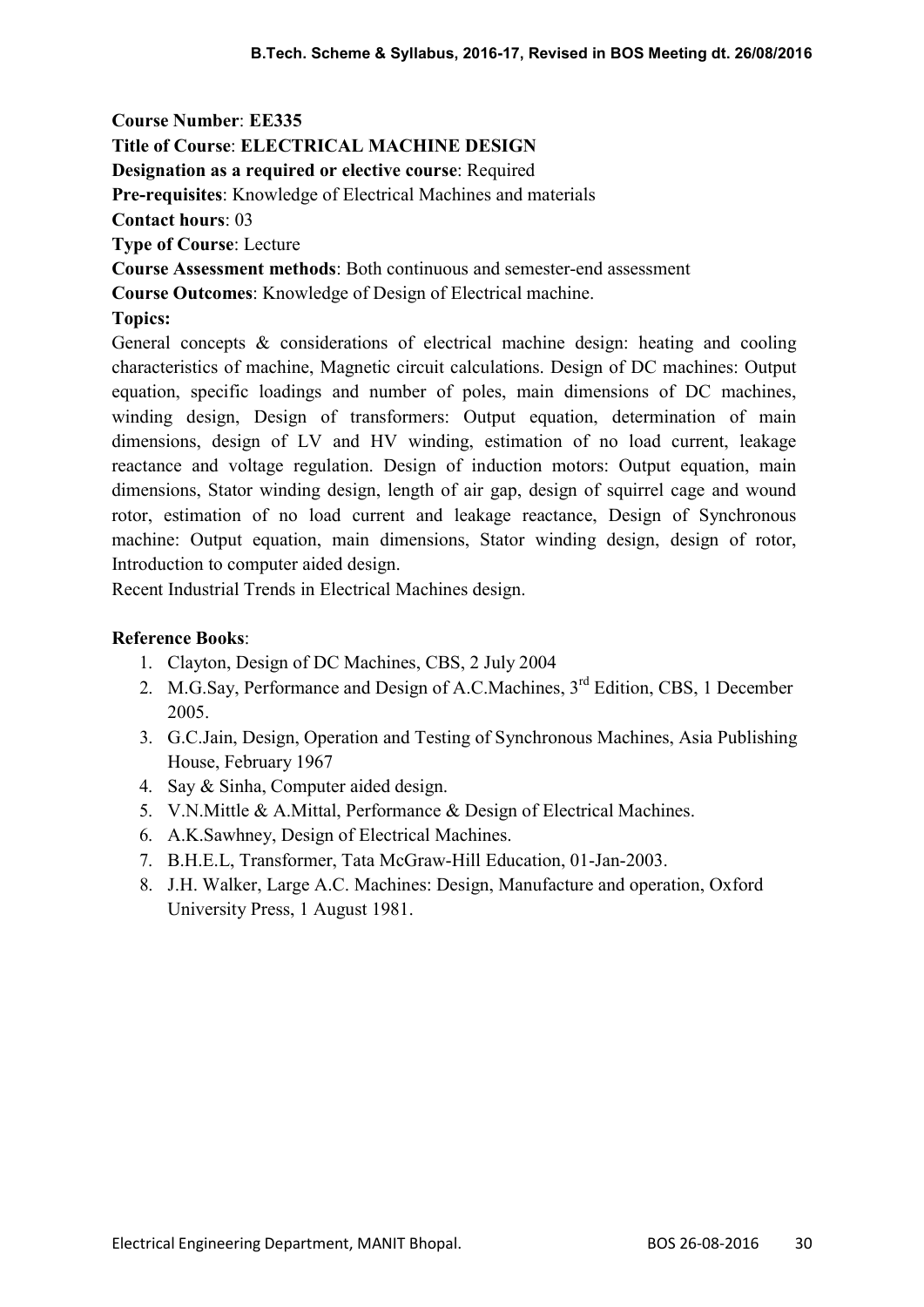**Course Number**: **EE335**

**Title of Course**: **ELECTRICAL MACHINE DESIGN**

**Designation as a required or elective course**: Required

**Pre-requisites**: Knowledge of Electrical Machines and materials

**Contact hours**: 03

**Type of Course**: Lecture

**Course Assessment methods**: Both continuous and semester-end assessment

**Course Outcomes**: Knowledge of Design of Electrical machine.

**Topics:**

General concepts & considerations of electrical machine design: heating and cooling characteristics of machine, Magnetic circuit calculations. Design of DC machines: Output equation, specific loadings and number of poles, main dimensions of DC machines, winding design, Design of transformers: Output equation, determination of main dimensions, design of LV and HV winding, estimation of no load current, leakage reactance and voltage regulation. Design of induction motors: Output equation, main dimensions, Stator winding design, length of air gap, design of squirrel cage and wound rotor, estimation of no load current and leakage reactance, Design of Synchronous machine: Output equation, main dimensions, Stator winding design, design of rotor, Introduction to computer aided design.

Recent Industrial Trends in Electrical Machines design.

**Reference Books**:

1. Clayton, Design of DC Machines, CBS, 2 July 2004
2. M.G.Say, Performance and Design of A.C.Machines, 3rd Edition, CBS, 1 December 2005.
3. G.C.Jain, Design, Operation and Testing of Synchronous Machines, Asia Publishing House, February 1967
4. Say & Sinha, Computer aided design.
5. V.N.Mittle & A.Mittal, Performance & Design of Electrical Machines.
6. A.K.Sawhney, Design of Electrical Machines.
7. B.H.E.L, Transformer, Tata McGraw-Hill Education, 01-Jan-2003.
8. J.H. Walker, Large A.C. Machines: Design, Manufacture and operation, Oxford University Press, 1 August 1981.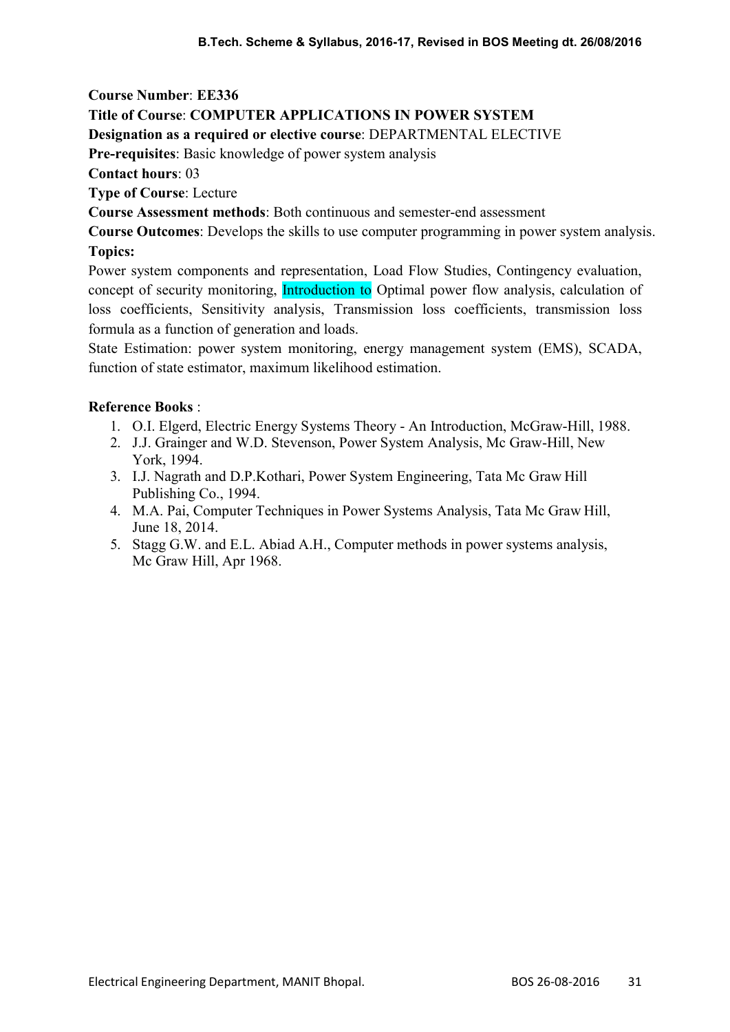**Course Number**: **EE336**

**Title of Course**: **COMPUTER APPLICATIONS IN POWER SYSTEM**

**Designation as a required or elective course**: DEPARTMENTAL ELECTIVE

**Pre-requisites**: Basic knowledge of power system analysis

**Contact hours**: 03

**Type of Course**: Lecture

**Course Assessment methods**: Both continuous and semester-end assessment

**Course Outcomes**: Develops the skills to use computer programming in power system analysis.

**Topics:**

Power system components and representation, Load Flow Studies, Contingency evaluation, concept of security monitoring, Introduction to Optimal power flow analysis, calculation of loss coefficients, Sensitivity analysis, Transmission loss coefficients, transmission loss formula as a function of generation and loads.

State Estimation: power system monitoring, energy management system (EMS), SCADA, function of state estimator, maximum likelihood estimation.

**Reference Books** :

1. O.I. Elgerd, Electric Energy Systems Theory - An Introduction, McGraw-Hill, 1988.
2. J.J. Grainger and W.D. Stevenson, Power System Analysis, Mc Graw-Hill, New York, 1994.
3. I.J. Nagrath and D.P.Kothari, Power System Engineering, Tata Mc Graw Hill Publishing Co., 1994.
4. M.A. Pai, Computer Techniques in Power Systems Analysis, Tata Mc Graw Hill, June 18, 2014.
5. Stagg G.W. and E.L. Abiad A.H., Computer methods in power systems analysis, Mc Graw Hill, Apr 1968.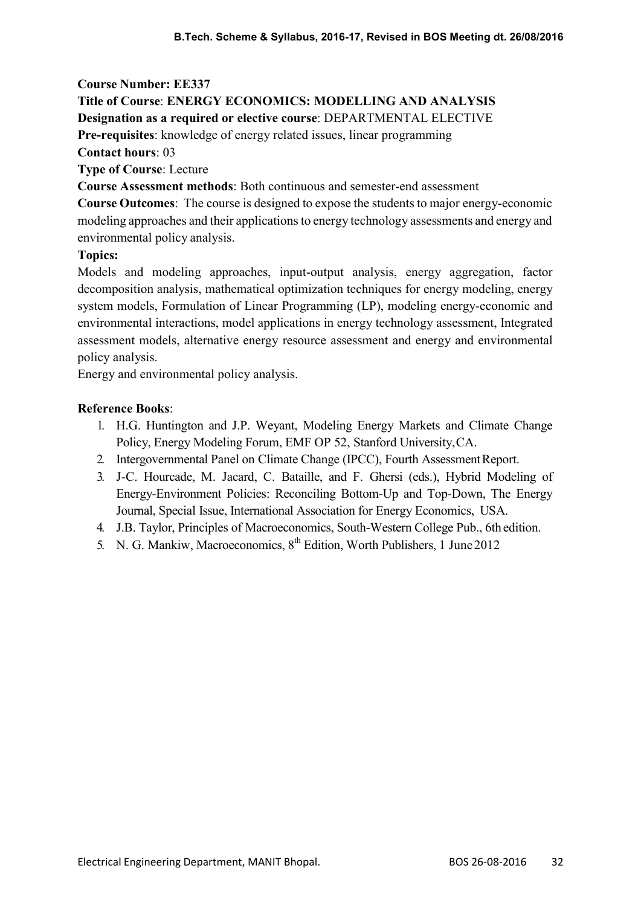**Course Number: EE337**

**Title of Course**: **ENERGY ECONOMICS: MODELLING AND ANALYSIS**

**Designation as a required or elective course**: DEPARTMENTAL ELECTIVE

**Pre-requisites**: knowledge of energy related issues, linear programming

**Contact hours**: 03

**Type of Course**: Lecture

**Course Assessment methods**: Both continuous and semester-end assessment

**Course Outcomes**: The course is designed to expose the students to major energy-economic modeling approaches and their applications to energy technology assessments and energy and environmental policy analysis.

**Topics:**

Models and modeling approaches, input-output analysis, energy aggregation, factor decomposition analysis, mathematical optimization techniques for energy modeling, energy system models, Formulation of Linear Programming (LP), modeling energy-economic and environmental interactions, model applications in energy technology assessment, Integrated assessment models, alternative energy resource assessment and energy and environmental policy analysis.

Energy and environmental policy analysis.

**Reference Books**:

1. H.G. Huntington and J.P. Weyant, Modeling Energy Markets and Climate Change Policy, Energy Modeling Forum, EMF OP 52, Stanford University, CA.
2. Intergovernmental Panel on Climate Change (IPCC), Fourth Assessment Report.
3. J-C. Hourcade, M. Jacard, C. Bataille, and F. Ghersi (eds.), Hybrid Modeling of Energy-Environment Policies: Reconciling Bottom-Up and Top-Down, The Energy Journal, Special Issue, International Association for Energy Economics, USA.
4. J.B. Taylor, Principles of Macroeconomics, South-Western College Pub., 6th edition.
5. N. G. Mankiw, Macroeconomics, 8th Edition, Worth Publishers, 1 June 2012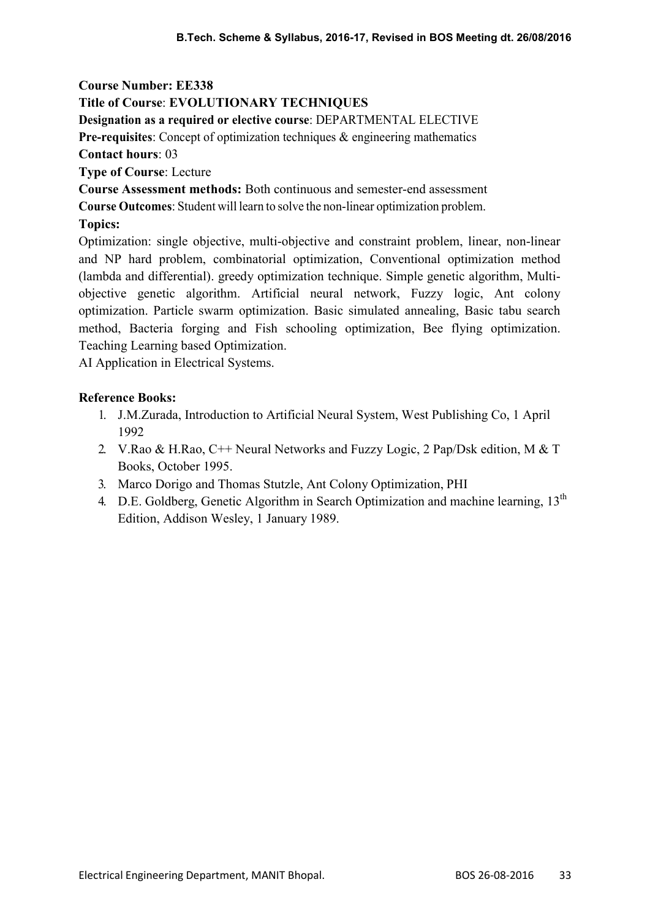**Course Number: EE338**

**Title of Course**: **EVOLUTIONARY TECHNIQUES**

**Designation as a required or elective course**: DEPARTMENTAL ELECTIVE

**Pre-requisites**: Concept of optimization techniques & engineering mathematics

**Contact hours**: 03

**Type of Course**: Lecture

**Course Assessment methods:** Both continuous and semester-end assessment

**Course Outcomes**: Student will learn to solve the non-linear optimization problem.

**Topics:**

Optimization: single objective, multi-objective and constraint problem, linear, non-linear and NP hard problem, combinatorial optimization, Conventional optimization method (lambda and differential). greedy optimization technique. Simple genetic algorithm, Multi-objective genetic algorithm. Artificial neural network, Fuzzy logic, Ant colony optimization. Particle swarm optimization. Basic simulated annealing, Basic tabu search method, Bacteria forging and Fish schooling optimization, Bee flying optimization. Teaching Learning based Optimization.

AI Application in Electrical Systems.

**Reference Books:**

1. J.M.Zurada, Introduction to Artificial Neural System, West Publishing Co, 1 April 1992
2. V.Rao & H.Rao, C++ Neural Networks and Fuzzy Logic, 2 Pap/Dsk edition, M & T Books, October 1995.
3. Marco Dorigo and Thomas Stutzle, Ant Colony Optimization, PHI
4. D.E. Goldberg, Genetic Algorithm in Search Optimization and machine learning, 13th Edition, Addison Wesley, 1 January 1989.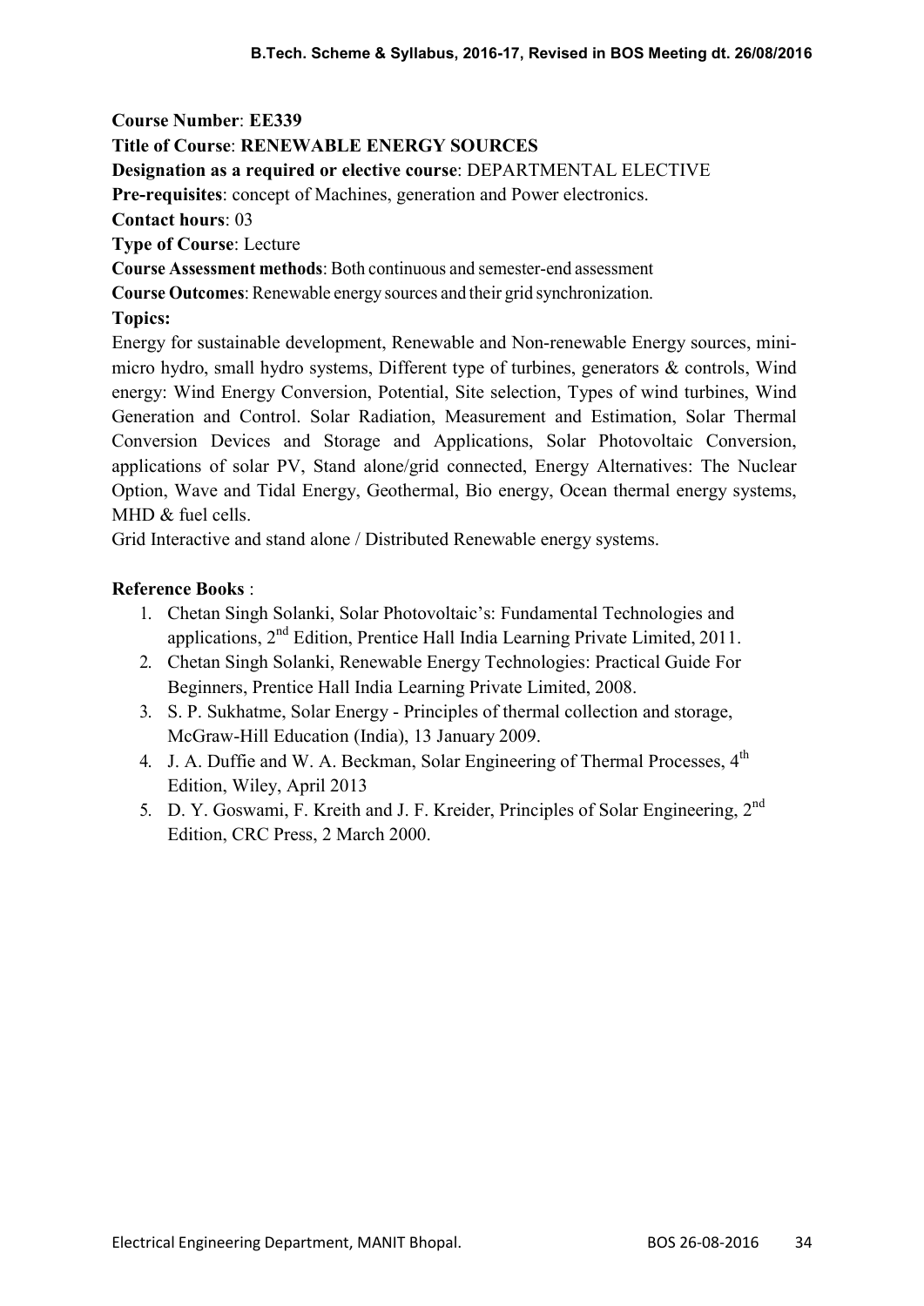**Course Number**: **EE339**

**Title of Course**: **RENEWABLE ENERGY SOURCES**

**Designation as a required or elective course**: DEPARTMENTAL ELECTIVE

**Pre-requisites**: concept of Machines, generation and Power electronics.

**Contact hours**: 03

**Type of Course**: Lecture

**Course Assessment methods**: Both continuous and semester-end assessment

**Course Outcomes**: Renewable energy sources and their grid synchronization.

**Topics:**

Energy for sustainable development, Renewable and Non-renewable Energy sources, mini-micro hydro, small hydro systems, Different type of turbines, generators & controls, Wind energy: Wind Energy Conversion, Potential, Site selection, Types of wind turbines, Wind Generation and Control. Solar Radiation, Measurement and Estimation, Solar Thermal Conversion Devices and Storage and Applications, Solar Photovoltaic Conversion, applications of solar PV, Stand alone/grid connected, Energy Alternatives: The Nuclear Option, Wave and Tidal Energy, Geothermal, Bio energy, Ocean thermal energy systems, MHD & fuel cells.

Grid Interactive and stand alone / Distributed Renewable energy systems.

**Reference Books** :

1. Chetan Singh Solanki, Solar Photovoltaic's: Fundamental Technologies and applications, 2nd Edition, Prentice Hall India Learning Private Limited, 2011.
2. Chetan Singh Solanki, Renewable Energy Technologies: Practical Guide For Beginners, Prentice Hall India Learning Private Limited, 2008.
3. S. P. Sukhatme, Solar Energy - Principles of thermal collection and storage, McGraw-Hill Education (India), 13 January 2009.
4. J. A. Duffie and W. A. Beckman, Solar Engineering of Thermal Processes, 4th Edition, Wiley, April 2013
5. D. Y. Goswami, F. Kreith and J. F. Kreider, Principles of Solar Engineering, 2nd Edition, CRC Press, 2 March 2000.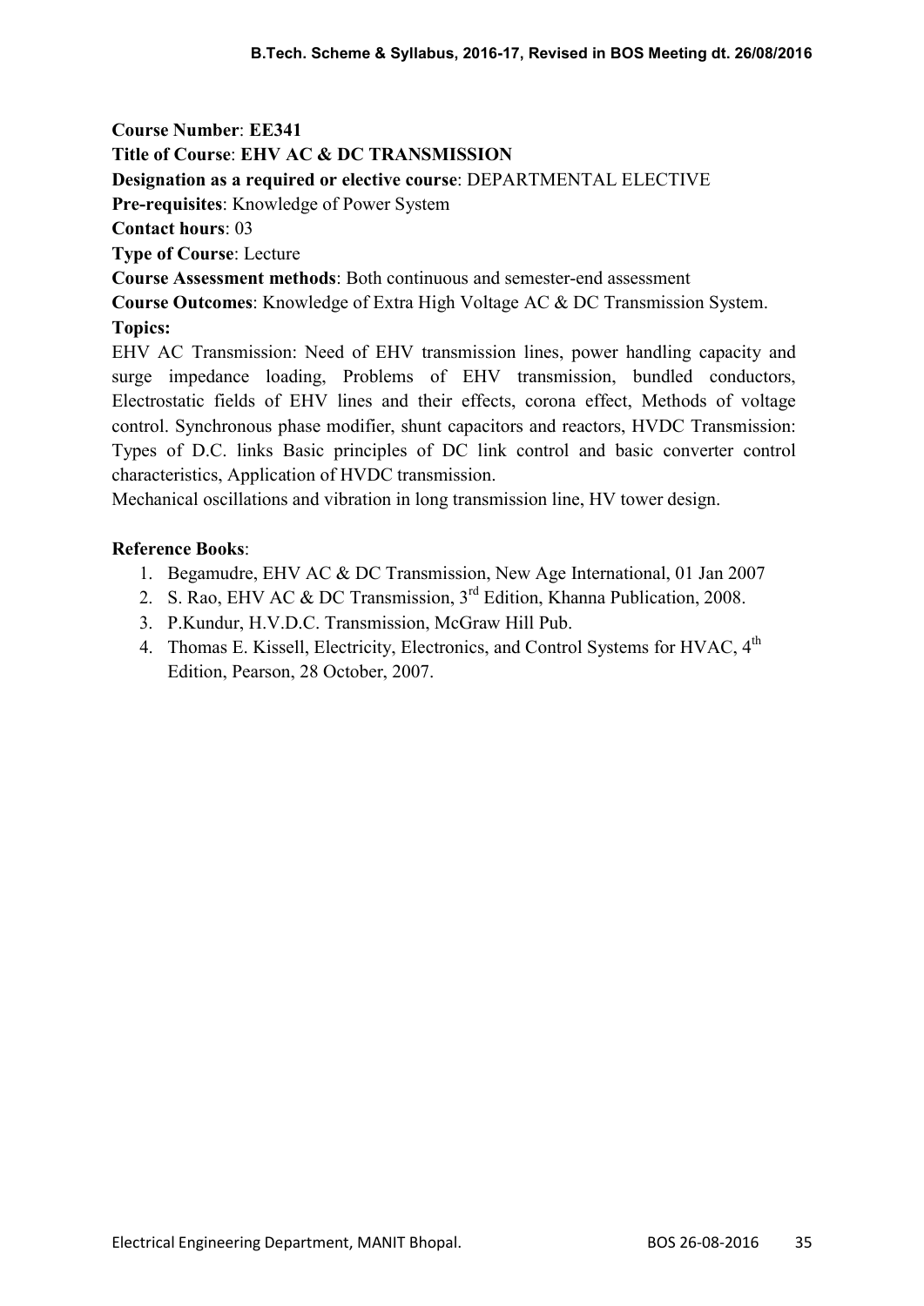**Course Number**: **EE341**

**Title of Course**: **EHV AC & DC TRANSMISSION**

**Designation as a required or elective course**: DEPARTMENTAL ELECTIVE

**Pre-requisites**: Knowledge of Power System

**Contact hours**: 03

**Type of Course**: Lecture

**Course Assessment methods**: Both continuous and semester-end assessment

**Course Outcomes**: Knowledge of Extra High Voltage AC & DC Transmission System.

**Topics:**

EHV AC Transmission: Need of EHV transmission lines, power handling capacity and surge impedance loading, Problems of EHV transmission, bundled conductors, Electrostatic fields of EHV lines and their effects, corona effect, Methods of voltage control. Synchronous phase modifier, shunt capacitors and reactors, HVDC Transmission: Types of D.C. links Basic principles of DC link control and basic converter control characteristics, Application of HVDC transmission.

Mechanical oscillations and vibration in long transmission line, HV tower design.

**Reference Books**:

1. Begamudre, EHV AC & DC Transmission, New Age International, 01 Jan 2007
2. S. Rao, EHV AC & DC Transmission, 3rd Edition, Khanna Publication, 2008.
3. P.Kundur, H.V.D.C. Transmission, McGraw Hill Pub.
4. Thomas E. Kissell, Electricity, Electronics, and Control Systems for HVAC, 4th Edition, Pearson, 28 October, 2007.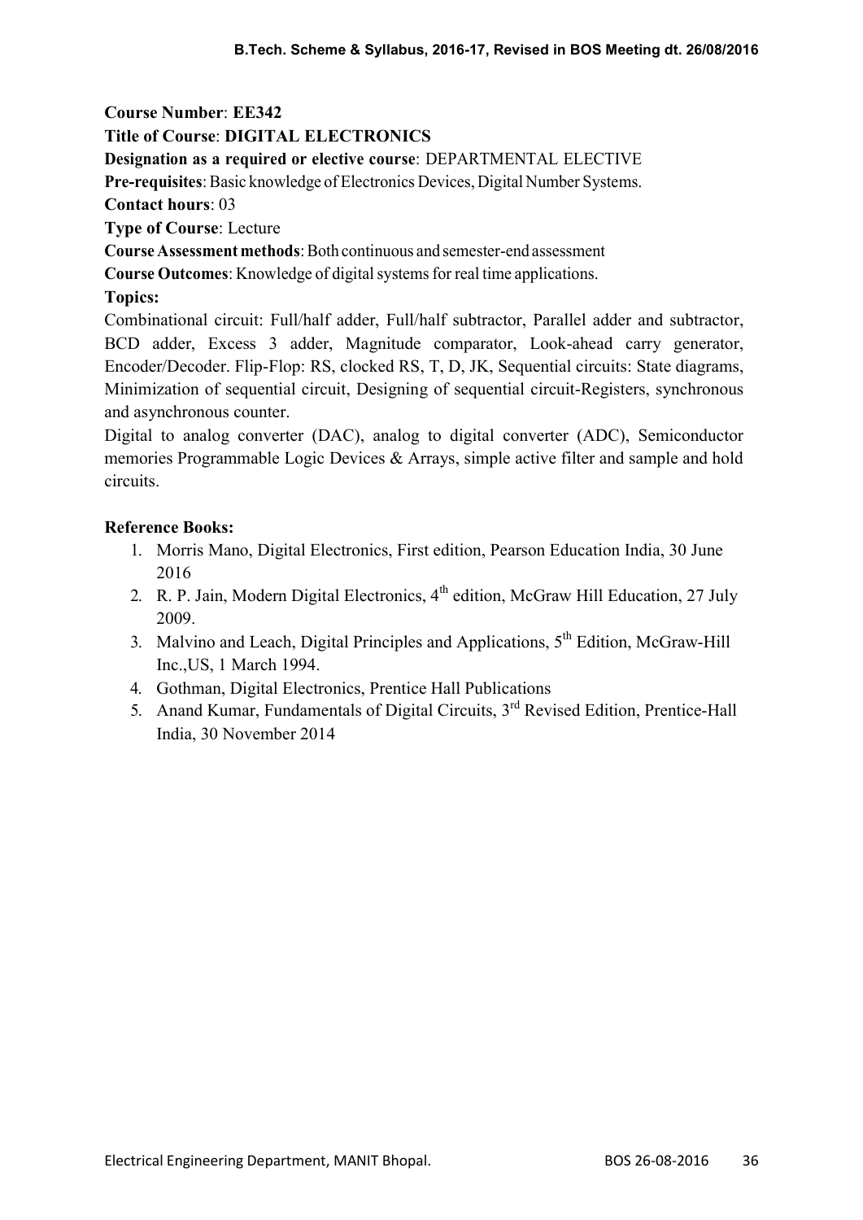**Course Number**: **EE342**

**Title of Course**: **DIGITAL ELECTRONICS**

**Designation as a required or elective course**: DEPARTMENTAL ELECTIVE

**Pre-requisites**: Basic knowledge of Electronics Devices, Digital Number Systems.

**Contact hours**: 03

**Type of Course**: Lecture

**Course Assessment methods**: Both continuous and semester-end assessment

**Course Outcomes**: Knowledge of digital systems for real time applications.

**Topics:**

Combinational circuit: Full/half adder, Full/half subtractor, Parallel adder and subtractor, BCD adder, Excess 3 adder, Magnitude comparator, Look-ahead carry generator, Encoder/Decoder. Flip-Flop: RS, clocked RS, T, D, JK, Sequential circuits: State diagrams, Minimization of sequential circuit, Designing of sequential circuit-Registers, synchronous and asynchronous counter.

Digital to analog converter (DAC), analog to digital converter (ADC), Semiconductor memories Programmable Logic Devices & Arrays, simple active filter and sample and hold circuits.

**Reference Books:**

1. Morris Mano, Digital Electronics, First edition, Pearson Education India, 30 June 2016
2. R. P. Jain, Modern Digital Electronics, 4th edition, McGraw Hill Education, 27 July 2009.
3. Malvino and Leach, Digital Principles and Applications, 5th Edition, McGraw-Hill Inc.,US, 1 March 1994.
4. Gothman, Digital Electronics, Prentice Hall Publications
5. Anand Kumar, Fundamentals of Digital Circuits, 3rd Revised Edition, Prentice-Hall India, 30 November 2014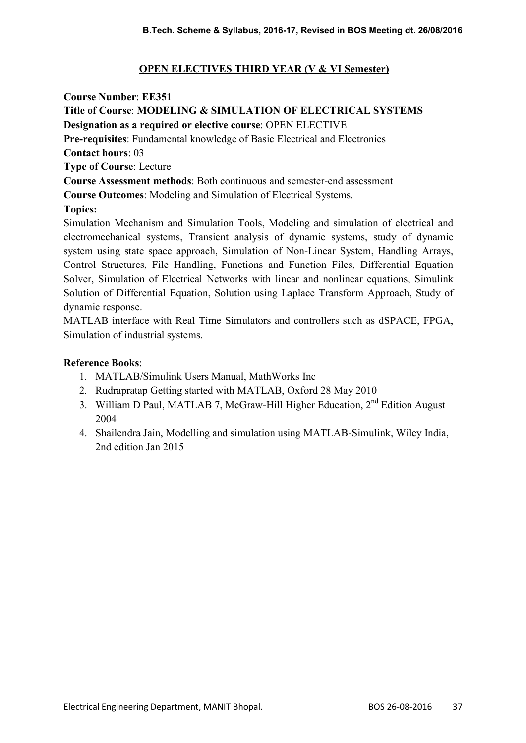## OPEN ELECTIVES THIRD YEAR (V & VI Semester)

**Course Number**: **EE351**

**Title of Course**: **MODELING & SIMULATION OF ELECTRICAL SYSTEMS**

**Designation as a required or elective course**: OPEN ELECTIVE

**Pre-requisites**: Fundamental knowledge of Basic Electrical and Electronics

**Contact hours**: 03

**Type of Course**: Lecture

**Course Assessment methods**: Both continuous and semester-end assessment

**Course Outcomes**: Modeling and Simulation of Electrical Systems.

**Topics:**

Simulation Mechanism and Simulation Tools, Modeling and simulation of electrical and electromechanical systems, Transient analysis of dynamic systems, study of dynamic system using state space approach, Simulation of Non-Linear System, Handling Arrays, Control Structures, File Handling, Functions and Function Files, Differential Equation Solver, Simulation of Electrical Networks with linear and nonlinear equations, Simulink Solution of Differential Equation, Solution using Laplace Transform Approach, Study of dynamic response.

MATLAB interface with Real Time Simulators and controllers such as dSPACE, FPGA, Simulation of industrial systems.

**Reference Books**:

1. MATLAB/Simulink Users Manual, MathWorks Inc
2. Rudrapratap Getting started with MATLAB, Oxford 28 May 2010
3. William D Paul, MATLAB 7, McGraw-Hill Higher Education, 2nd Edition August 2004
4. Shailendra Jain, Modelling and simulation using MATLAB-Simulink, Wiley India, 2nd edition Jan 2015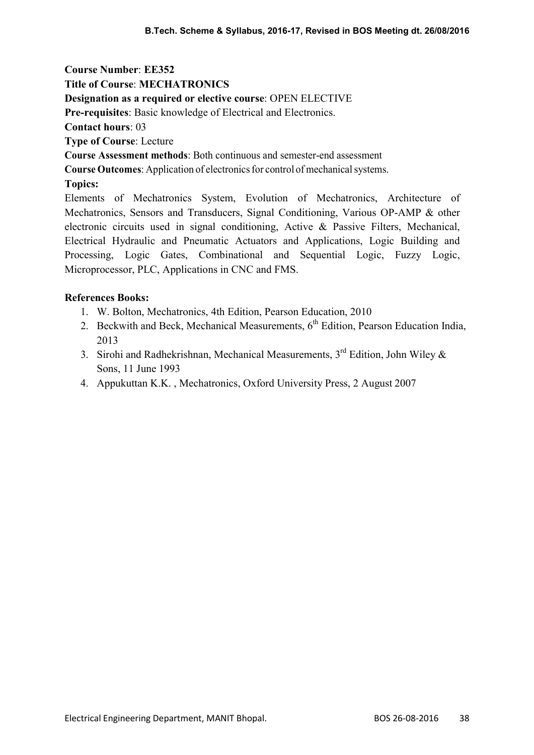**Course Number**: **EE352**

**Title of Course**: **MECHATRONICS**

**Designation as a required or elective course**: OPEN ELECTIVE

**Pre-requisites**: Basic knowledge of Electrical and Electronics.

**Contact hours**: 03

**Type of Course**: Lecture

**Course Assessment methods**: Both continuous and semester-end assessment

**Course Outcomes**: Application of electronics for control of mechanical systems.

**Topics:**

Elements of Mechatronics System, Evolution of Mechatronics, Architecture of Mechatronics, Sensors and Transducers, Signal Conditioning, Various OP-AMP & other electronic circuits used in signal conditioning, Active & Passive Filters, Mechanical, Electrical Hydraulic and Pneumatic Actuators and Applications, Logic Building and Processing, Logic Gates, Combinational and Sequential Logic, Fuzzy Logic, Microprocessor, PLC, Applications in CNC and FMS.

**References Books:**

1. W. Bolton, Mechatronics, 4th Edition, Pearson Education, 2010
2. Beckwith and Beck, Mechanical Measurements, 6th Edition, Pearson Education India, 2013
3. Sirohi and Radhekrishnan, Mechanical Measurements, 3rd Edition, John Wiley & Sons, 11 June 1993
4. Appukuttan K.K. , Mechatronics, Oxford University Press, 2 August 2007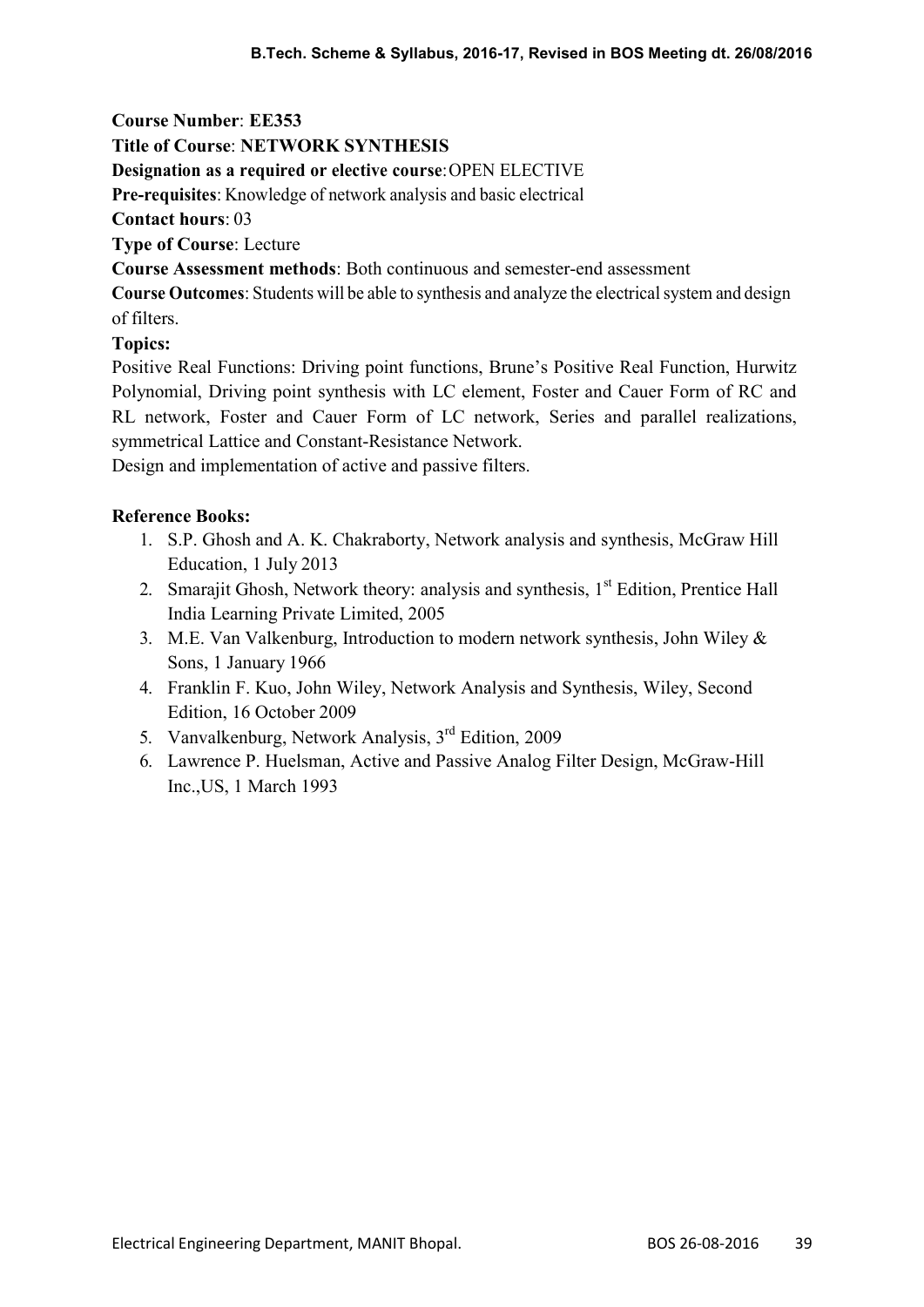**Course Number**: **EE353**

**Title of Course**: **NETWORK SYNTHESIS**

**Designation as a required or elective course**: OPEN ELECTIVE

**Pre-requisites**: Knowledge of network analysis and basic electrical

**Contact hours**: 03

**Type of Course**: Lecture

**Course Assessment methods**: Both continuous and semester-end assessment

**Course Outcomes**: Students will be able to synthesis and analyze the electrical system and design of filters.

**Topics:**

Positive Real Functions: Driving point functions, Brune's Positive Real Function, Hurwitz Polynomial, Driving point synthesis with LC element, Foster and Cauer Form of RC and RL network, Foster and Cauer Form of LC network, Series and parallel realizations, symmetrical Lattice and Constant-Resistance Network.

Design and implementation of active and passive filters.

**Reference Books:**

1. S.P. Ghosh and A. K. Chakraborty, Network analysis and synthesis, McGraw Hill Education, 1 July 2013
2. Smarajit Ghosh, Network theory: analysis and synthesis, 1st Edition, Prentice Hall India Learning Private Limited, 2005
3. M.E. Van Valkenburg, Introduction to modern network synthesis, John Wiley & Sons, 1 January 1966
4. Franklin F. Kuo, John Wiley, Network Analysis and Synthesis, Wiley, Second Edition, 16 October 2009
5. Vanvalkenburg, Network Analysis, 3rd Edition, 2009
6. Lawrence P. Huelsman, Active and Passive Analog Filter Design, McGraw-Hill Inc.,US, 1 March 1993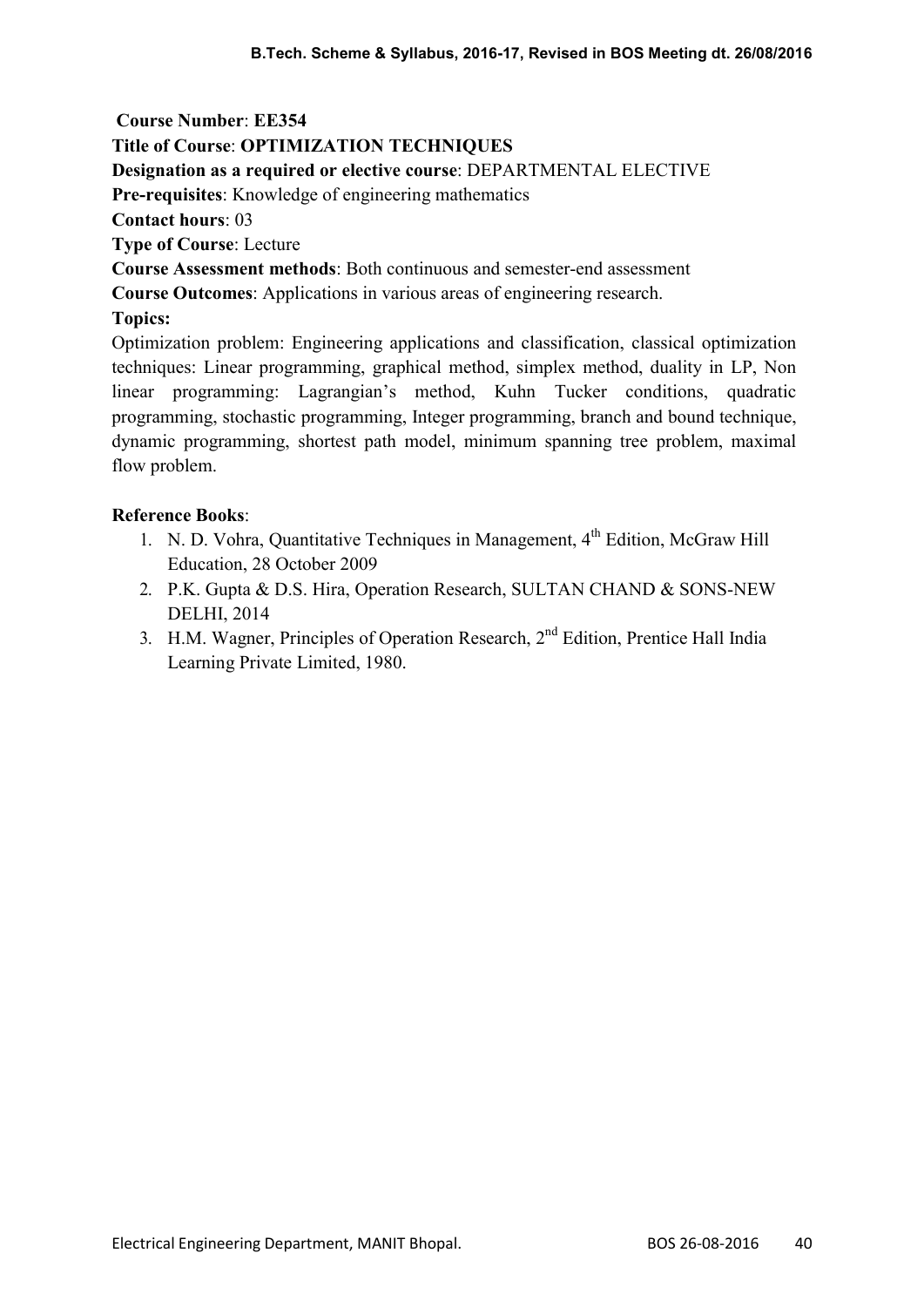**Course Number**: **EE354**

**Title of Course**: **OPTIMIZATION TECHNIQUES**

**Designation as a required or elective course**: DEPARTMENTAL ELECTIVE

**Pre-requisites**: Knowledge of engineering mathematics

**Contact hours**: 03

**Type of Course**: Lecture

**Course Assessment methods**: Both continuous and semester-end assessment

**Course Outcomes**: Applications in various areas of engineering research.

**Topics:**

Optimization problem: Engineering applications and classification, classical optimization techniques: Linear programming, graphical method, simplex method, duality in LP, Non linear programming: Lagrangian's method, Kuhn Tucker conditions, quadratic programming, stochastic programming, Integer programming, branch and bound technique, dynamic programming, shortest path model, minimum spanning tree problem, maximal flow problem.

**Reference Books**:

1. N. D. Vohra, Quantitative Techniques in Management, 4th Edition, McGraw Hill Education, 28 October 2009
2. P.K. Gupta & D.S. Hira, Operation Research, SULTAN CHAND & SONS-NEW DELHI, 2014
3. H.M. Wagner, Principles of Operation Research, 2nd Edition, Prentice Hall India Learning Private Limited, 1980.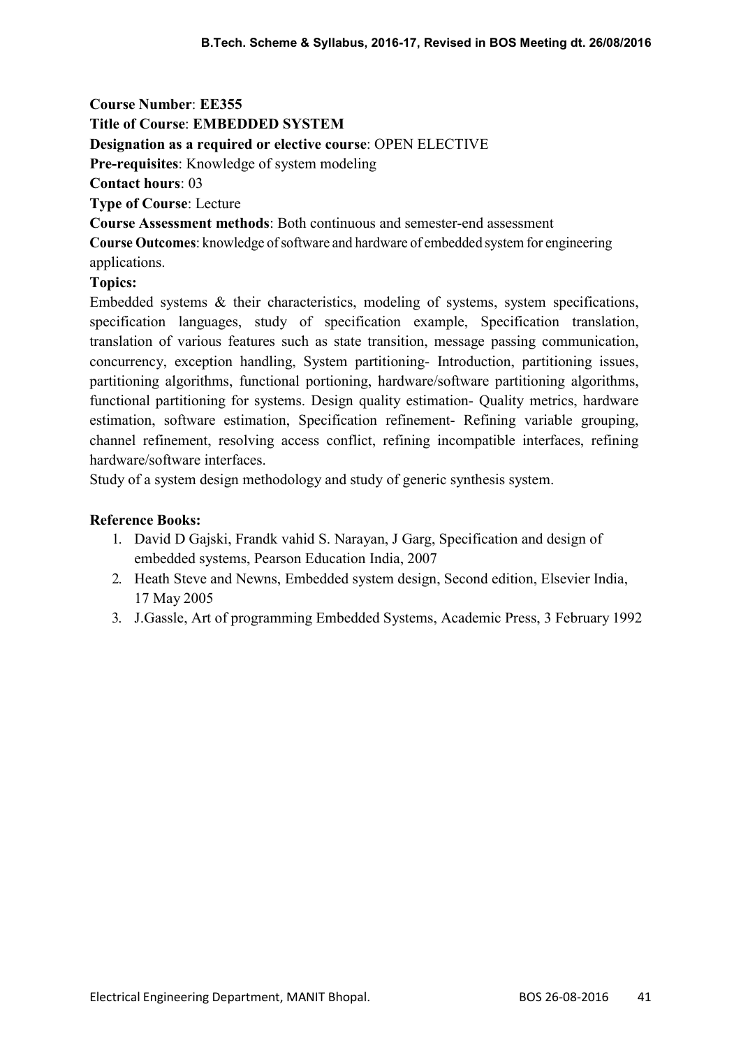**Course Number**: **EE355**

**Title of Course**: **EMBEDDED SYSTEM**

**Designation as a required or elective course**: OPEN ELECTIVE

**Pre-requisites**: Knowledge of system modeling

**Contact hours**: 03

**Type of Course**: Lecture

**Course Assessment methods**: Both continuous and semester-end assessment

**Course Outcomes**: knowledge of software and hardware of embedded system for engineering applications.

**Topics:**

Embedded systems & their characteristics, modeling of systems, system specifications, specification languages, study of specification example, Specification translation, translation of various features such as state transition, message passing communication, concurrency, exception handling, System partitioning- Introduction, partitioning issues, partitioning algorithms, functional portioning, hardware/software partitioning algorithms, functional partitioning for systems. Design quality estimation- Quality metrics, hardware estimation, software estimation, Specification refinement- Refining variable grouping, channel refinement, resolving access conflict, refining incompatible interfaces, refining hardware/software interfaces.

Study of a system design methodology and study of generic synthesis system.

**Reference Books:**

1. David D Gajski, Frandk vahid S. Narayan, J Garg, Specification and design of embedded systems, Pearson Education India, 2007
2. Heath Steve and Newns, Embedded system design, Second edition, Elsevier India, 17 May 2005
3. J.Gassle, Art of programming Embedded Systems, Academic Press, 3 February 1992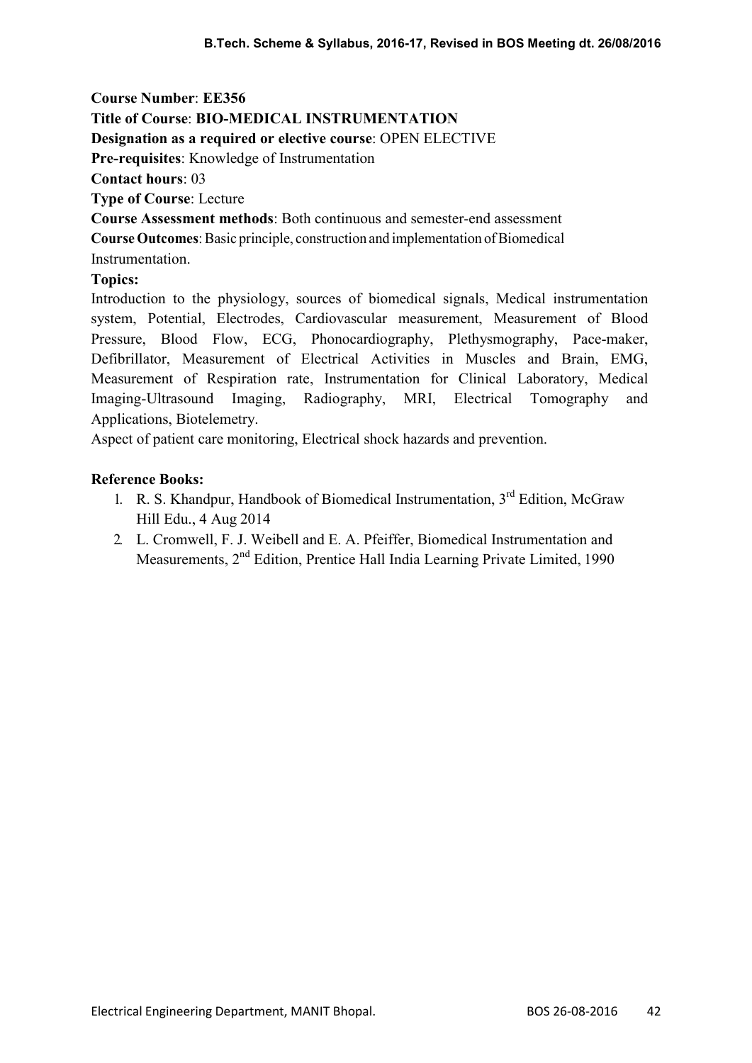**Course Number**: **EE356**

**Title of Course**: **BIO-MEDICAL INSTRUMENTATION**

**Designation as a required or elective course**: OPEN ELECTIVE

**Pre-requisites**: Knowledge of Instrumentation

**Contact hours**: 03

**Type of Course**: Lecture

**Course Assessment methods**: Both continuous and semester-end assessment

**Course Outcomes**: Basic principle, construction and implementation of Biomedical Instrumentation.

**Topics:**

Introduction to the physiology, sources of biomedical signals, Medical instrumentation system, Potential, Electrodes, Cardiovascular measurement, Measurement of Blood Pressure, Blood Flow, ECG, Phonocardiography, Plethysmography, Pace-maker, Defibrillator, Measurement of Electrical Activities in Muscles and Brain, EMG, Measurement of Respiration rate, Instrumentation for Clinical Laboratory, Medical Imaging-Ultrasound Imaging, Radiography, MRI, Electrical Tomography and Applications, Biotelemetry.

Aspect of patient care monitoring, Electrical shock hazards and prevention.

**Reference Books:**

1. R. S. Khandpur, Handbook of Biomedical Instrumentation, 3rd Edition, McGraw Hill Edu., 4 Aug 2014
2. L. Cromwell, F. J. Weibell and E. A. Pfeiffer, Biomedical Instrumentation and Measurements, 2nd Edition, Prentice Hall India Learning Private Limited, 1990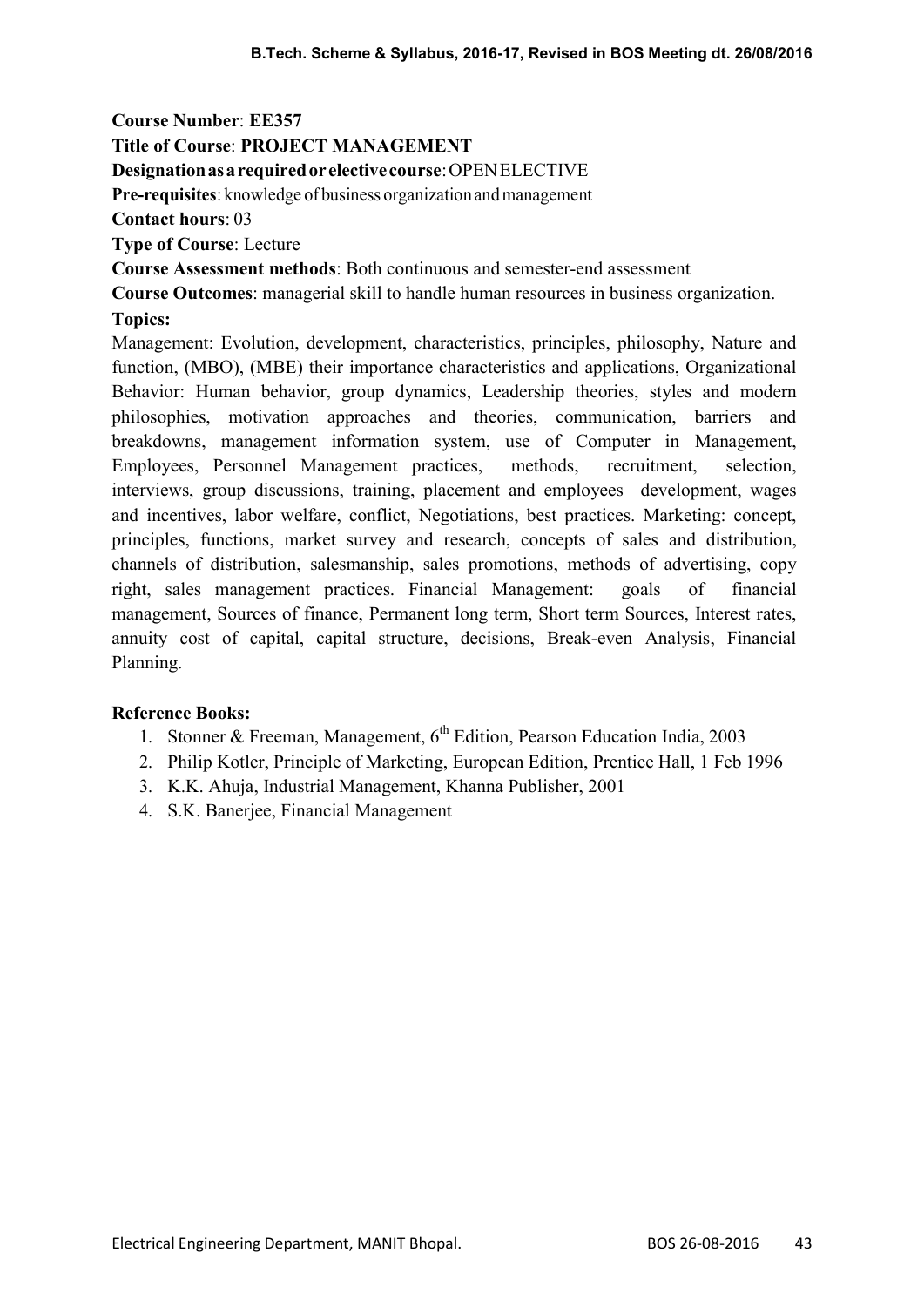**Course Number**: **EE357**

**Title of Course**: **PROJECT MANAGEMENT**

**Designation as a required or elective course**: OPEN ELECTIVE

**Pre-requisites**: knowledge of business organization and management

**Contact hours**: 03

**Type of Course**: Lecture

**Course Assessment methods**: Both continuous and semester-end assessment

**Course Outcomes**: managerial skill to handle human resources in business organization.

**Topics:**

Management: Evolution, development, characteristics, principles, philosophy, Nature and function, (MBO), (MBE) their importance characteristics and applications, Organizational Behavior: Human behavior, group dynamics, Leadership theories, styles and modern philosophies, motivation approaches and theories, communication, barriers and breakdowns, management information system, use of Computer in Management, Employees, Personnel Management practices, methods, recruitment, selection, interviews, group discussions, training, placement and employees development, wages and incentives, labor welfare, conflict, Negotiations, best practices. Marketing: concept, principles, functions, market survey and research, concepts of sales and distribution, channels of distribution, salesmanship, sales promotions, methods of advertising, copy right, sales management practices. Financial Management: goals of financial management, Sources of finance, Permanent long term, Short term Sources, Interest rates, annuity cost of capital, capital structure, decisions, Break-even Analysis, Financial Planning.

**Reference Books:**

1. Stonner & Freeman, Management, 6th Edition, Pearson Education India, 2003
2. Philip Kotler, Principle of Marketing, European Edition, Prentice Hall, 1 Feb 1996
3. K.K. Ahuja, Industrial Management, Khanna Publisher, 2001
4. S.K. Banerjee, Financial Management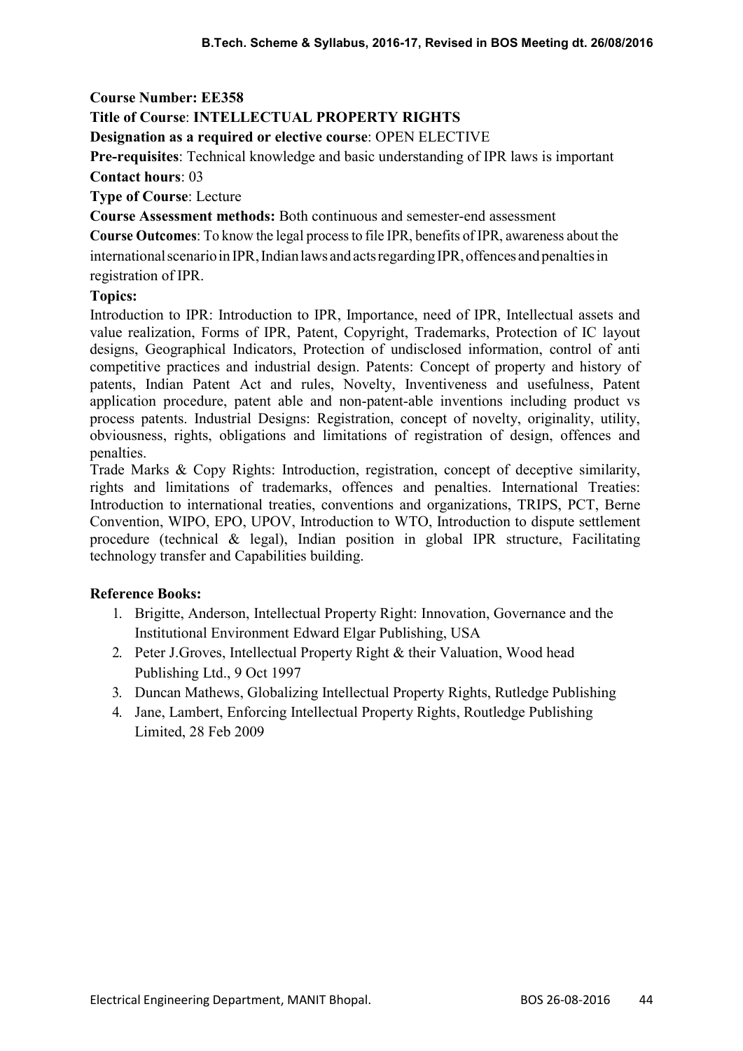**Course Number: EE358**

**Title of Course**: **INTELLECTUAL PROPERTY RIGHTS**

**Designation as a required or elective course**: OPEN ELECTIVE

**Pre-requisites**: Technical knowledge and basic understanding of IPR laws is important

**Contact hours**: 03

**Type of Course**: Lecture

**Course Assessment methods:** Both continuous and semester-end assessment

**Course Outcomes**: To know the legal process to file IPR, benefits of IPR, awareness about the international scenario in IPR, Indian laws and acts regarding IPR, offences and penalties in registration of IPR.

**Topics:**

Introduction to IPR: Introduction to IPR, Importance, need of IPR, Intellectual assets and value realization, Forms of IPR, Patent, Copyright, Trademarks, Protection of IC layout designs, Geographical Indicators, Protection of undisclosed information, control of anti competitive practices and industrial design. Patents: Concept of property and history of patents, Indian Patent Act and rules, Novelty, Inventiveness and usefulness, Patent application procedure, patent able and non-patent-able inventions including product vs process patents. Industrial Designs: Registration, concept of novelty, originality, utility, obviousness, rights, obligations and limitations of registration of design, offences and penalties.

Trade Marks & Copy Rights: Introduction, registration, concept of deceptive similarity, rights and limitations of trademarks, offences and penalties. International Treaties: Introduction to international treaties, conventions and organizations, TRIPS, PCT, Berne Convention, WIPO, EPO, UPOV, Introduction to WTO, Introduction to dispute settlement procedure (technical & legal), Indian position in global IPR structure, Facilitating technology transfer and Capabilities building.

**Reference Books:**

1. Brigitte, Anderson, Intellectual Property Right: Innovation, Governance and the Institutional Environment Edward Elgar Publishing, USA
2. Peter J.Groves, Intellectual Property Right & their Valuation, Wood head Publishing Ltd., 9 Oct 1997
3. Duncan Mathews, Globalizing Intellectual Property Rights, Rutledge Publishing
4. Jane, Lambert, Enforcing Intellectual Property Rights, Routledge Publishing Limited, 28 Feb 2009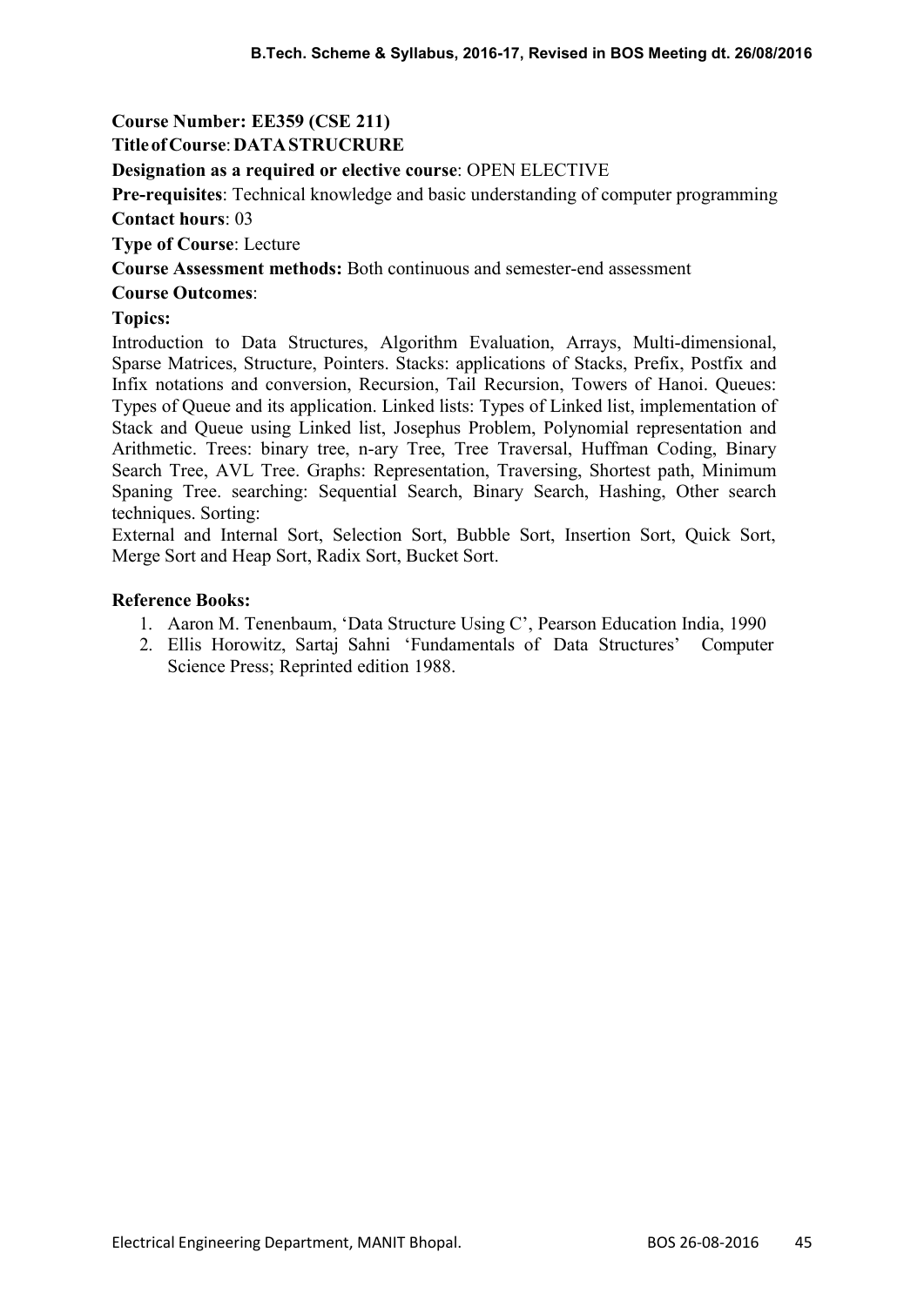**Course Number: EE359 (CSE 211)**

**Title of Course**: **DATA STRUCRURE**

**Designation as a required or elective course**: OPEN ELECTIVE

**Pre-requisites**: Technical knowledge and basic understanding of computer programming

**Contact hours**: 03

**Type of Course**: Lecture

**Course Assessment methods:** Both continuous and semester-end assessment

**Course Outcomes**:

**Topics:**

Introduction to Data Structures, Algorithm Evaluation, Arrays, Multi-dimensional, Sparse Matrices, Structure, Pointers. Stacks: applications of Stacks, Prefix, Postfix and Infix notations and conversion, Recursion, Tail Recursion, Towers of Hanoi. Queues: Types of Queue and its application. Linked lists: Types of Linked list, implementation of Stack and Queue using Linked list, Josephus Problem, Polynomial representation and Arithmetic. Trees: binary tree, n-ary Tree, Tree Traversal, Huffman Coding, Binary Search Tree, AVL Tree. Graphs: Representation, Traversing, Shortest path, Minimum Spaning Tree. searching: Sequential Search, Binary Search, Hashing, Other search techniques. Sorting:

External and Internal Sort, Selection Sort, Bubble Sort, Insertion Sort, Quick Sort, Merge Sort and Heap Sort, Radix Sort, Bucket Sort.

**Reference Books:**

1. Aaron M. Tenenbaum, 'Data Structure Using C', Pearson Education India, 1990
2. Ellis Horowitz, Sartaj Sahni 'Fundamentals of Data Structures' Computer Science Press; Reprinted edition 1988.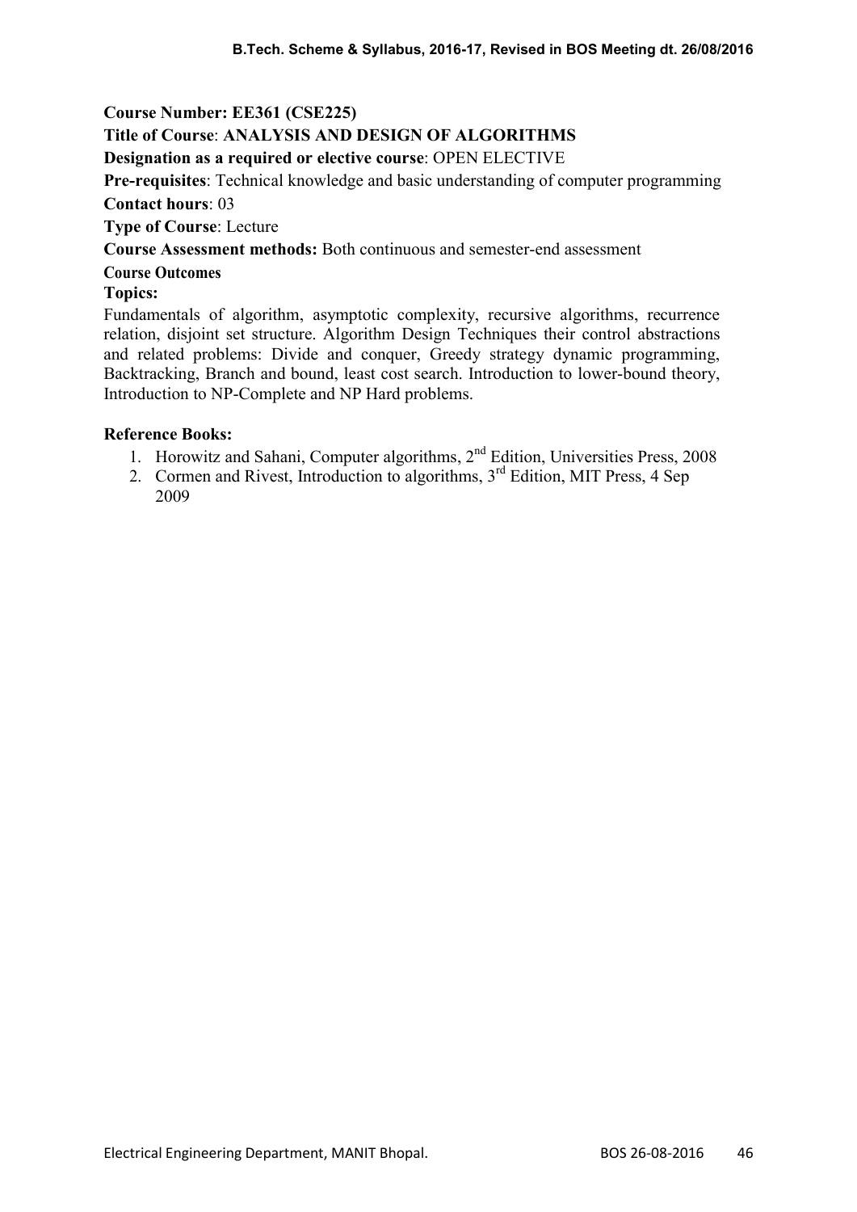**Course Number: EE361 (CSE225)**

**Title of Course**: **ANALYSIS AND DESIGN OF ALGORITHMS**

**Designation as a required or elective course**: OPEN ELECTIVE

**Pre-requisites**: Technical knowledge and basic understanding of computer programming

**Contact hours**: 03

**Type of Course**: Lecture

**Course Assessment methods:** Both continuous and semester-end assessment

**Course Outcomes**

**Topics:**

Fundamentals of algorithm, asymptotic complexity, recursive algorithms, recurrence relation, disjoint set structure. Algorithm Design Techniques their control abstractions and related problems: Divide and conquer, Greedy strategy dynamic programming, Backtracking, Branch and bound, least cost search. Introduction to lower-bound theory, Introduction to NP-Complete and NP Hard problems.

**Reference Books:**

1. Horowitz and Sahani, Computer algorithms, 2nd Edition, Universities Press, 2008
2. Cormen and Rivest, Introduction to algorithms, 3rd Edition, MIT Press, 4 Sep 2009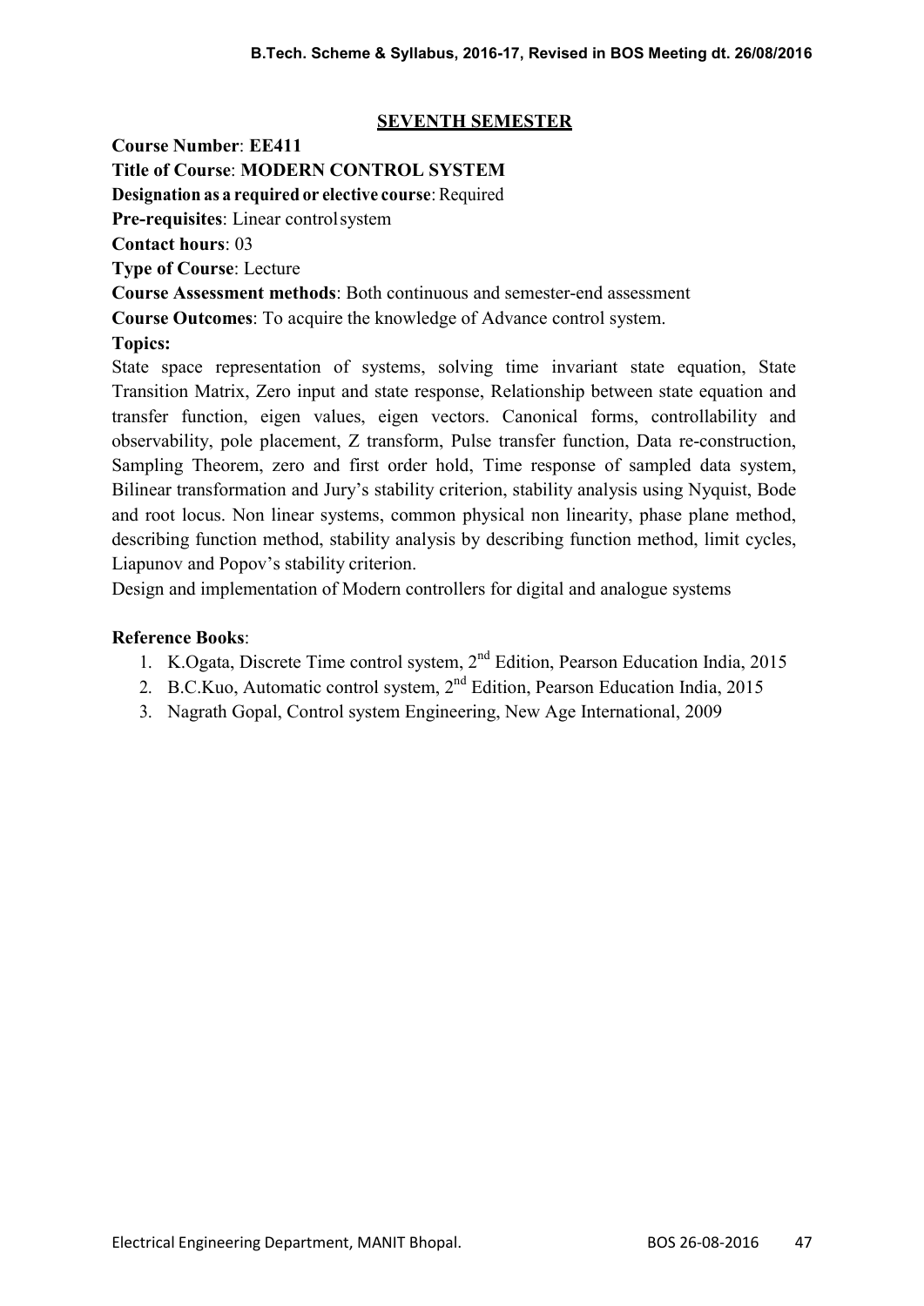## SEVENTH SEMESTER

**Course Number**: **EE411**

**Title of Course**: **MODERN CONTROL SYSTEM**

**Designation as a required or elective course**: Required

**Pre-requisites**: Linear control system

**Contact hours**: 03

**Type of Course**: Lecture

**Course Assessment methods**: Both continuous and semester-end assessment

**Course Outcomes**: To acquire the knowledge of Advance control system.

**Topics:**

State space representation of systems, solving time invariant state equation, State Transition Matrix, Zero input and state response, Relationship between state equation and transfer function, eigen values, eigen vectors. Canonical forms, controllability and observability, pole placement, Z transform, Pulse transfer function, Data re-construction, Sampling Theorem, zero and first order hold, Time response of sampled data system, Bilinear transformation and Jury's stability criterion, stability analysis using Nyquist, Bode and root locus. Non linear systems, common physical non linearity, phase plane method, describing function method, stability analysis by describing function method, limit cycles, Liapunov and Popov's stability criterion.

Design and implementation of Modern controllers for digital and analogue systems

**Reference Books**:

1. K.Ogata, Discrete Time control system, 2nd Edition, Pearson Education India, 2015
2. B.C.Kuo, Automatic control system, 2nd Edition, Pearson Education India, 2015
3. Nagrath Gopal, Control system Engineering, New Age International, 2009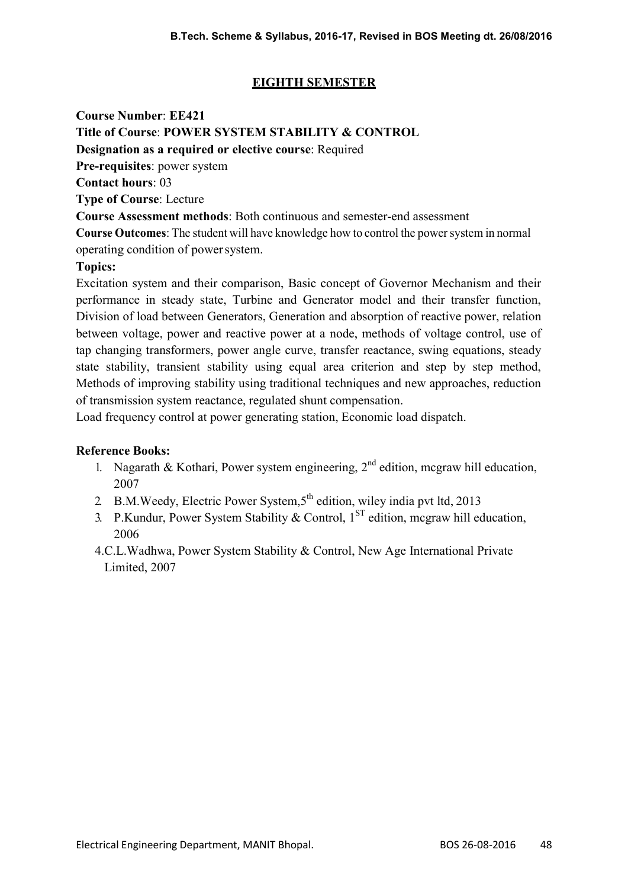## EIGHTH SEMESTER

**Course Number**: **EE421**

**Title of Course**: **POWER SYSTEM STABILITY & CONTROL**

**Designation as a required or elective course**: Required

**Pre-requisites**: power system

**Contact hours**: 03

**Type of Course**: Lecture

**Course Assessment methods**: Both continuous and semester-end assessment

**Course Outcomes**: The student will have knowledge how to control the power system in normal operating condition of power system.

**Topics:**

Excitation system and their comparison, Basic concept of Governor Mechanism and their performance in steady state, Turbine and Generator model and their transfer function, Division of load between Generators, Generation and absorption of reactive power, relation between voltage, power and reactive power at a node, methods of voltage control, use of tap changing transformers, power angle curve, transfer reactance, swing equations, steady state stability, transient stability using equal area criterion and step by step method, Methods of improving stability using traditional techniques and new approaches, reduction of transmission system reactance, regulated shunt compensation.

Load frequency control at power generating station, Economic load dispatch.

**Reference Books:**

1. Nagarath & Kothari, Power system engineering, 2nd edition, mcgraw hill education, 2007
2. B.M.Weedy, Electric Power System, 5th edition, wiley india pvt ltd, 2013
3. P.Kundur, Power System Stability & Control, 1ST edition, mcgraw hill education, 2006
4. C.L.Wadhwa, Power System Stability & Control, New Age International Private Limited, 2007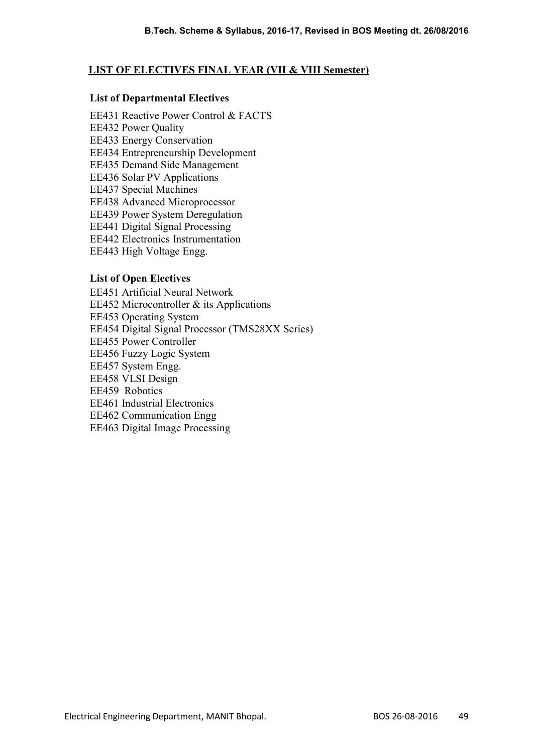## LIST OF ELECTIVES FINAL YEAR (VII & VIII Semester)

### List of Departmental Electives

EE431 Reactive Power Control & FACTS
EE432 Power Quality
EE433 Energy Conservation
EE434 Entrepreneurship Development
EE435 Demand Side Management
EE436 Solar PV Applications
EE437 Special Machines
EE438 Advanced Microprocessor
EE439 Power System Deregulation
EE441 Digital Signal Processing
EE442 Electronics Instrumentation
EE443 High Voltage Engg.

### List of Open Electives

EE451 Artificial Neural Network
EE452 Microcontroller & its Applications
EE453 Operating System
EE454 Digital Signal Processor (TMS28XX Series)
EE455 Power Controller
EE456 Fuzzy Logic System
EE457 System Engg.
EE458 VLSI Design
EE459 Robotics
EE461 Industrial Electronics
EE462 Communication Engg
EE463 Digital Image Processing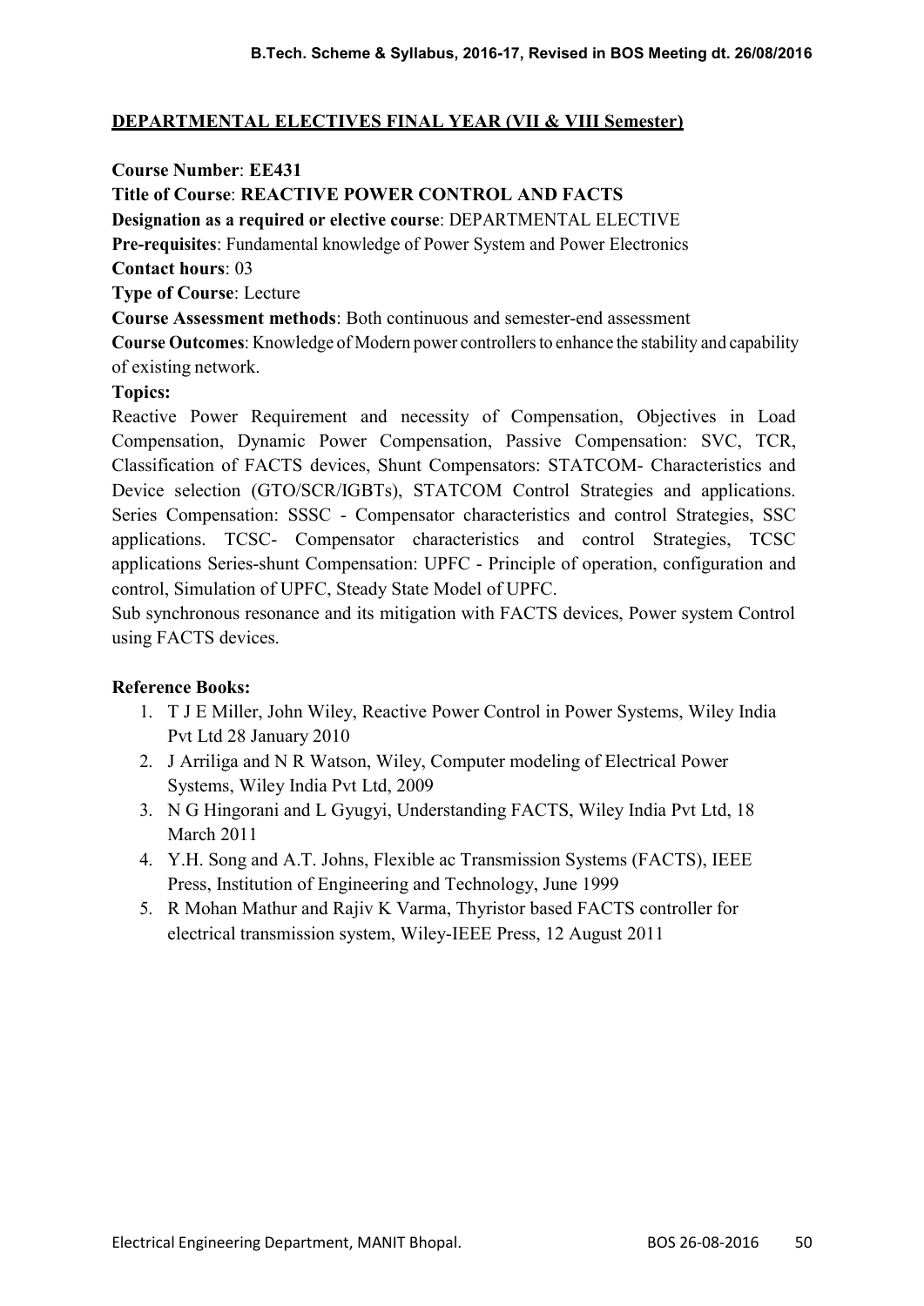## DEPARTMENTAL ELECTIVES FINAL YEAR (VII & VIII Semester)

**Course Number**: **EE431**

**Title of Course**: **REACTIVE POWER CONTROL AND FACTS**

**Designation as a required or elective course**: DEPARTMENTAL ELECTIVE

**Pre-requisites**: Fundamental knowledge of Power System and Power Electronics

**Contact hours**: 03

**Type of Course**: Lecture

**Course Assessment methods**: Both continuous and semester-end assessment

**Course Outcomes**: Knowledge of Modern power controllers to enhance the stability and capability of existing network.

**Topics:**

Reactive Power Requirement and necessity of Compensation, Objectives in Load Compensation, Dynamic Power Compensation, Passive Compensation: SVC, TCR, Classification of FACTS devices, Shunt Compensators: STATCOM- Characteristics and Device selection (GTO/SCR/IGBTs), STATCOM Control Strategies and applications. Series Compensation: SSSC - Compensator characteristics and control Strategies, SSC applications. TCSC- Compensator characteristics and control Strategies, TCSC applications Series-shunt Compensation: UPFC - Principle of operation, configuration and control, Simulation of UPFC, Steady State Model of UPFC.

Sub synchronous resonance and its mitigation with FACTS devices, Power system Control using FACTS devices.

**Reference Books:**

1. T J E Miller, John Wiley, Reactive Power Control in Power Systems, Wiley India Pvt Ltd 28 January 2010
2. J Arriliga and N R Watson, Wiley, Computer modeling of Electrical Power Systems, Wiley India Pvt Ltd, 2009
3. N G Hingorani and L Gyugyi, Understanding FACTS, Wiley India Pvt Ltd, 18 March 2011
4. Y.H. Song and A.T. Johns, Flexible ac Transmission Systems (FACTS), IEEE Press, Institution of Engineering and Technology, June 1999
5. R Mohan Mathur and Rajiv K Varma, Thyristor based FACTS controller for electrical transmission system, Wiley-IEEE Press, 12 August 2011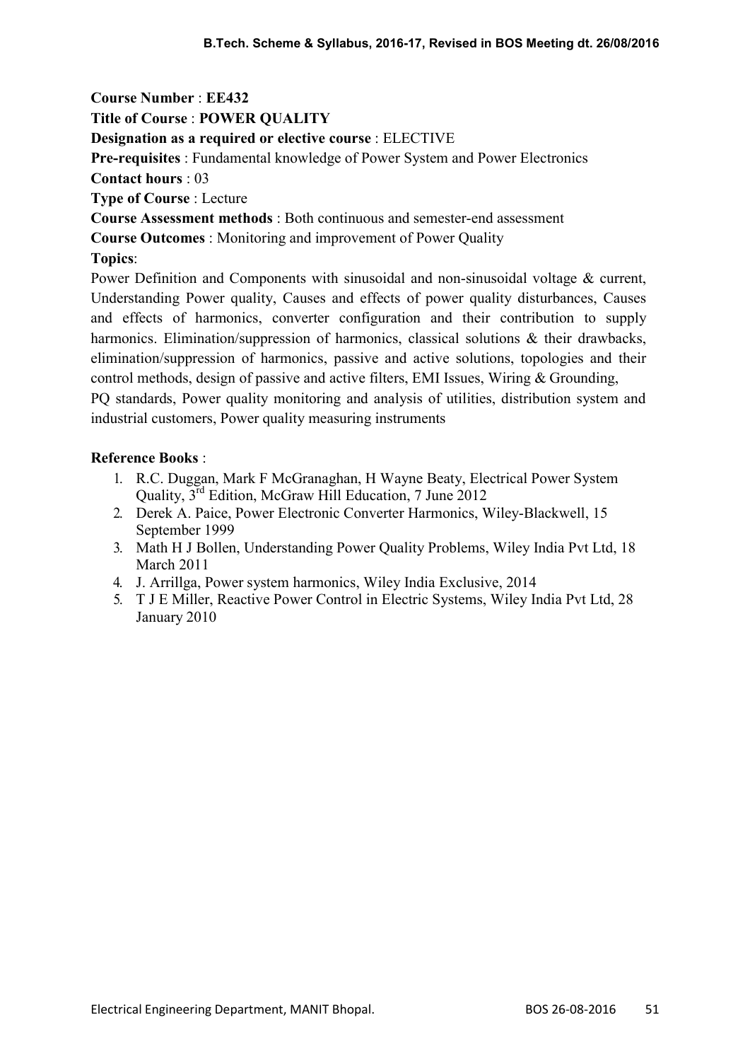**Course Number** : **EE432**

**Title of Course** : **POWER QUALITY**

**Designation as a required or elective course** : ELECTIVE

**Pre-requisites** : Fundamental knowledge of Power System and Power Electronics

**Contact hours** : 03

**Type of Course** : Lecture

**Course Assessment methods** : Both continuous and semester-end assessment

**Course Outcomes** : Monitoring and improvement of Power Quality

**Topics**:

Power Definition and Components with sinusoidal and non-sinusoidal voltage & current, Understanding Power quality, Causes and effects of power quality disturbances, Causes and effects of harmonics, converter configuration and their contribution to supply harmonics. Elimination/suppression of harmonics, classical solutions & their drawbacks, elimination/suppression of harmonics, passive and active solutions, topologies and their control methods, design of passive and active filters, EMI Issues, Wiring & Grounding,
PQ standards, Power quality monitoring and analysis of utilities, distribution system and industrial customers, Power quality measuring instruments

**Reference Books** :

1. R.C. Duggan, Mark F McGranaghan, H Wayne Beaty, Electrical Power System Quality, 3rd Edition, McGraw Hill Education, 7 June 2012
2. Derek A. Paice, Power Electronic Converter Harmonics, Wiley-Blackwell, 15 September 1999
3. Math H J Bollen, Understanding Power Quality Problems, Wiley India Pvt Ltd, 18 March 2011
4. J. Arrillga, Power system harmonics, Wiley India Exclusive, 2014
5. T J E Miller, Reactive Power Control in Electric Systems, Wiley India Pvt Ltd, 28 January 2010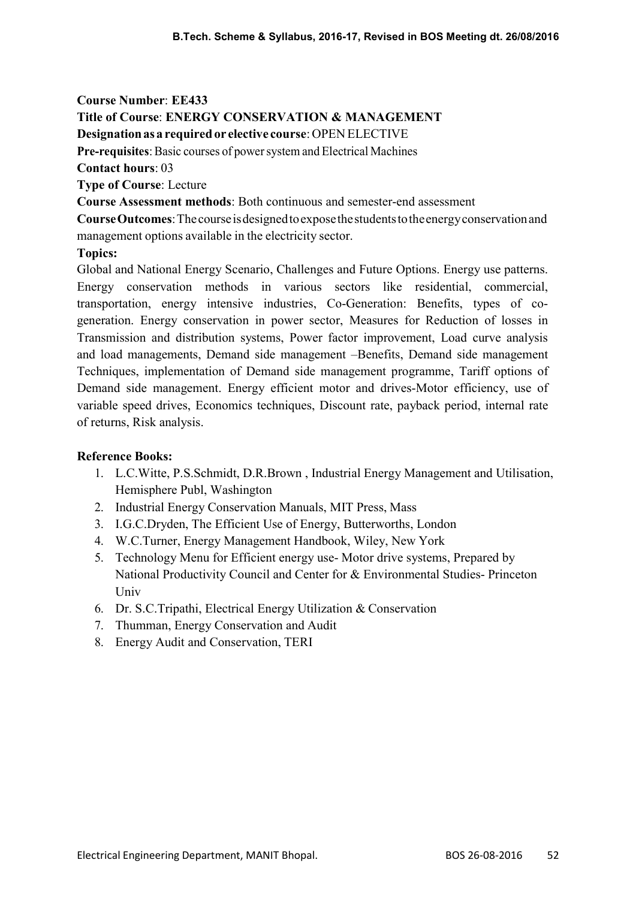**Course Number**: **EE433**

**Title of Course**: **ENERGY CONSERVATION & MANAGEMENT**

**Designation as a required or elective course**: OPEN ELECTIVE

**Pre-requisites**: Basic courses of power system and Electrical Machines

**Contact hours**: 03

**Type of Course**: Lecture

**Course Assessment methods**: Both continuous and semester-end assessment

**Course Outcomes**: The course is designed to expose the students to the energy conservation and management options available in the electricity sector.

**Topics:**

Global and National Energy Scenario, Challenges and Future Options. Energy use patterns. Energy conservation methods in various sectors like residential, commercial, transportation, energy intensive industries, Co-Generation: Benefits, types of co-generation. Energy conservation in power sector, Measures for Reduction of losses in Transmission and distribution systems, Power factor improvement, Load curve analysis and load managements, Demand side management –Benefits, Demand side management Techniques, implementation of Demand side management programme, Tariff options of Demand side management. Energy efficient motor and drives-Motor efficiency, use of variable speed drives, Economics techniques, Discount rate, payback period, internal rate of returns, Risk analysis.

**Reference Books:**

1. L.C.Witte, P.S.Schmidt, D.R.Brown , Industrial Energy Management and Utilisation, Hemisphere Publ, Washington
2. Industrial Energy Conservation Manuals, MIT Press, Mass
3. I.G.C.Dryden, The Efficient Use of Energy, Butterworths, London
4. W.C.Turner, Energy Management Handbook, Wiley, New York
5. Technology Menu for Efficient energy use- Motor drive systems, Prepared by National Productivity Council and Center for & Environmental Studies- Princeton Univ
6. Dr. S.C.Tripathi, Electrical Energy Utilization & Conservation
7. Thumman, Energy Conservation and Audit
8. Energy Audit and Conservation, TERI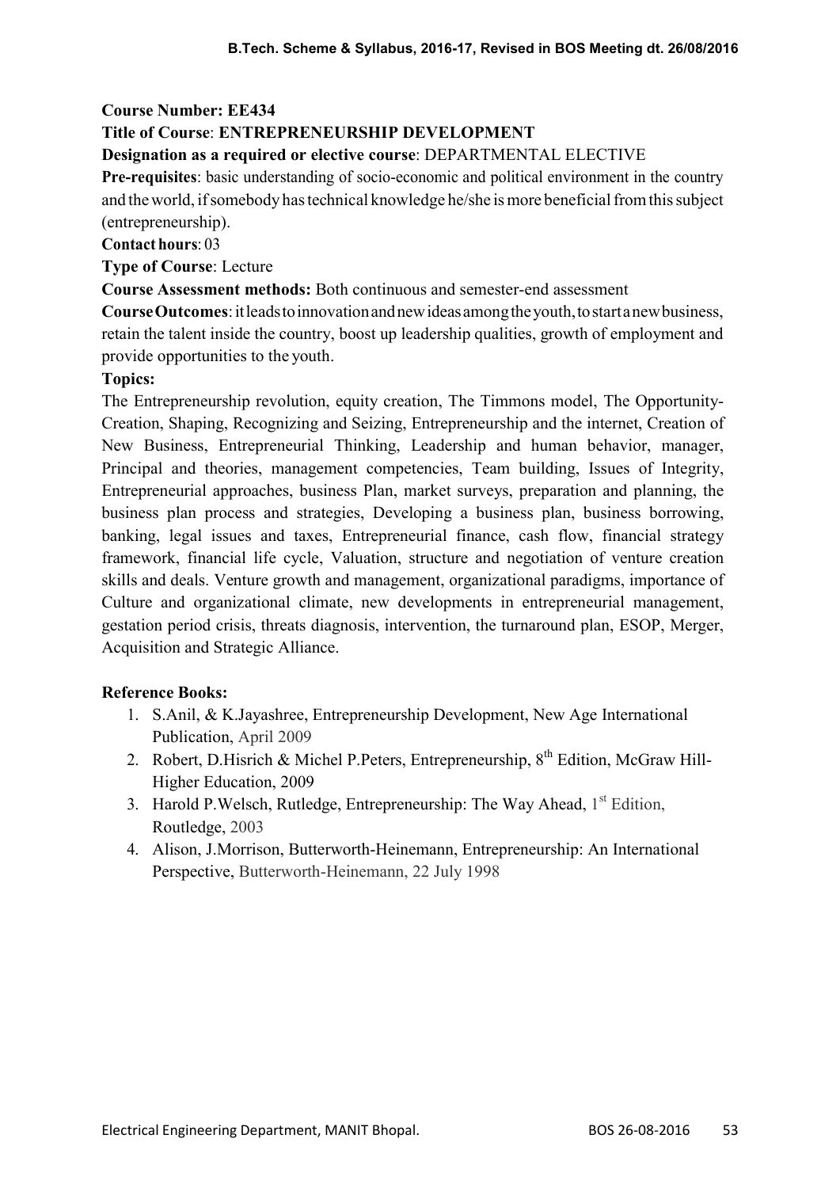**Course Number: EE434**

**Title of Course**: **ENTREPRENEURSHIP DEVELOPMENT**

**Designation as a required or elective course**: DEPARTMENTAL ELECTIVE

**Pre-requisites**: basic understanding of socio-economic and political environment in the country and the world, if somebody has technical knowledge he/she is more beneficial from this subject (entrepreneurship).

**Contact hours**: 03

**Type of Course**: Lecture

**Course Assessment methods:** Both continuous and semester-end assessment

**Course Outcomes**: it leads to innovation and new ideas among the youth, to start a new business, retain the talent inside the country, boost up leadership qualities, growth of employment and provide opportunities to the youth.

**Topics:**

The Entrepreneurship revolution, equity creation, The Timmons model, The Opportunity-Creation, Shaping, Recognizing and Seizing, Entrepreneurship and the internet, Creation of New Business, Entrepreneurial Thinking, Leadership and human behavior, manager, Principal and theories, management competencies, Team building, Issues of Integrity, Entrepreneurial approaches, business Plan, market surveys, preparation and planning, the business plan process and strategies, Developing a business plan, business borrowing, banking, legal issues and taxes, Entrepreneurial finance, cash flow, financial strategy framework, financial life cycle, Valuation, structure and negotiation of venture creation skills and deals. Venture growth and management, organizational paradigms, importance of Culture and organizational climate, new developments in entrepreneurial management, gestation period crisis, threats diagnosis, intervention, the turnaround plan, ESOP, Merger, Acquisition and Strategic Alliance.

**Reference Books:**

1. S.Anil, & K.Jayashree, Entrepreneurship Development, New Age International Publication, April 2009
2. Robert, D.Hisrich & Michel P.Peters, Entrepreneurship, 8th Edition, McGraw Hill-Higher Education, 2009
3. Harold P.Welsch, Rutledge, Entrepreneurship: The Way Ahead, 1st Edition, Routledge, 2003
4. Alison, J.Morrison, Butterworth-Heinemann, Entrepreneurship: An International Perspective, Butterworth-Heinemann, 22 July 1998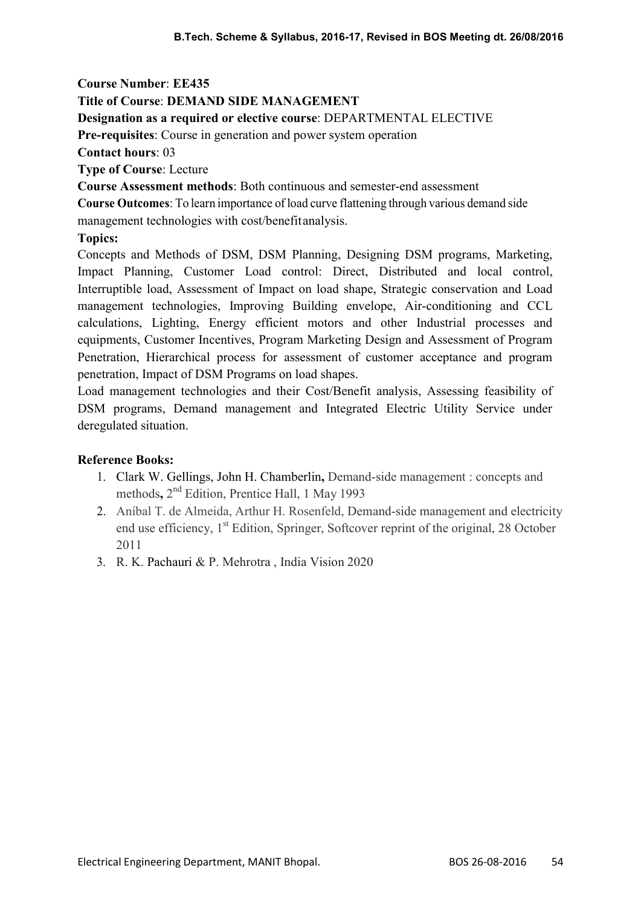**Course Number**: **EE435**

**Title of Course**: **DEMAND SIDE MANAGEMENT**

**Designation as a required or elective course**: DEPARTMENTAL ELECTIVE

**Pre-requisites**: Course in generation and power system operation

**Contact hours**: 03

**Type of Course**: Lecture

**Course Assessment methods**: Both continuous and semester-end assessment

**Course Outcomes**: To learn importance of load curve flattening through various demand side management technologies with cost/benefit analysis.

**Topics:**

Concepts and Methods of DSM, DSM Planning, Designing DSM programs, Marketing, Impact Planning, Customer Load control: Direct, Distributed and local control, Interruptible load, Assessment of Impact on load shape, Strategic conservation and Load management technologies, Improving Building envelope, Air-conditioning and CCL calculations, Lighting, Energy efficient motors and other Industrial processes and equipments, Customer Incentives, Program Marketing Design and Assessment of Program Penetration, Hierarchical process for assessment of customer acceptance and program penetration, Impact of DSM Programs on load shapes.

Load management technologies and their Cost/Benefit analysis, Assessing feasibility of DSM programs, Demand management and Integrated Electric Utility Service under deregulated situation.

**Reference Books:**

1. Clark W. Gellings, John H. Chamberlin, Demand-side management : concepts and methods, 2nd Edition, Prentice Hall, 1 May 1993
2. Aníbal T. de Almeida, Arthur H. Rosenfeld, Demand-side management and electricity end use efficiency, 1st Edition, Springer, Softcover reprint of the original, 28 October 2011
3. R. K. Pachauri & P. Mehrotra , India Vision 2020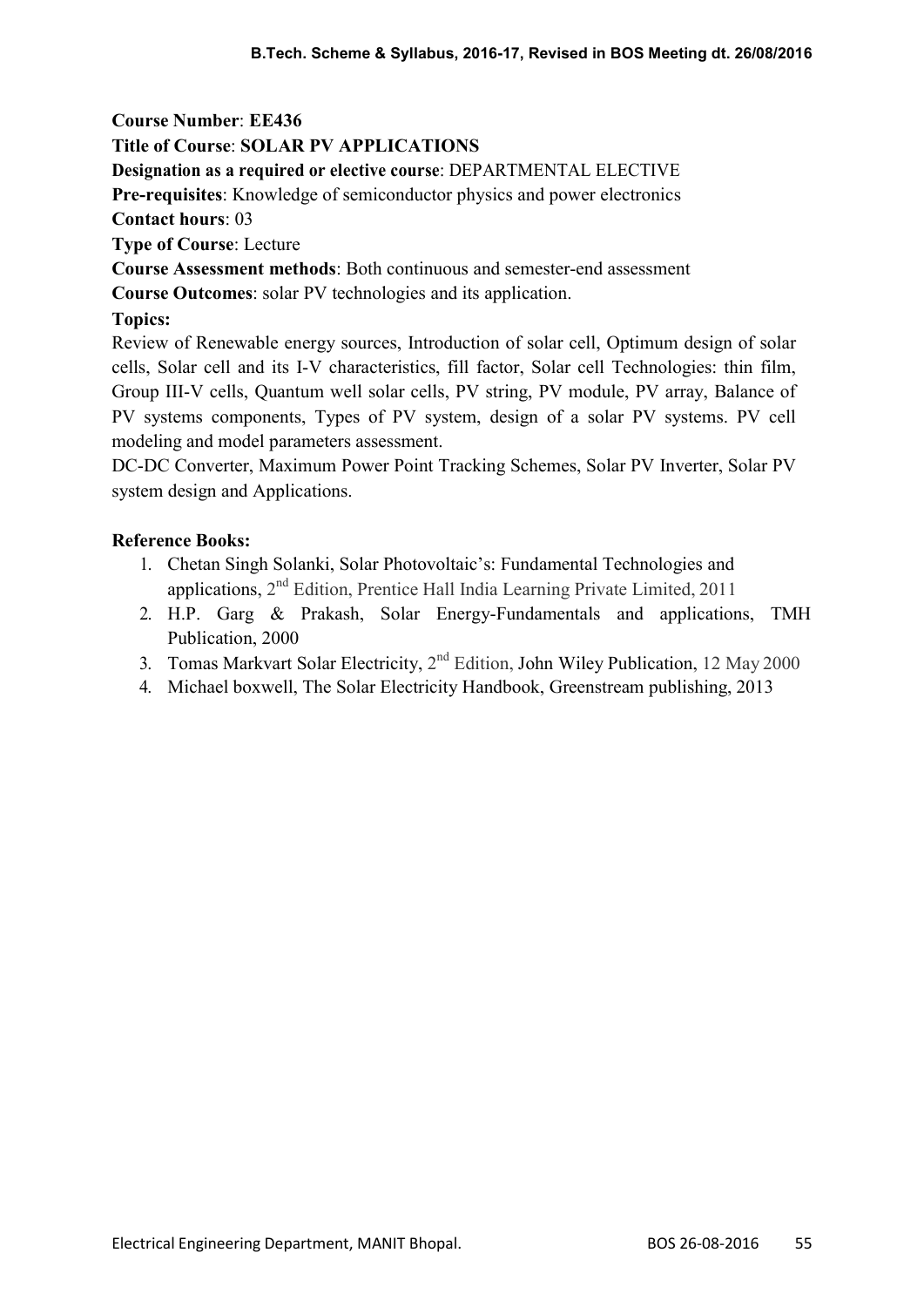**Course Number**: **EE436**

**Title of Course**: **SOLAR PV APPLICATIONS**

**Designation as a required or elective course**: DEPARTMENTAL ELECTIVE

**Pre-requisites**: Knowledge of semiconductor physics and power electronics

**Contact hours**: 03

**Type of Course**: Lecture

**Course Assessment methods**: Both continuous and semester-end assessment

**Course Outcomes**: solar PV technologies and its application.

**Topics:**

Review of Renewable energy sources, Introduction of solar cell, Optimum design of solar cells, Solar cell and its I-V characteristics, fill factor, Solar cell Technologies: thin film, Group III-V cells, Quantum well solar cells, PV string, PV module, PV array, Balance of PV systems components, Types of PV system, design of a solar PV systems. PV cell modeling and model parameters assessment.

DC-DC Converter, Maximum Power Point Tracking Schemes, Solar PV Inverter, Solar PV system design and Applications.

**Reference Books:**

1. Chetan Singh Solanki, Solar Photovoltaic's: Fundamental Technologies and applications, 2nd Edition, Prentice Hall India Learning Private Limited, 2011
2. H.P. Garg & Prakash, Solar Energy-Fundamentals and applications, TMH Publication, 2000
3. Tomas Markvart Solar Electricity, 2nd Edition, John Wiley Publication, 12 May 2000
4. Michael boxwell, The Solar Electricity Handbook, Greenstream publishing, 2013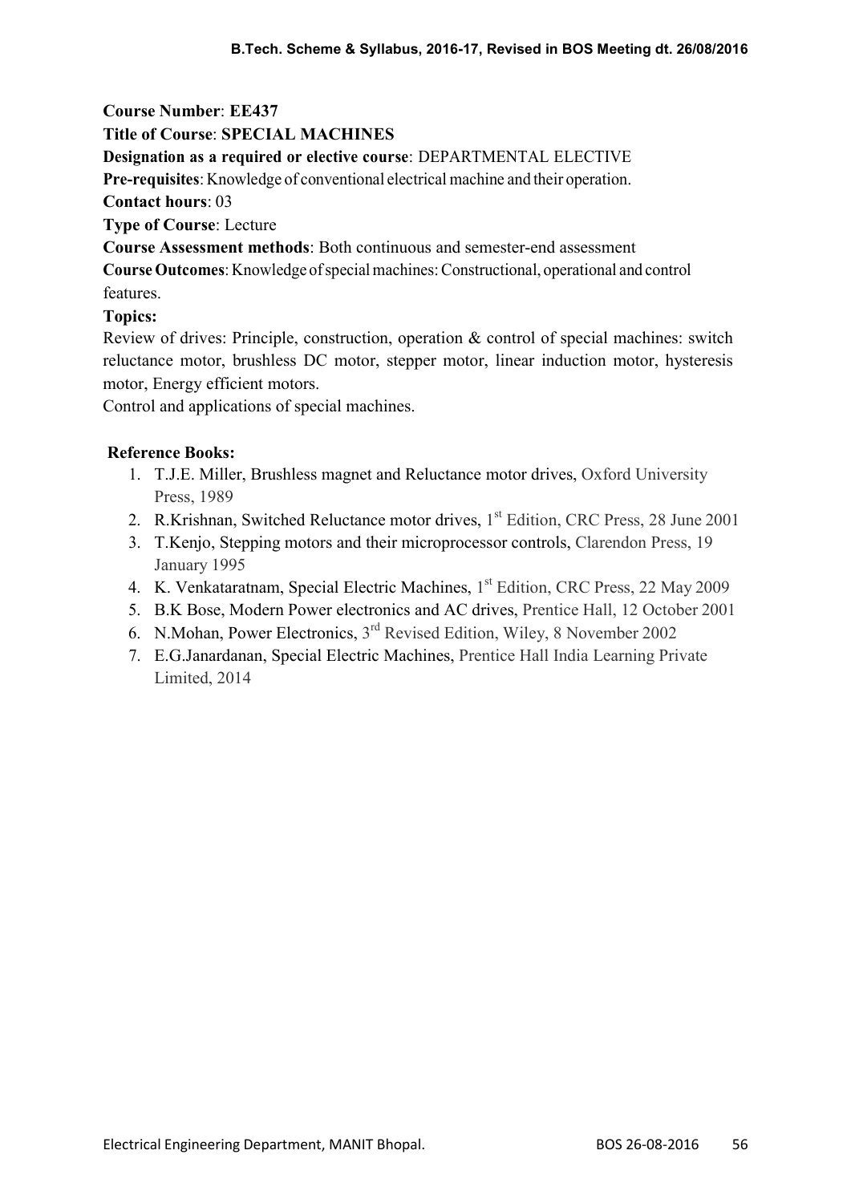**Course Number**: **EE437**

**Title of Course**: **SPECIAL MACHINES**

**Designation as a required or elective course**: DEPARTMENTAL ELECTIVE

**Pre-requisites**: Knowledge of conventional electrical machine and their operation.

**Contact hours**: 03

**Type of Course**: Lecture

**Course Assessment methods**: Both continuous and semester-end assessment

**Course Outcomes**: Knowledge of special machines: Constructional, operational and control features.

**Topics:**

Review of drives: Principle, construction, operation & control of special machines: switch reluctance motor, brushless DC motor, stepper motor, linear induction motor, hysteresis motor, Energy efficient motors.

Control and applications of special machines.

**Reference Books:**

1. T.J.E. Miller, Brushless magnet and Reluctance motor drives, Oxford University Press, 1989
2. R.Krishnan, Switched Reluctance motor drives, 1st Edition, CRC Press, 28 June 2001
3. T.Kenjo, Stepping motors and their microprocessor controls, Clarendon Press, 19 January 1995
4. K. Venkataratnam, Special Electric Machines, 1st Edition, CRC Press, 22 May 2009
5. B.K Bose, Modern Power electronics and AC drives, Prentice Hall, 12 October 2001
6. N.Mohan, Power Electronics, 3rd Revised Edition, Wiley, 8 November 2002
7. E.G.Janardanan, Special Electric Machines, Prentice Hall India Learning Private Limited, 2014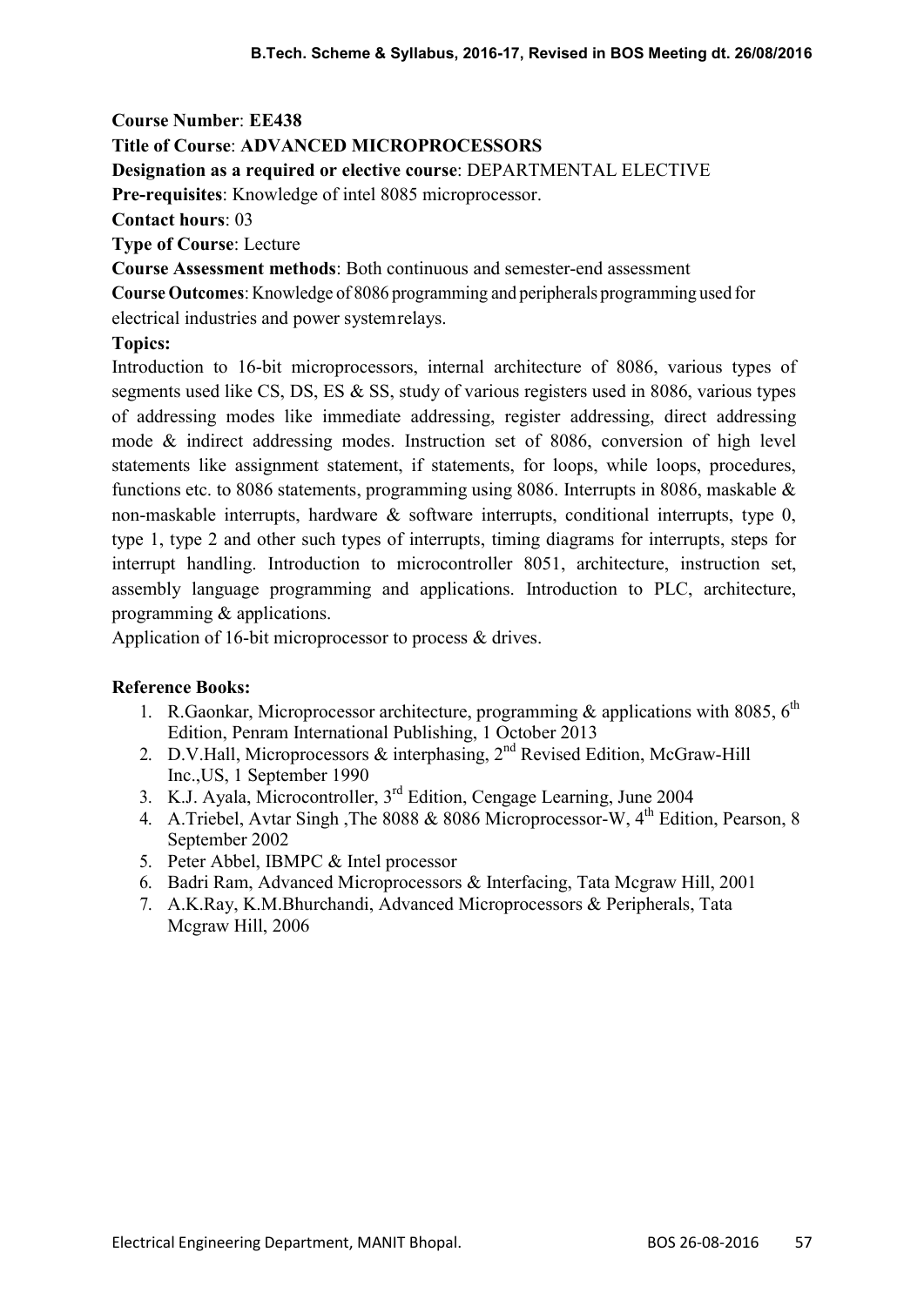**Course Number**: **EE438**

**Title of Course**: **ADVANCED MICROPROCESSORS**

**Designation as a required or elective course**: DEPARTMENTAL ELECTIVE

**Pre-requisites**: Knowledge of intel 8085 microprocessor.

**Contact hours**: 03

**Type of Course**: Lecture

**Course Assessment methods**: Both continuous and semester-end assessment

**Course Outcomes**: Knowledge of 8086 programming and peripherals programming used for electrical industries and power system relays.

**Topics:**

Introduction to 16-bit microprocessors, internal architecture of 8086, various types of segments used like CS, DS, ES & SS, study of various registers used in 8086, various types of addressing modes like immediate addressing, register addressing, direct addressing mode & indirect addressing modes. Instruction set of 8086, conversion of high level statements like assignment statement, if statements, for loops, while loops, procedures, functions etc. to 8086 statements, programming using 8086. Interrupts in 8086, maskable & non-maskable interrupts, hardware & software interrupts, conditional interrupts, type 0, type 1, type 2 and other such types of interrupts, timing diagrams for interrupts, steps for interrupt handling. Introduction to microcontroller 8051, architecture, instruction set, assembly language programming and applications. Introduction to PLC, architecture, programming & applications.

Application of 16-bit microprocessor to process & drives.

**Reference Books:**

1. R.Gaonkar, Microprocessor architecture, programming & applications with 8085, 6th Edition, Penram International Publishing, 1 October 2013
2. D.V.Hall, Microprocessors & interphasing, 2nd Revised Edition, McGraw-Hill Inc.,US, 1 September 1990
3. K.J. Ayala, Microcontroller, 3rd Edition, Cengage Learning, June 2004
4. A.Triebel, Avtar Singh ,The 8088 & 8086 Microprocessor-W, 4th Edition, Pearson, 8 September 2002
5. Peter Abbel, IBMPC & Intel processor
6. Badri Ram, Advanced Microprocessors & Interfacing, Tata Mcgraw Hill, 2001
7. A.K.Ray, K.M.Bhurchandi, Advanced Microprocessors & Peripherals, Tata Mcgraw Hill, 2006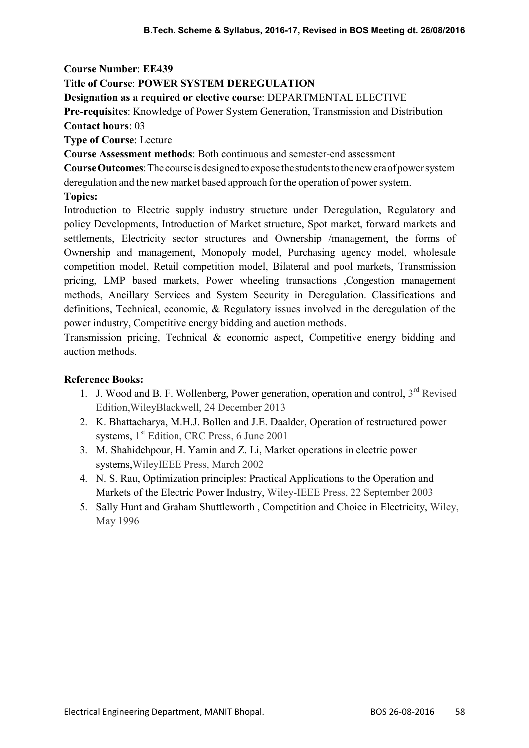**Course Number**: **EE439**

**Title of Course**: **POWER SYSTEM DEREGULATION**

**Designation as a required or elective course**: DEPARTMENTAL ELECTIVE

**Pre-requisites**: Knowledge of Power System Generation, Transmission and Distribution

**Contact hours**: 03

**Type of Course**: Lecture

**Course Assessment methods**: Both continuous and semester-end assessment

**Course Outcomes**: The course is designed to expose the students to the new era of power system deregulation and the new market based approach for the operation of power system.

**Topics:**

Introduction to Electric supply industry structure under Deregulation, Regulatory and policy Developments, Introduction of Market structure, Spot market, forward markets and settlements, Electricity sector structures and Ownership /management, the forms of Ownership and management, Monopoly model, Purchasing agency model, wholesale competition model, Retail competition model, Bilateral and pool markets, Transmission pricing, LMP based markets, Power wheeling transactions ,Congestion management methods, Ancillary Services and System Security in Deregulation. Classifications and definitions, Technical, economic, & Regulatory issues involved in the deregulation of the power industry, Competitive energy bidding and auction methods.

Transmission pricing, Technical & economic aspect, Competitive energy bidding and auction methods.

**Reference Books:**

1. J. Wood and B. F. Wollenberg, Power generation, operation and control, 3rd Revised Edition,WileyBlackwell, 24 December 2013
2. K. Bhattacharya, M.H.J. Bollen and J.E. Daalder, Operation of restructured power systems, 1st Edition, CRC Press, 6 June 2001
3. M. Shahidehpour, H. Yamin and Z. Li, Market operations in electric power systems,WileyIEEE Press, March 2002
4. N. S. Rau, Optimization principles: Practical Applications to the Operation and Markets of the Electric Power Industry, Wiley-IEEE Press, 22 September 2003
5. Sally Hunt and Graham Shuttleworth , Competition and Choice in Electricity, Wiley, May 1996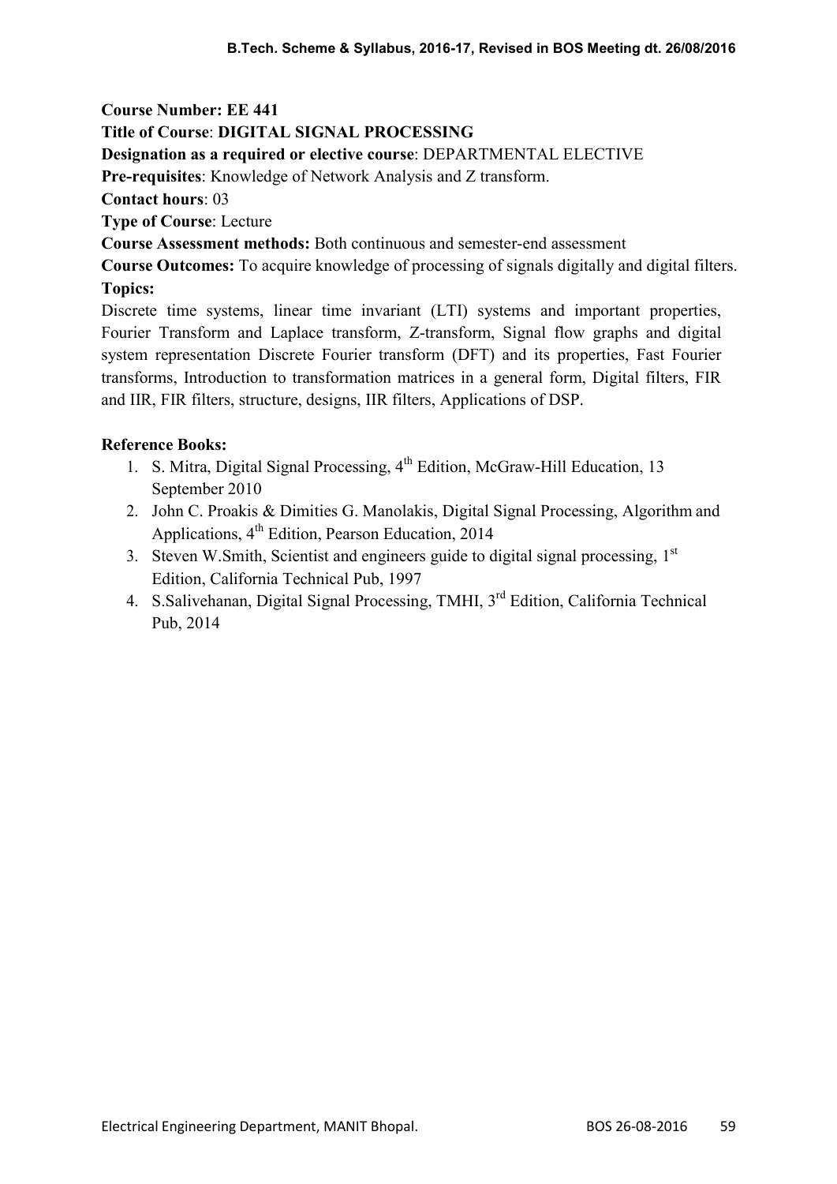**Course Number: EE 441**

**Title of Course**: **DIGITAL SIGNAL PROCESSING**

**Designation as a required or elective course**: DEPARTMENTAL ELECTIVE

**Pre-requisites**: Knowledge of Network Analysis and Z transform.

**Contact hours**: 03

**Type of Course**: Lecture

**Course Assessment methods:** Both continuous and semester-end assessment

**Course Outcomes:** To acquire knowledge of processing of signals digitally and digital filters.

**Topics:**

Discrete time systems, linear time invariant (LTI) systems and important properties, Fourier Transform and Laplace transform, Z-transform, Signal flow graphs and digital system representation Discrete Fourier transform (DFT) and its properties, Fast Fourier transforms, Introduction to transformation matrices in a general form, Digital filters, FIR and IIR, FIR filters, structure, designs, IIR filters, Applications of DSP.

**Reference Books:**

1. S. Mitra, Digital Signal Processing, 4th Edition, McGraw-Hill Education, 13 September 2010
2. John C. Proakis & Dimities G. Manolakis, Digital Signal Processing, Algorithm and Applications, 4th Edition, Pearson Education, 2014
3. Steven W.Smith, Scientist and engineers guide to digital signal processing, 1st Edition, California Technical Pub, 1997
4. S.Salivehanan, Digital Signal Processing, TMHI, 3rd Edition, California Technical Pub, 2014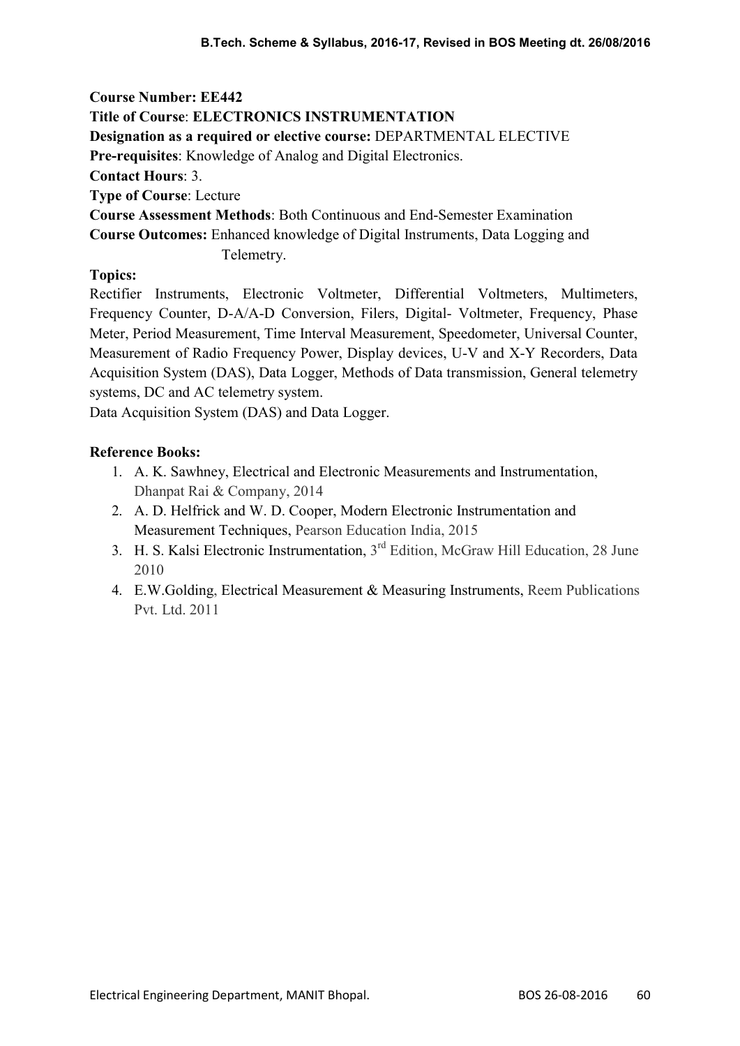**Course Number: EE442**

**Title of Course**: **ELECTRONICS INSTRUMENTATION**

**Designation as a required or elective course:** DEPARTMENTAL ELECTIVE

**Pre-requisites**: Knowledge of Analog and Digital Electronics.

**Contact Hours**: 3.

**Type of Course**: Lecture

**Course Assessment Methods**: Both Continuous and End-Semester Examination

**Course Outcomes:** Enhanced knowledge of Digital Instruments, Data Logging and Telemetry.

**Topics:**

Rectifier Instruments, Electronic Voltmeter, Differential Voltmeters, Multimeters, Frequency Counter, D-A/A-D Conversion, Filers, Digital- Voltmeter, Frequency, Phase Meter, Period Measurement, Time Interval Measurement, Speedometer, Universal Counter, Measurement of Radio Frequency Power, Display devices, U-V and X-Y Recorders, Data Acquisition System (DAS), Data Logger, Methods of Data transmission, General telemetry systems, DC and AC telemetry system.

Data Acquisition System (DAS) and Data Logger.

**Reference Books:**

1. A. K. Sawhney, Electrical and Electronic Measurements and Instrumentation, Dhanpat Rai & Company, 2014
2. A. D. Helfrick and W. D. Cooper, Modern Electronic Instrumentation and Measurement Techniques, Pearson Education India, 2015
3. H. S. Kalsi Electronic Instrumentation, 3rd Edition, McGraw Hill Education, 28 June 2010
4. E.W.Golding, Electrical Measurement & Measuring Instruments, Reem Publications Pvt. Ltd. 2011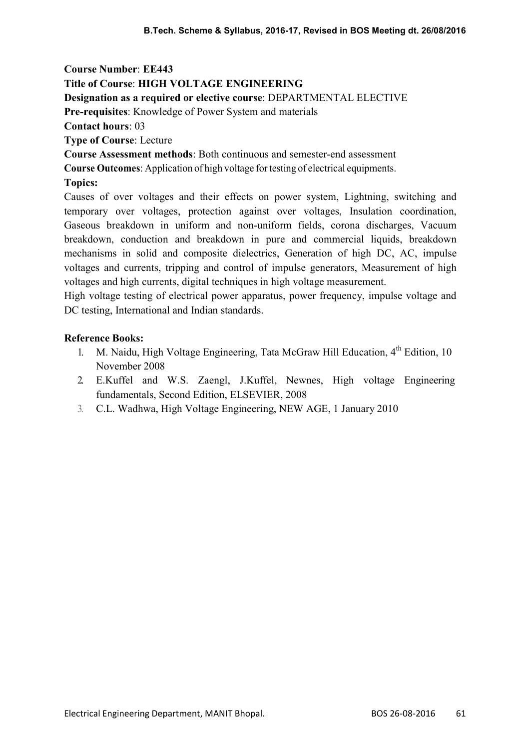**Course Number**: **EE443**

**Title of Course**: **HIGH VOLTAGE ENGINEERING**

**Designation as a required or elective course**: DEPARTMENTAL ELECTIVE

**Pre-requisites**: Knowledge of Power System and materials

**Contact hours**: 03

**Type of Course**: Lecture

**Course Assessment methods**: Both continuous and semester-end assessment

**Course Outcomes**: Application of high voltage for testing of electrical equipments.

**Topics:**

Causes of over voltages and their effects on power system, Lightning, switching and temporary over voltages, protection against over voltages, Insulation coordination, Gaseous breakdown in uniform and non-uniform fields, corona discharges, Vacuum breakdown, conduction and breakdown in pure and commercial liquids, breakdown mechanisms in solid and composite dielectrics, Generation of high DC, AC, impulse voltages and currents, tripping and control of impulse generators, Measurement of high voltages and high currents, digital techniques in high voltage measurement.

High voltage testing of electrical power apparatus, power frequency, impulse voltage and DC testing, International and Indian standards.

**Reference Books:**

1. M. Naidu, High Voltage Engineering, Tata McGraw Hill Education, 4th Edition, 10 November 2008
2. E.Kuffel and W.S. Zaengl, J.Kuffel, Newnes, High voltage Engineering fundamentals, Second Edition, ELSEVIER, 2008
3. C.L. Wadhwa, High Voltage Engineering, NEW AGE, 1 January 2010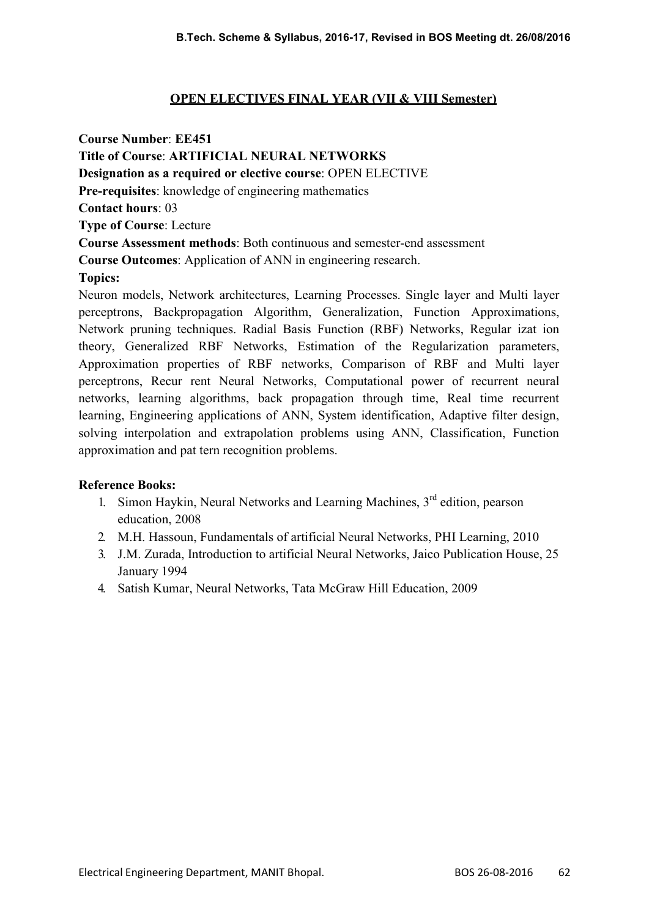## OPEN ELECTIVES FINAL YEAR (VII & VIII Semester)

**Course Number**: **EE451**

**Title of Course**: **ARTIFICIAL NEURAL NETWORKS**

**Designation as a required or elective course**: OPEN ELECTIVE

**Pre-requisites**: knowledge of engineering mathematics

**Contact hours**: 03

**Type of Course**: Lecture

**Course Assessment methods**: Both continuous and semester-end assessment

**Course Outcomes**: Application of ANN in engineering research.

**Topics:**

Neuron models, Network architectures, Learning Processes. Single layer and Multi layer perceptrons, Backpropagation Algorithm, Generalization, Function Approximations, Network pruning techniques. Radial Basis Function (RBF) Networks, Regular izat ion theory, Generalized RBF Networks, Estimation of the Regularization parameters, Approximation properties of RBF networks, Comparison of RBF and Multi layer perceptrons, Recur rent Neural Networks, Computational power of recurrent neural networks, learning algorithms, back propagation through time, Real time recurrent learning, Engineering applications of ANN, System identification, Adaptive filter design, solving interpolation and extrapolation problems using ANN, Classification, Function approximation and pat tern recognition problems.

**Reference Books:**

1. Simon Haykin, Neural Networks and Learning Machines, 3rd edition, pearson education, 2008
2. M.H. Hassoun, Fundamentals of artificial Neural Networks, PHI Learning, 2010
3. J.M. Zurada, Introduction to artificial Neural Networks, Jaico Publication House, 25 January 1994
4. Satish Kumar, Neural Networks, Tata McGraw Hill Education, 2009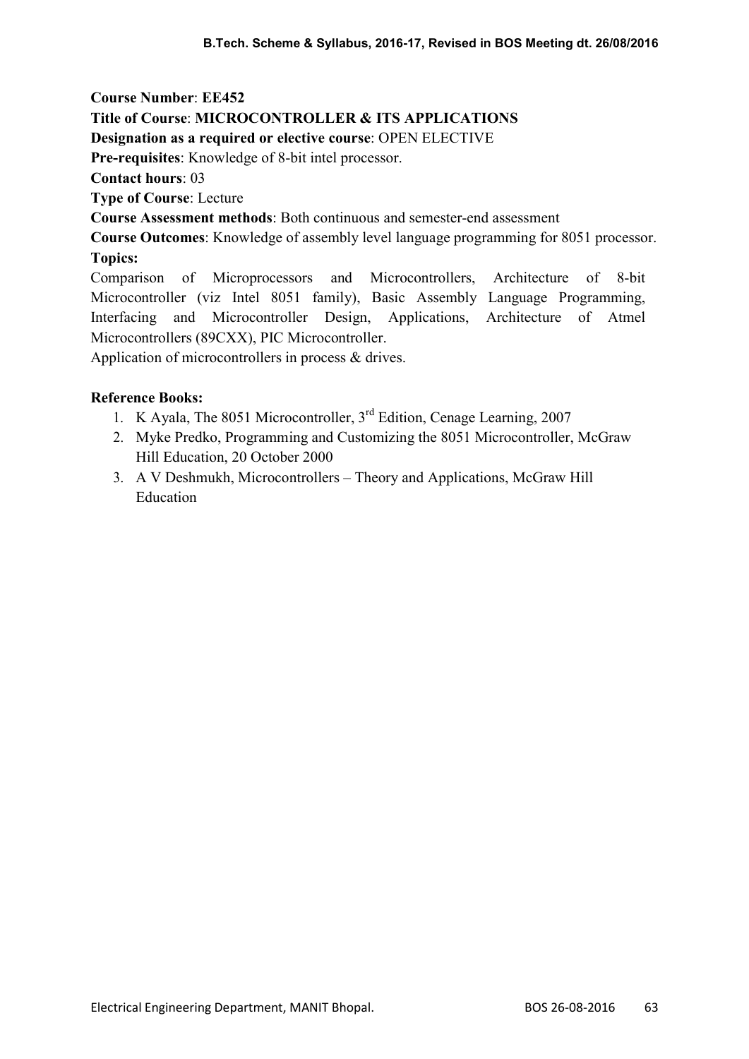**Course Number**: **EE452**

**Title of Course**: **MICROCONTROLLER & ITS APPLICATIONS**

**Designation as a required or elective course**: OPEN ELECTIVE

**Pre-requisites**: Knowledge of 8-bit intel processor.

**Contact hours**: 03

**Type of Course**: Lecture

**Course Assessment methods**: Both continuous and semester-end assessment

**Course Outcomes**: Knowledge of assembly level language programming for 8051 processor.

**Topics:**

Comparison of Microprocessors and Microcontrollers, Architecture of 8-bit Microcontroller (viz Intel 8051 family), Basic Assembly Language Programming, Interfacing and Microcontroller Design, Applications, Architecture of Atmel Microcontrollers (89CXX), PIC Microcontroller.

Application of microcontrollers in process & drives.

**Reference Books:**

1. K Ayala, The 8051 Microcontroller, 3rd Edition, Cenage Learning, 2007
2. Myke Predko, Programming and Customizing the 8051 Microcontroller, McGraw Hill Education, 20 October 2000
3. A V Deshmukh, Microcontrollers – Theory and Applications, McGraw Hill Education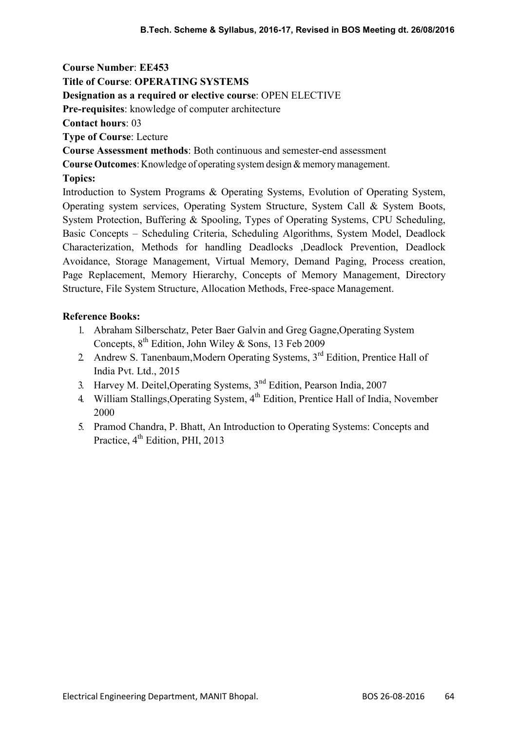**Course Number**: **EE453**

**Title of Course**: **OPERATING SYSTEMS**

**Designation as a required or elective course**: OPEN ELECTIVE

**Pre-requisites**: knowledge of computer architecture

**Contact hours**: 03

**Type of Course**: Lecture

**Course Assessment methods**: Both continuous and semester-end assessment

**Course Outcomes**: Knowledge of operating system design & memory management.

**Topics:**

Introduction to System Programs & Operating Systems, Evolution of Operating System, Operating system services, Operating System Structure, System Call & System Boots, System Protection, Buffering & Spooling, Types of Operating Systems, CPU Scheduling, Basic Concepts – Scheduling Criteria, Scheduling Algorithms, System Model, Deadlock Characterization, Methods for handling Deadlocks ,Deadlock Prevention, Deadlock Avoidance, Storage Management, Virtual Memory, Demand Paging, Process creation, Page Replacement, Memory Hierarchy, Concepts of Memory Management, Directory Structure, File System Structure, Allocation Methods, Free-space Management.

**Reference Books:**

1. Abraham Silberschatz, Peter Baer Galvin and Greg Gagne,Operating System Concepts, 8th Edition, John Wiley & Sons, 13 Feb 2009
2. Andrew S. Tanenbaum,Modern Operating Systems, 3rd Edition, Prentice Hall of India Pvt. Ltd., 2015
3. Harvey M. Deitel,Operating Systems, 3nd Edition, Pearson India, 2007
4. William Stallings,Operating System, 4th Edition, Prentice Hall of India, November 2000
5. Pramod Chandra, P. Bhatt, An Introduction to Operating Systems: Concepts and Practice, 4th Edition, PHI, 2013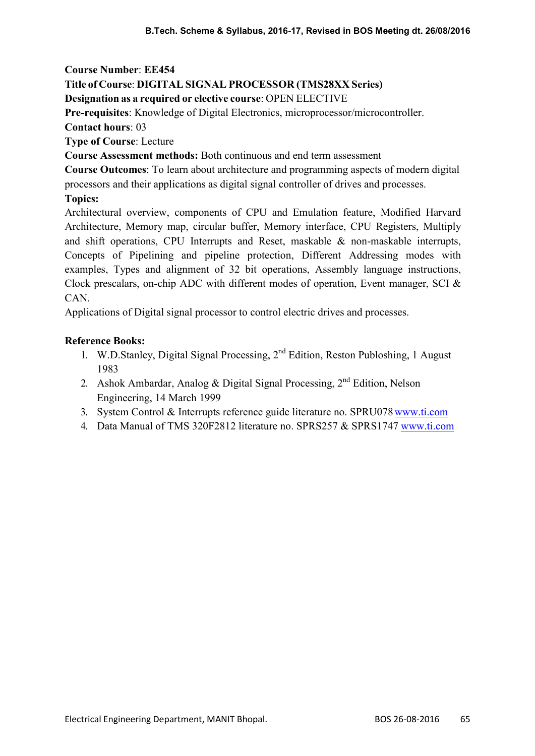**Course Number**: **EE454**

**Title of Course**: **DIGITAL SIGNAL PROCESSOR (TMS28XX Series)**

**Designation as a required or elective course**: OPEN ELECTIVE

**Pre-requisites**: Knowledge of Digital Electronics, microprocessor/microcontroller.

**Contact hours**: 03

**Type of Course**: Lecture

**Course Assessment methods:** Both continuous and end term assessment

**Course Outcomes**: To learn about architecture and programming aspects of modern digital processors and their applications as digital signal controller of drives and processes.

**Topics:**

Architectural overview, components of CPU and Emulation feature, Modified Harvard Architecture, Memory map, circular buffer, Memory interface, CPU Registers, Multiply and shift operations, CPU Interrupts and Reset, maskable & non-maskable interrupts, Concepts of Pipelining and pipeline protection, Different Addressing modes with examples, Types and alignment of 32 bit operations, Assembly language instructions, Clock prescalars, on-chip ADC with different modes of operation, Event manager, SCI & CAN.

Applications of Digital signal processor to control electric drives and processes.

**Reference Books:**

1. W.D.Stanley, Digital Signal Processing, 2nd Edition, Reston Publoshing, 1 August 1983
2. Ashok Ambardar, Analog & Digital Signal Processing, 2nd Edition, Nelson Engineering, 14 March 1999
3. System Control & Interrupts reference guide literature no. SPRU078 www.ti.com
4. Data Manual of TMS 320F2812 literature no. SPRS257 & SPRS1747 www.ti.com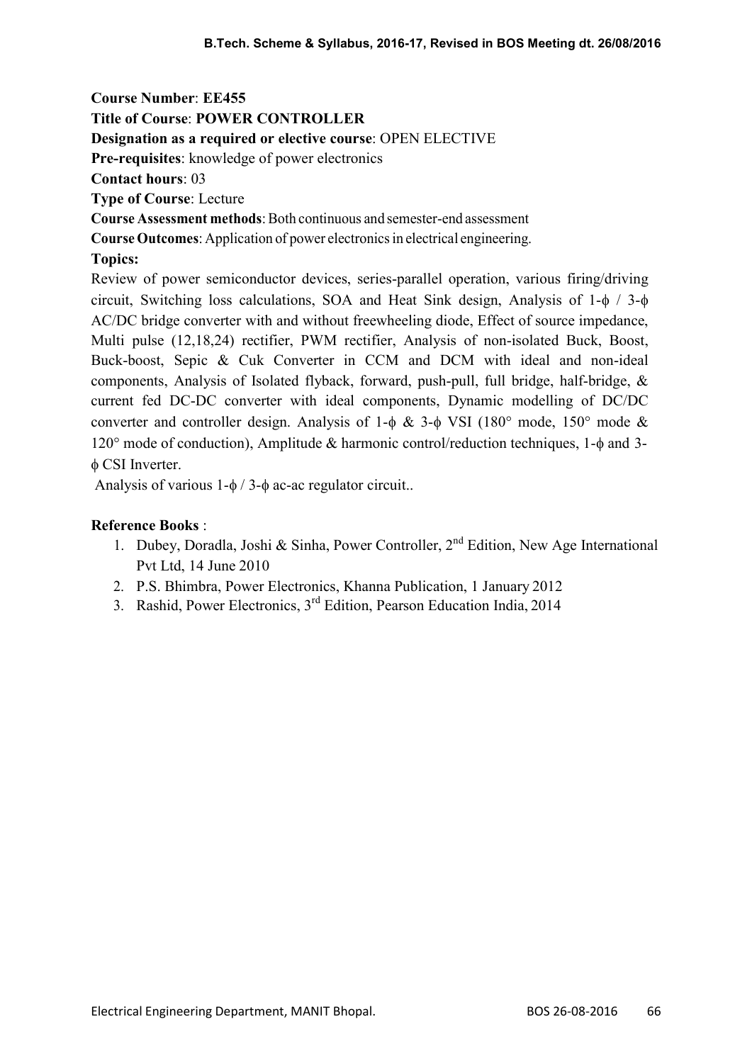**Course Number**: **EE455**

**Title of Course**: **POWER CONTROLLER**

**Designation as a required or elective course**: OPEN ELECTIVE

**Pre-requisites**: knowledge of power electronics

**Contact hours**: 03

**Type of Course**: Lecture

**Course Assessment methods**: Both continuous and semester-end assessment

**Course Outcomes**: Application of power electronics in electrical engineering.

**Topics:**

Review of power semiconductor devices, series-parallel operation, various firing/driving circuit, Switching loss calculations, SOA and Heat Sink design, Analysis of 1-ϕ / 3-ϕ AC/DC bridge converter with and without freewheeling diode, Effect of source impedance, Multi pulse (12,18,24) rectifier, PWM rectifier, Analysis of non-isolated Buck, Boost, Buck-boost, Sepic & Cuk Converter in CCM and DCM with ideal and non-ideal components, Analysis of Isolated flyback, forward, push-pull, full bridge, half-bridge, & current fed DC-DC converter with ideal components, Dynamic modelling of DC/DC converter and controller design. Analysis of 1-ϕ & 3-ϕ VSI (180° mode, 150° mode & 120° mode of conduction), Amplitude & harmonic control/reduction techniques, 1-ϕ and 3-ϕ CSI Inverter.

Analysis of various 1-ϕ / 3-ϕ ac-ac regulator circuit..

**Reference Books** :

1. Dubey, Doradla, Joshi & Sinha, Power Controller, 2nd Edition, New Age International Pvt Ltd, 14 June 2010
2. P.S. Bhimbra, Power Electronics, Khanna Publication, 1 January 2012
3. Rashid, Power Electronics, 3rd Edition, Pearson Education India, 2014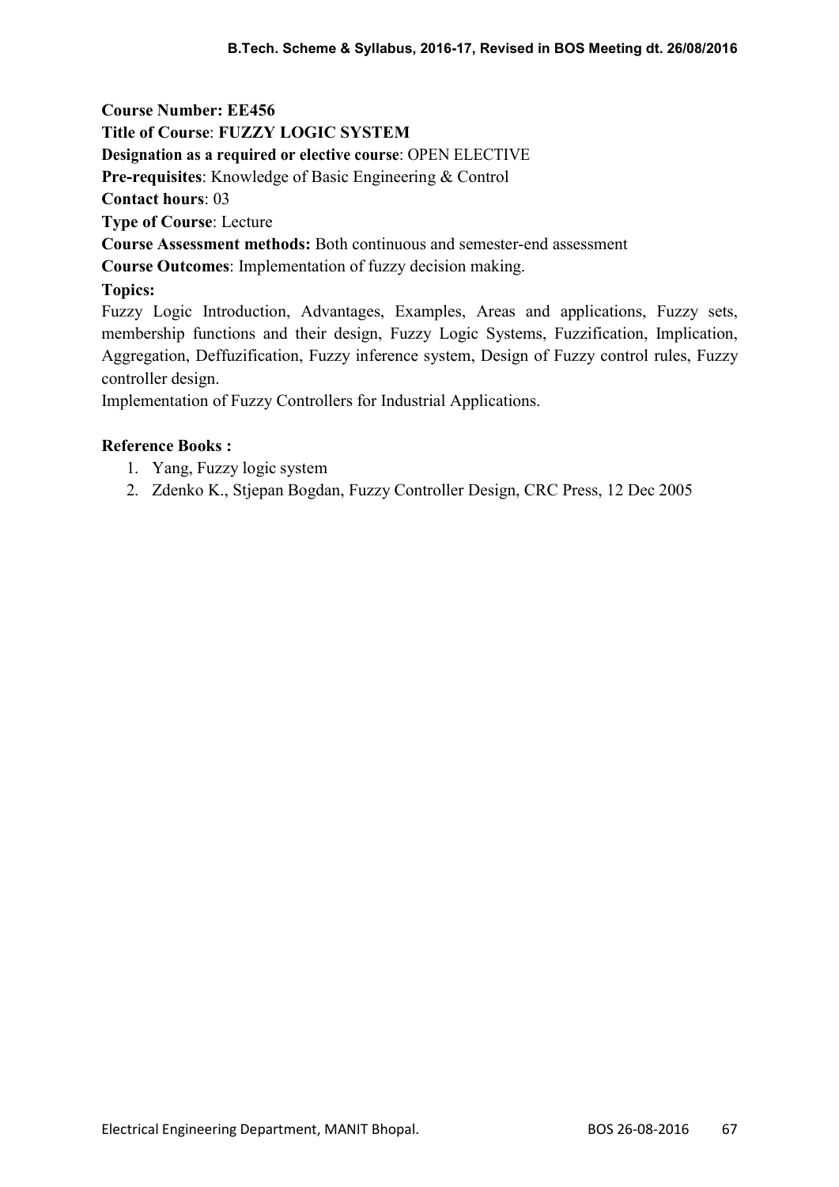**Course Number: EE456**

**Title of Course**: **FUZZY LOGIC SYSTEM**

**Designation as a required or elective course**: OPEN ELECTIVE

**Pre-requisites**: Knowledge of Basic Engineering & Control

**Contact hours**: 03

**Type of Course**: Lecture

**Course Assessment methods:** Both continuous and semester-end assessment

**Course Outcomes**: Implementation of fuzzy decision making.

**Topics:**

Fuzzy Logic Introduction, Advantages, Examples, Areas and applications, Fuzzy sets, membership functions and their design, Fuzzy Logic Systems, Fuzzification, Implication, Aggregation, Deffuzification, Fuzzy inference system, Design of Fuzzy control rules, Fuzzy controller design.

Implementation of Fuzzy Controllers for Industrial Applications.

**Reference Books :**

1. Yang, Fuzzy logic system
2. Zdenko K., Stjepan Bogdan, Fuzzy Controller Design, CRC Press, 12 Dec 2005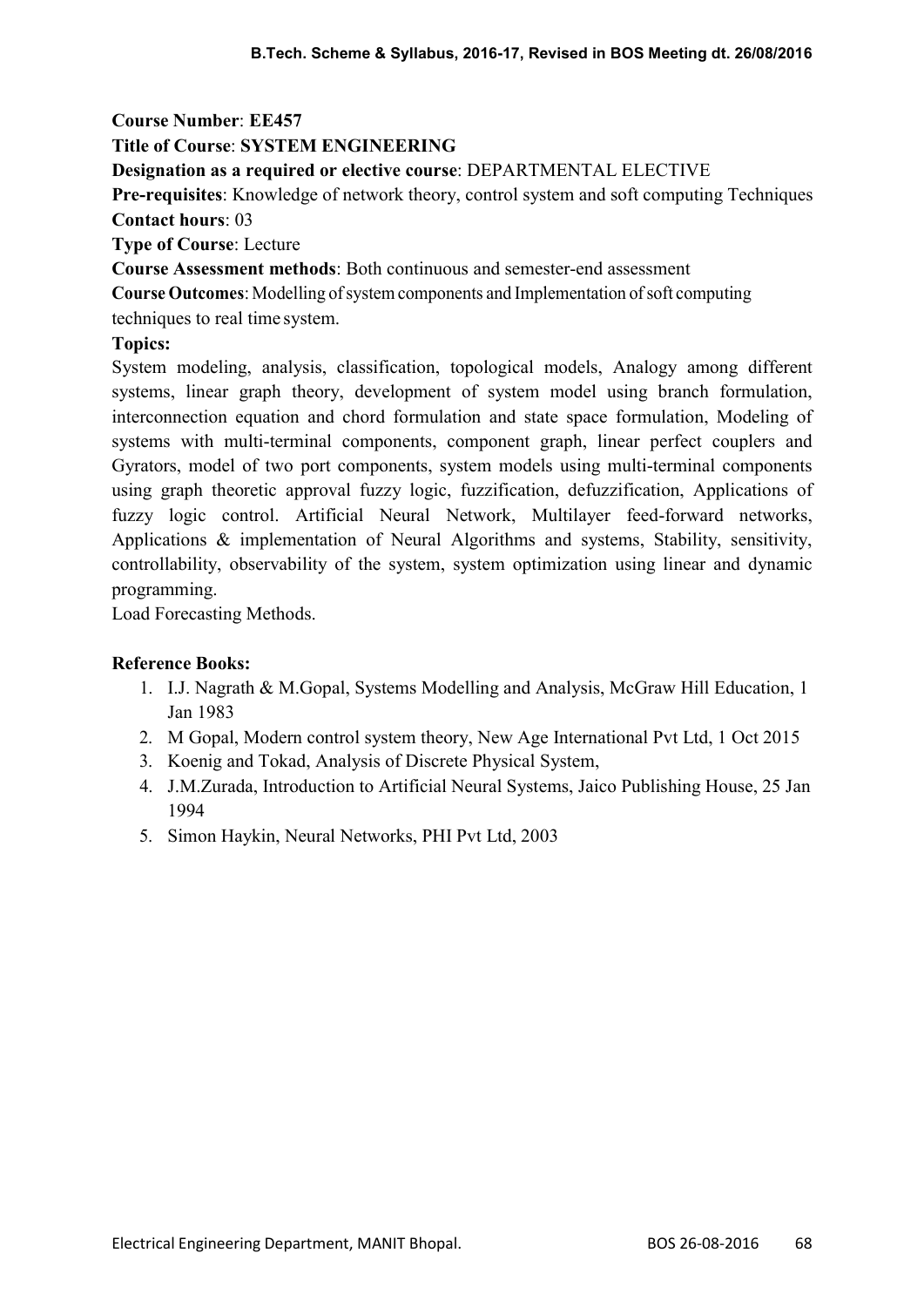**Course Number**: **EE457**

**Title of Course**: **SYSTEM ENGINEERING**

**Designation as a required or elective course**: DEPARTMENTAL ELECTIVE

**Pre-requisites**: Knowledge of network theory, control system and soft computing Techniques

**Contact hours**: 03

**Type of Course**: Lecture

**Course Assessment methods**: Both continuous and semester-end assessment

**Course Outcomes**: Modelling of system components and Implementation of soft computing techniques to real time system.

**Topics:**

System modeling, analysis, classification, topological models, Analogy among different systems, linear graph theory, development of system model using branch formulation, interconnection equation and chord formulation and state space formulation, Modeling of systems with multi-terminal components, component graph, linear perfect couplers and Gyrators, model of two port components, system models using multi-terminal components using graph theoretic approval fuzzy logic, fuzzification, defuzzification, Applications of fuzzy logic control. Artificial Neural Network, Multilayer feed-forward networks, Applications & implementation of Neural Algorithms and systems, Stability, sensitivity, controllability, observability of the system, system optimization using linear and dynamic programming.

Load Forecasting Methods.

**Reference Books:**

1. I.J. Nagrath & M.Gopal, Systems Modelling and Analysis, McGraw Hill Education, 1 Jan 1983
2. M Gopal, Modern control system theory, New Age International Pvt Ltd, 1 Oct 2015
3. Koenig and Tokad, Analysis of Discrete Physical System,
4. J.M.Zurada, Introduction to Artificial Neural Systems, Jaico Publishing House, 25 Jan 1994
5. Simon Haykin, Neural Networks, PHI Pvt Ltd, 2003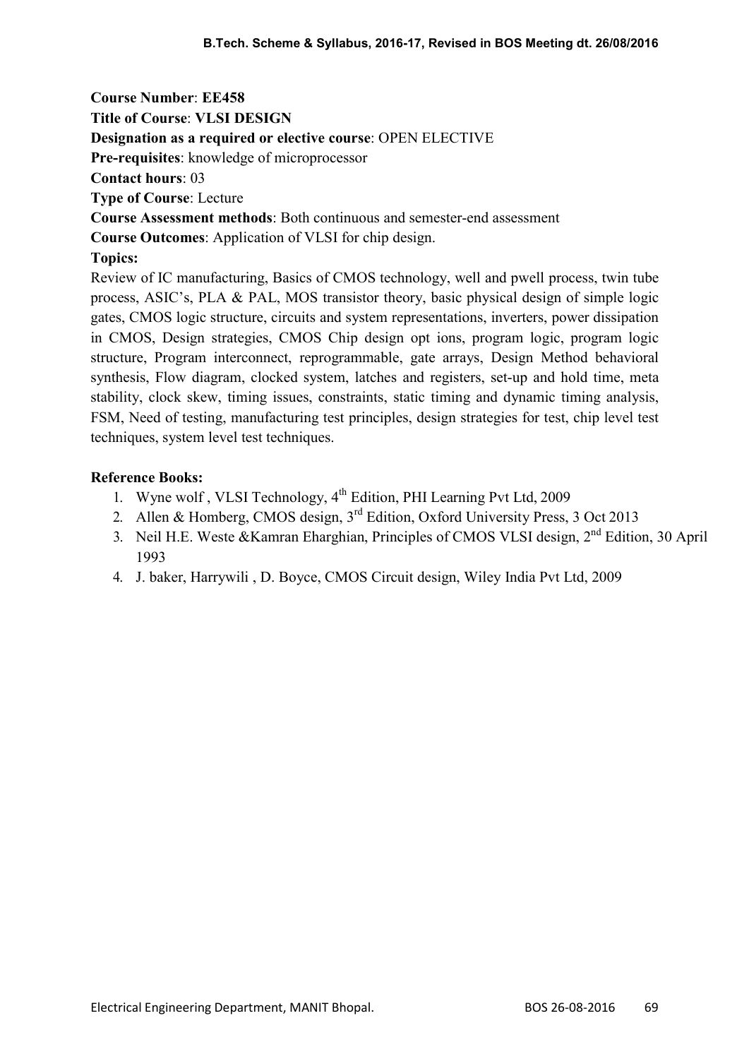**Course Number**: **EE458**

**Title of Course**: **VLSI DESIGN**

**Designation as a required or elective course**: OPEN ELECTIVE

**Pre-requisites**: knowledge of microprocessor

**Contact hours**: 03

**Type of Course**: Lecture

**Course Assessment methods**: Both continuous and semester-end assessment

**Course Outcomes**: Application of VLSI for chip design.

**Topics:**

Review of IC manufacturing, Basics of CMOS technology, well and pwell process, twin tube process, ASIC's, PLA & PAL, MOS transistor theory, basic physical design of simple logic gates, CMOS logic structure, circuits and system representations, inverters, power dissipation in CMOS, Design strategies, CMOS Chip design opt ions, program logic, program logic structure, Program interconnect, reprogrammable, gate arrays, Design Method behavioral synthesis, Flow diagram, clocked system, latches and registers, set-up and hold time, meta stability, clock skew, timing issues, constraints, static timing and dynamic timing analysis, FSM, Need of testing, manufacturing test principles, design strategies for test, chip level test techniques, system level test techniques.

**Reference Books:**

1. Wyne wolf , VLSI Technology, 4th Edition, PHI Learning Pvt Ltd, 2009
2. Allen & Homberg, CMOS design, 3rd Edition, Oxford University Press, 3 Oct 2013
3. Neil H.E. Weste &Kamran Eharghian, Principles of CMOS VLSI design, 2nd Edition, 30 April 1993
4. J. baker, Harrywili , D. Boyce, CMOS Circuit design, Wiley India Pvt Ltd, 2009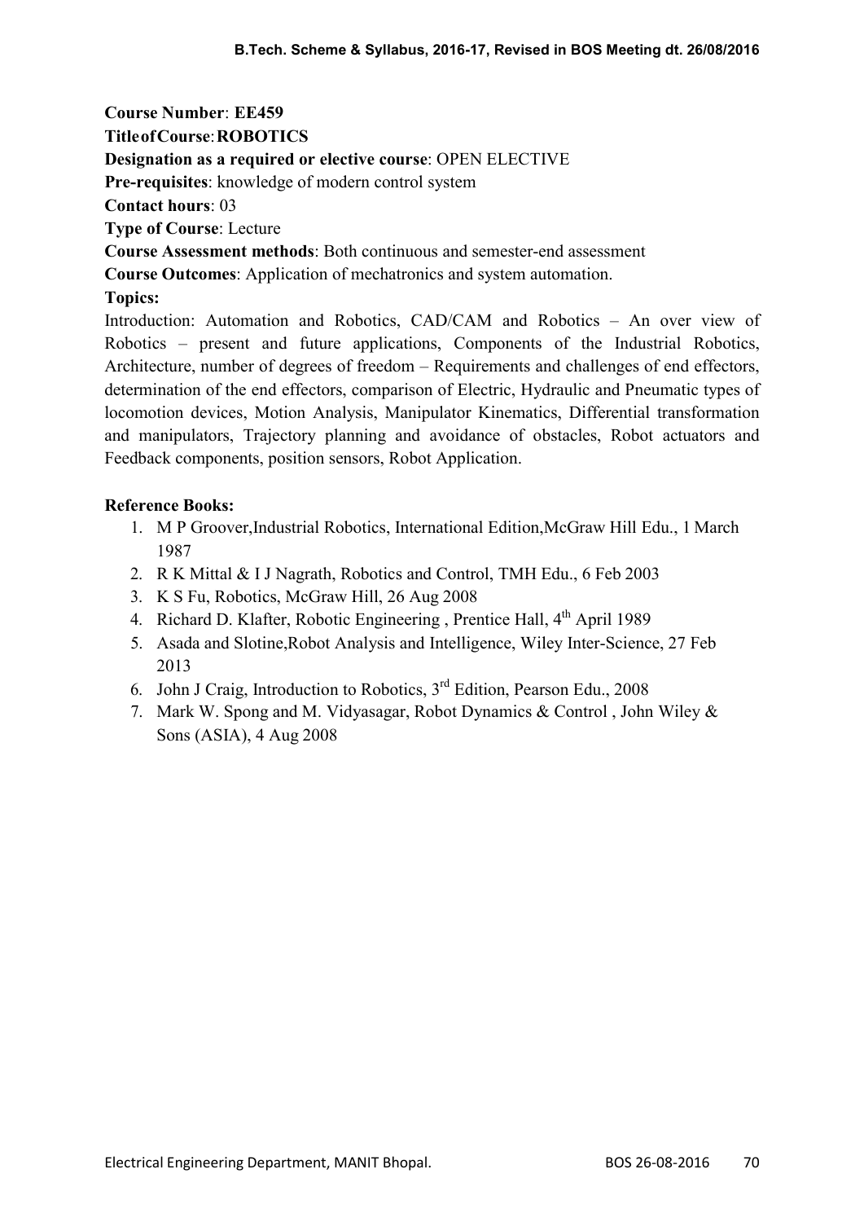**Course Number**: **EE459**

**Title of Course**: **ROBOTICS**

**Designation as a required or elective course**: OPEN ELECTIVE

**Pre-requisites**: knowledge of modern control system

**Contact hours**: 03

**Type of Course**: Lecture

**Course Assessment methods**: Both continuous and semester-end assessment

**Course Outcomes**: Application of mechatronics and system automation.

**Topics:**

Introduction: Automation and Robotics, CAD/CAM and Robotics – An over view of Robotics – present and future applications, Components of the Industrial Robotics, Architecture, number of degrees of freedom – Requirements and challenges of end effectors, determination of the end effectors, comparison of Electric, Hydraulic and Pneumatic types of locomotion devices, Motion Analysis, Manipulator Kinematics, Differential transformation and manipulators, Trajectory planning and avoidance of obstacles, Robot actuators and Feedback components, position sensors, Robot Application.

**Reference Books:**

1. M P Groover,Industrial Robotics, International Edition,McGraw Hill Edu., 1 March 1987
2. R K Mittal & I J Nagrath, Robotics and Control, TMH Edu., 6 Feb 2003
3. K S Fu, Robotics, McGraw Hill, 26 Aug 2008
4. Richard D. Klafter, Robotic Engineering , Prentice Hall, 4th April 1989
5. Asada and Slotine,Robot Analysis and Intelligence, Wiley Inter-Science, 27 Feb 2013
6. John J Craig, Introduction to Robotics, 3rd Edition, Pearson Edu., 2008
7. Mark W. Spong and M. Vidyasagar, Robot Dynamics & Control , John Wiley & Sons (ASIA), 4 Aug 2008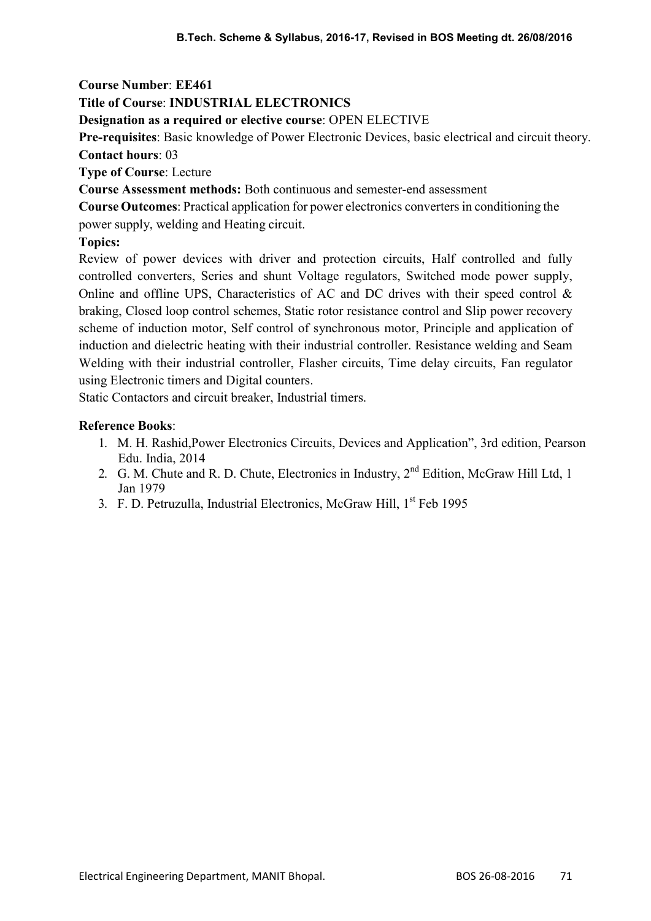**Course Number**: **EE461**

**Title of Course**: **INDUSTRIAL ELECTRONICS**

**Designation as a required or elective course**: OPEN ELECTIVE

**Pre-requisites**: Basic knowledge of Power Electronic Devices, basic electrical and circuit theory.

**Contact hours**: 03

**Type of Course**: Lecture

**Course Assessment methods:** Both continuous and semester-end assessment

**Course Outcomes**: Practical application for power electronics converters in conditioning the power supply, welding and Heating circuit.

**Topics:**

Review of power devices with driver and protection circuits, Half controlled and fully controlled converters, Series and shunt Voltage regulators, Switched mode power supply, Online and offline UPS, Characteristics of AC and DC drives with their speed control & braking, Closed loop control schemes, Static rotor resistance control and Slip power recovery scheme of induction motor, Self control of synchronous motor, Principle and application of induction and dielectric heating with their industrial controller. Resistance welding and Seam Welding with their industrial controller, Flasher circuits, Time delay circuits, Fan regulator using Electronic timers and Digital counters.

Static Contactors and circuit breaker, Industrial timers.

**Reference Books**:

1. M. H. Rashid,Power Electronics Circuits, Devices and Application", 3rd edition, Pearson Edu. India, 2014
2. G. M. Chute and R. D. Chute, Electronics in Industry, 2nd Edition, McGraw Hill Ltd, 1 Jan 1979
3. F. D. Petruzulla, Industrial Electronics, McGraw Hill, 1st Feb 1995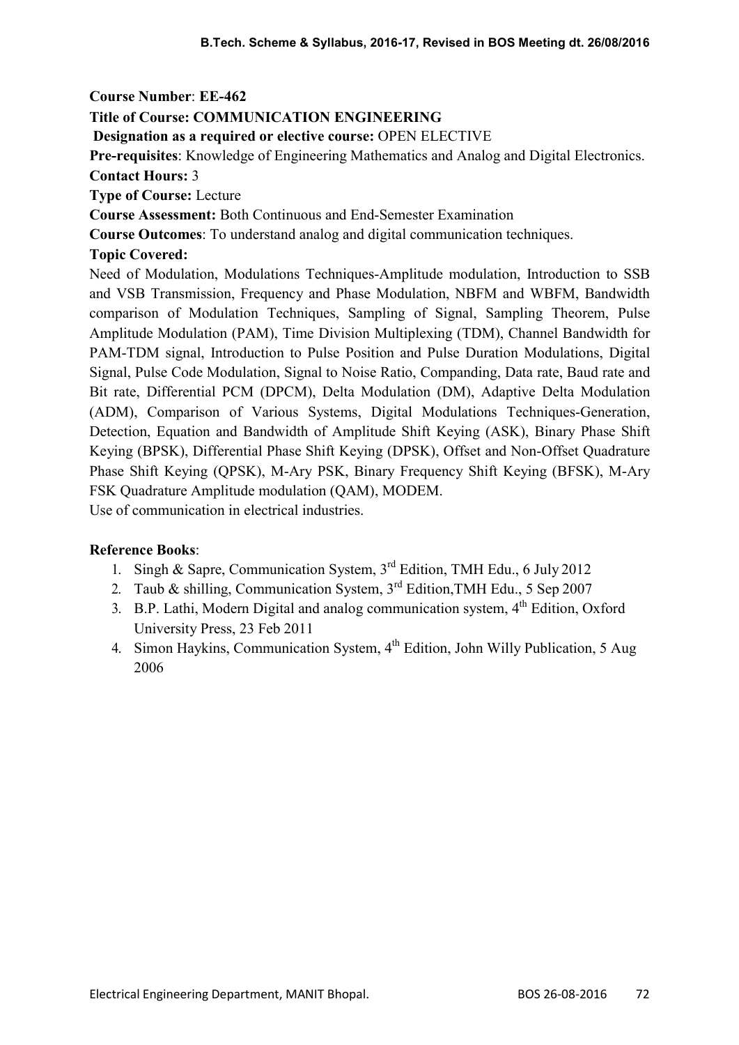**Course Number**: **EE-462**

**Title of Course: COMMUNICATION ENGINEERING**

**Designation as a required or elective course:** OPEN ELECTIVE

**Pre-requisites**: Knowledge of Engineering Mathematics and Analog and Digital Electronics.

**Contact Hours:** 3

**Type of Course:** Lecture

**Course Assessment:** Both Continuous and End-Semester Examination

**Course Outcomes**: To understand analog and digital communication techniques.

**Topic Covered:**

Need of Modulation, Modulations Techniques-Amplitude modulation, Introduction to SSB and VSB Transmission, Frequency and Phase Modulation, NBFM and WBFM, Bandwidth comparison of Modulation Techniques, Sampling of Signal, Sampling Theorem, Pulse Amplitude Modulation (PAM), Time Division Multiplexing (TDM), Channel Bandwidth for PAM-TDM signal, Introduction to Pulse Position and Pulse Duration Modulations, Digital Signal, Pulse Code Modulation, Signal to Noise Ratio, Companding, Data rate, Baud rate and Bit rate, Differential PCM (DPCM), Delta Modulation (DM), Adaptive Delta Modulation (ADM), Comparison of Various Systems, Digital Modulations Techniques-Generation, Detection, Equation and Bandwidth of Amplitude Shift Keying (ASK), Binary Phase Shift Keying (BPSK), Differential Phase Shift Keying (DPSK), Offset and Non-Offset Quadrature Phase Shift Keying (QPSK), M-Ary PSK, Binary Frequency Shift Keying (BFSK), M-Ary FSK Quadrature Amplitude modulation (QAM), MODEM.

Use of communication in electrical industries.

**Reference Books**:

1. Singh & Sapre, Communication System, 3rd Edition, TMH Edu., 6 July 2012
2. Taub & shilling, Communication System, 3rd Edition,TMH Edu., 5 Sep 2007
3. B.P. Lathi, Modern Digital and analog communication system, 4th Edition, Oxford University Press, 23 Feb 2011
4. Simon Haykins, Communication System, 4th Edition, John Willy Publication, 5 Aug 2006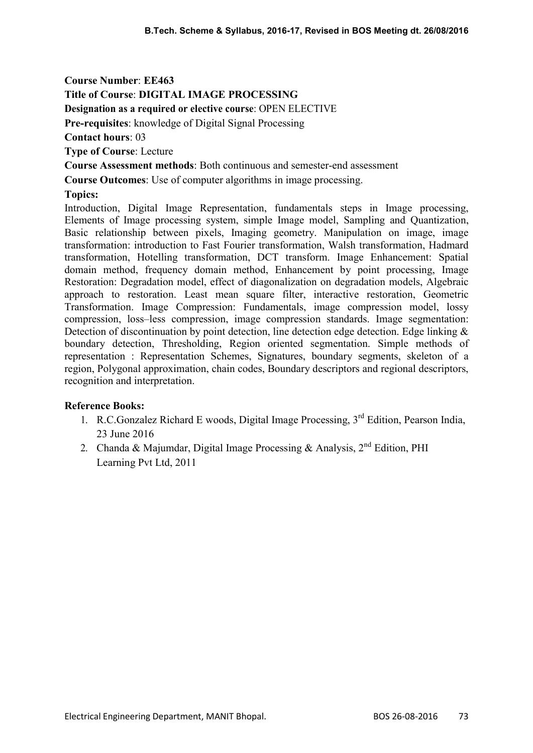**Course Number**: **EE463**

**Title of Course**: **DIGITAL IMAGE PROCESSING**

**Designation as a required or elective course**: OPEN ELECTIVE

**Pre-requisites**: knowledge of Digital Signal Processing

**Contact hours**: 03

**Type of Course**: Lecture

**Course Assessment methods**: Both continuous and semester-end assessment

**Course Outcomes**: Use of computer algorithms in image processing.

**Topics:**

Introduction, Digital Image Representation, fundamentals steps in Image processing, Elements of Image processing system, simple Image model, Sampling and Quantization, Basic relationship between pixels, Imaging geometry. Manipulation on image, image transformation: introduction to Fast Fourier transformation, Walsh transformation, Hadmard transformation, Hotelling transformation, DCT transform. Image Enhancement: Spatial domain method, frequency domain method, Enhancement by point processing, Image Restoration: Degradation model, effect of diagonalization on degradation models, Algebraic approach to restoration. Least mean square filter, interactive restoration, Geometric Transformation. Image Compression: Fundamentals, image compression model, lossy compression, loss–less compression, image compression standards. Image segmentation: Detection of discontinuation by point detection, line detection edge detection. Edge linking & boundary detection, Thresholding, Region oriented segmentation. Simple methods of representation : Representation Schemes, Signatures, boundary segments, skeleton of a region, Polygonal approximation, chain codes, Boundary descriptors and regional descriptors, recognition and interpretation.

**Reference Books:**

1. R.C.Gonzalez Richard E woods, Digital Image Processing, 3rd Edition, Pearson India, 23 June 2016
2. Chanda & Majumdar, Digital Image Processing & Analysis, 2nd Edition, PHI Learning Pvt Ltd, 2011